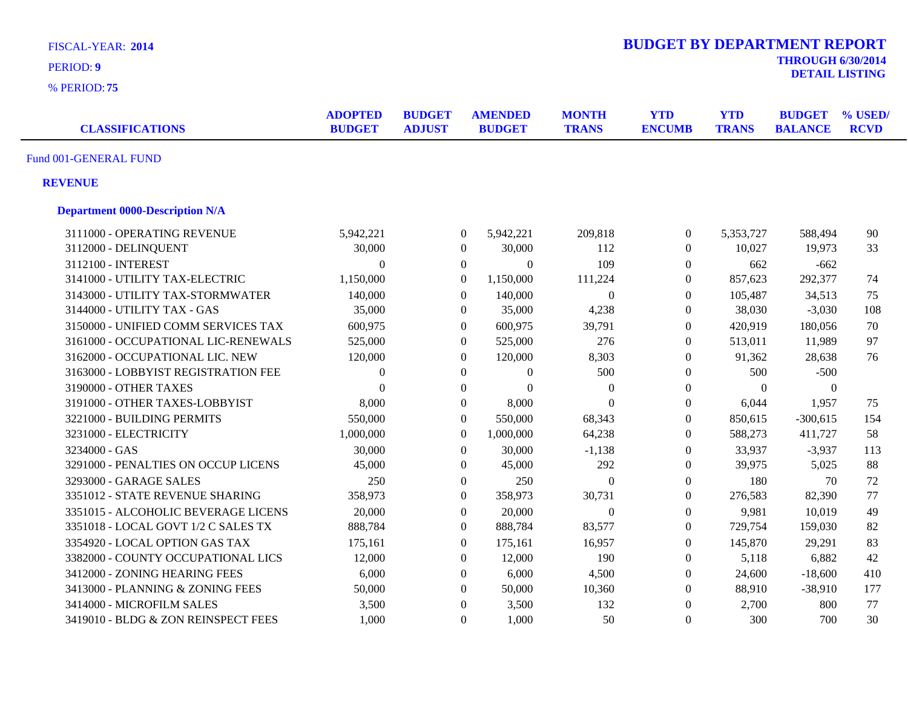FISCAL-YEAR: **2014**

PERIOD: **9**

% PERIOD: **75**

# BUDGET BY DEPARTMENT REPORT

**THROUGH 6/30/2014**

**DETAIL LISTING**

| CLASSIFICATIONS | ADOPTED BUDGET | BUDGET ADJUST | AMENDED BUDGET | MONTH TRANS | YTD ENCUMB | YTD TRANS | BUDGET BALANCE | % USED/ RCVD |
|---|---|---|---|---|---|---|---|---|

Fund 001-GENERAL FUND

**REVENUE**

**Department 0000-Description N/A**

| CLASSIFICATIONS | ADOPTED BUDGET | BUDGET ADJUST | AMENDED BUDGET | MONTH TRANS | YTD ENCUMB | YTD TRANS | BUDGET BALANCE | % USED/ RCVD |
|---|---|---|---|---|---|---|---|---|
| 3111000 - OPERATING REVENUE | 5,942,221 | 0 | 5,942,221 | 209,818 | 0 | 5,353,727 | 588,494 | 90 |
| 3112000 - DELINQUENT | 30,000 | 0 | 30,000 | 112 | 0 | 10,027 | 19,973 | 33 |
| 3112100 - INTEREST | 0 | 0 | 0 | 109 | 0 | 662 | -662 | |
| 3141000 - UTILITY TAX-ELECTRIC | 1,150,000 | 0 | 1,150,000 | 111,224 | 0 | 857,623 | 292,377 | 74 |
| 3143000 - UTILITY TAX-STORMWATER | 140,000 | 0 | 140,000 | 0 | 0 | 105,487 | 34,513 | 75 |
| 3144000 - UTILITY TAX - GAS | 35,000 | 0 | 35,000 | 4,238 | 0 | 38,030 | -3,030 | 108 |
| 3150000 - UNIFIED COMM SERVICES TAX | 600,975 | 0 | 600,975 | 39,791 | 0 | 420,919 | 180,056 | 70 |
| 3161000 - OCCUPATIONAL LIC-RENEWALS | 525,000 | 0 | 525,000 | 276 | 0 | 513,011 | 11,989 | 97 |
| 3162000 - OCCUPATIONAL LIC. NEW | 120,000 | 0 | 120,000 | 8,303 | 0 | 91,362 | 28,638 | 76 |
| 3163000 - LOBBYIST REGISTRATION FEE | 0 | 0 | 0 | 500 | 0 | 500 | -500 | |
| 3190000 - OTHER TAXES | 0 | 0 | 0 | 0 | 0 | 0 | 0 | |
| 3191000 - OTHER TAXES-LOBBYIST | 8,000 | 0 | 8,000 | 0 | 0 | 6,044 | 1,957 | 75 |
| 3221000 - BUILDING PERMITS | 550,000 | 0 | 550,000 | 68,343 | 0 | 850,615 | -300,615 | 154 |
| 3231000 - ELECTRICITY | 1,000,000 | 0 | 1,000,000 | 64,238 | 0 | 588,273 | 411,727 | 58 |
| 3234000 - GAS | 30,000 | 0 | 30,000 | -1,138 | 0 | 33,937 | -3,937 | 113 |
| 3291000 - PENALTIES ON OCCUP LICENS | 45,000 | 0 | 45,000 | 292 | 0 | 39,975 | 5,025 | 88 |
| 3293000 - GARAGE SALES | 250 | 0 | 250 | 0 | 0 | 180 | 70 | 72 |
| 3351012 - STATE REVENUE SHARING | 358,973 | 0 | 358,973 | 30,731 | 0 | 276,583 | 82,390 | 77 |
| 3351015 - ALCOHOLIC BEVERAGE LICENS | 20,000 | 0 | 20,000 | 0 | 0 | 9,981 | 10,019 | 49 |
| 3351018 - LOCAL GOVT 1/2 C SALES TX | 888,784 | 0 | 888,784 | 83,577 | 0 | 729,754 | 159,030 | 82 |
| 3354920 - LOCAL OPTION GAS TAX | 175,161 | 0 | 175,161 | 16,957 | 0 | 145,870 | 29,291 | 83 |
| 3382000 - COUNTY OCCUPATIONAL LICS | 12,000 | 0 | 12,000 | 190 | 0 | 5,118 | 6,882 | 42 |
| 3412000 - ZONING HEARING FEES | 6,000 | 0 | 6,000 | 4,500 | 0 | 24,600 | -18,600 | 410 |
| 3413000 - PLANNING & ZONING FEES | 50,000 | 0 | 50,000 | 10,360 | 0 | 88,910 | -38,910 | 177 |
| 3414000 - MICROFILM SALES | 3,500 | 0 | 3,500 | 132 | 0 | 2,700 | 800 | 77 |
| 3419010 - BLDG & ZON REINSPECT FEES | 1,000 | 0 | 1,000 | 50 | 0 | 300 | 700 | 30 |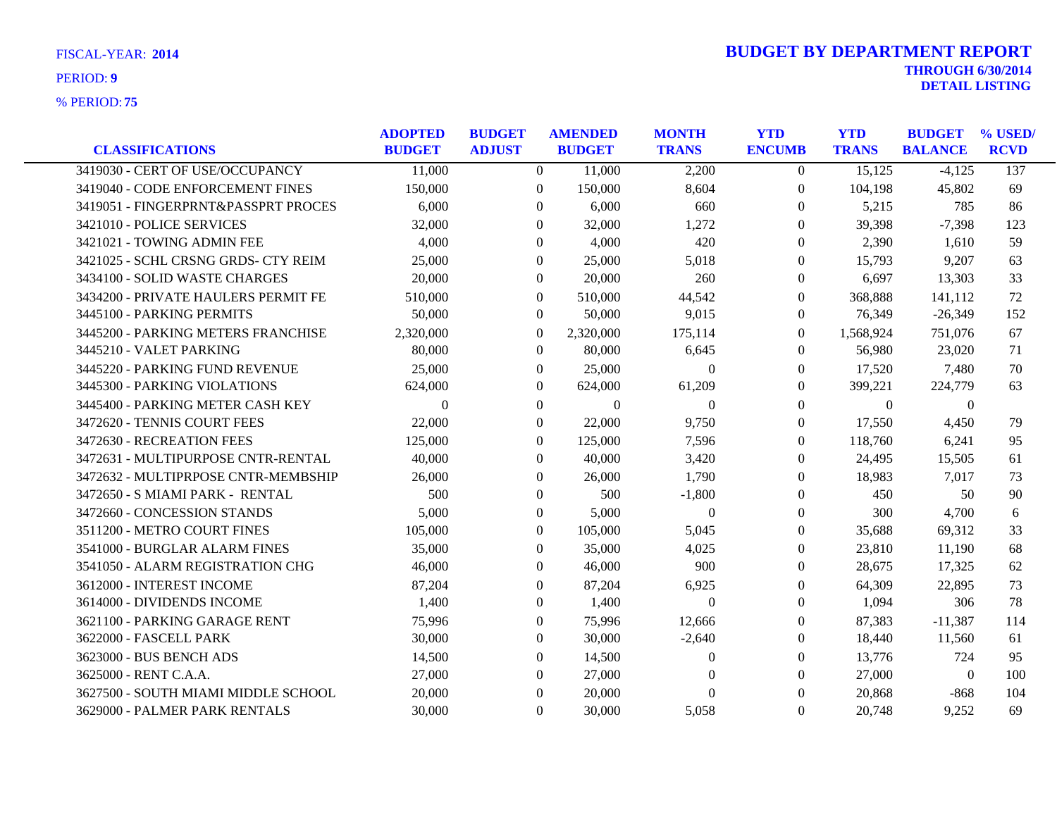FISCAL-YEAR: **2014**

PERIOD: **9**

% PERIOD: **75**

# BUDGET BY DEPARTMENT REPORT

**THROUGH 6/30/2014**

**DETAIL LISTING**

| CLASSIFICATIONS | ADOPTED BUDGET | BUDGET ADJUST | AMENDED BUDGET | MONTH TRANS | YTD ENCUMB | YTD TRANS | BUDGET BALANCE | % USED/ RCVD |
|---|---|---|---|---|---|---|---|---|
| 3419030 - CERT OF USE/OCCUPANCY | 11,000 | 0 | 11,000 | 2,200 | 0 | 15,125 | -4,125 | 137 |
| 3419040 - CODE ENFORCEMENT FINES | 150,000 | 0 | 150,000 | 8,604 | 0 | 104,198 | 45,802 | 69 |
| 3419051 - FINGERPRNT&PASSPRT PROCES | 6,000 | 0 | 6,000 | 660 | 0 | 5,215 | 785 | 86 |
| 3421010 - POLICE SERVICES | 32,000 | 0 | 32,000 | 1,272 | 0 | 39,398 | -7,398 | 123 |
| 3421021 - TOWING ADMIN FEE | 4,000 | 0 | 4,000 | 420 | 0 | 2,390 | 1,610 | 59 |
| 3421025 - SCHL CRSNG GRDS- CTY REIM | 25,000 | 0 | 25,000 | 5,018 | 0 | 15,793 | 9,207 | 63 |
| 3434100 - SOLID WASTE CHARGES | 20,000 | 0 | 20,000 | 260 | 0 | 6,697 | 13,303 | 33 |
| 3434200 - PRIVATE HAULERS PERMIT FE | 510,000 | 0 | 510,000 | 44,542 | 0 | 368,888 | 141,112 | 72 |
| 3445100 - PARKING PERMITS | 50,000 | 0 | 50,000 | 9,015 | 0 | 76,349 | -26,349 | 152 |
| 3445200 - PARKING METERS FRANCHISE | 2,320,000 | 0 | 2,320,000 | 175,114 | 0 | 1,568,924 | 751,076 | 67 |
| 3445210 - VALET PARKING | 80,000 | 0 | 80,000 | 6,645 | 0 | 56,980 | 23,020 | 71 |
| 3445220 - PARKING FUND REVENUE | 25,000 | 0 | 25,000 | 0 | 0 | 17,520 | 7,480 | 70 |
| 3445300 - PARKING VIOLATIONS | 624,000 | 0 | 624,000 | 61,209 | 0 | 399,221 | 224,779 | 63 |
| 3445400 - PARKING METER CASH KEY | 0 | 0 | 0 | 0 | 0 | 0 | 0 | |
| 3472620 - TENNIS COURT FEES | 22,000 | 0 | 22,000 | 9,750 | 0 | 17,550 | 4,450 | 79 |
| 3472630 - RECREATION FEES | 125,000 | 0 | 125,000 | 7,596 | 0 | 118,760 | 6,241 | 95 |
| 3472631 - MULTIPURPOSE CNTR-RENTAL | 40,000 | 0 | 40,000 | 3,420 | 0 | 24,495 | 15,505 | 61 |
| 3472632 - MULTIPRPOSE CNTR-MEMBSHIP | 26,000 | 0 | 26,000 | 1,790 | 0 | 18,983 | 7,017 | 73 |
| 3472650 - S MIAMI PARK - RENTAL | 500 | 0 | 500 | -1,800 | 0 | 450 | 50 | 90 |
| 3472660 - CONCESSION STANDS | 5,000 | 0 | 5,000 | 0 | 0 | 300 | 4,700 | 6 |
| 3511200 - METRO COURT FINES | 105,000 | 0 | 105,000 | 5,045 | 0 | 35,688 | 69,312 | 33 |
| 3541000 - BURGLAR ALARM FINES | 35,000 | 0 | 35,000 | 4,025 | 0 | 23,810 | 11,190 | 68 |
| 3541050 - ALARM REGISTRATION CHG | 46,000 | 0 | 46,000 | 900 | 0 | 28,675 | 17,325 | 62 |
| 3612000 - INTEREST INCOME | 87,204 | 0 | 87,204 | 6,925 | 0 | 64,309 | 22,895 | 73 |
| 3614000 - DIVIDENDS INCOME | 1,400 | 0 | 1,400 | 0 | 0 | 1,094 | 306 | 78 |
| 3621100 - PARKING GARAGE RENT | 75,996 | 0 | 75,996 | 12,666 | 0 | 87,383 | -11,387 | 114 |
| 3622000 - FASCELL PARK | 30,000 | 0 | 30,000 | -2,640 | 0 | 18,440 | 11,560 | 61 |
| 3623000 - BUS BENCH ADS | 14,500 | 0 | 14,500 | 0 | 0 | 13,776 | 724 | 95 |
| 3625000 - RENT C.A.A. | 27,000 | 0 | 27,000 | 0 | 0 | 27,000 | 0 | 100 |
| 3627500 - SOUTH MIAMI MIDDLE SCHOOL | 20,000 | 0 | 20,000 | 0 | 0 | 20,868 | -868 | 104 |
| 3629000 - PALMER PARK RENTALS | 30,000 | 0 | 30,000 | 5,058 | 0 | 20,748 | 9,252 | 69 |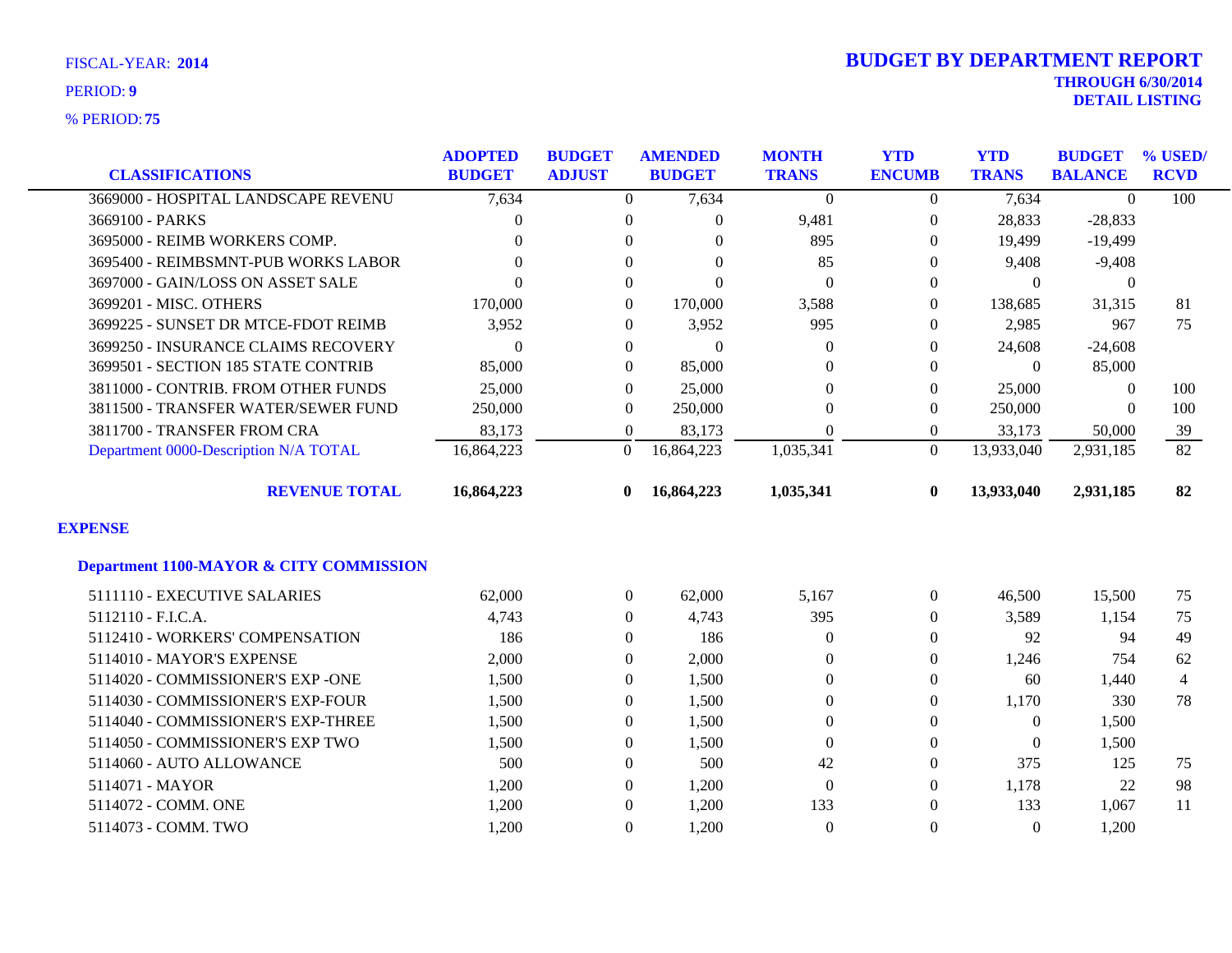FISCAL-YEAR: **2014**

PERIOD: **9**

% PERIOD: **75**

# BUDGET BY DEPARTMENT REPORT

**THROUGH 6/30/2014**

**DETAIL LISTING**

| CLASSIFICATIONS | ADOPTED BUDGET | BUDGET ADJUST | AMENDED BUDGET | MONTH TRANS | YTD ENCUMB | YTD TRANS | BUDGET BALANCE | % USED/ RCVD |
|---|---|---|---|---|---|---|---|---|
| 3669000 - HOSPITAL LANDSCAPE REVENU | 7,634 | 0 | 7,634 | 0 | 0 | 7,634 | 0 | 100 |
| 3669100 - PARKS | 0 | 0 | 0 | 9,481 | 0 | 28,833 | -28,833 | |
| 3695000 - REIMB WORKERS COMP. | 0 | 0 | 0 | 895 | 0 | 19,499 | -19,499 | |
| 3695400 - REIMBSMNT-PUB WORKS LABOR | 0 | 0 | 0 | 85 | 0 | 9,408 | -9,408 | |
| 3697000 - GAIN/LOSS ON ASSET SALE | 0 | 0 | 0 | 0 | 0 | 0 | 0 | |
| 3699201 - MISC. OTHERS | 170,000 | 0 | 170,000 | 3,588 | 0 | 138,685 | 31,315 | 81 |
| 3699225 - SUNSET DR MTCE-FDOT REIMB | 3,952 | 0 | 3,952 | 995 | 0 | 2,985 | 967 | 75 |
| 3699250 - INSURANCE CLAIMS RECOVERY | 0 | 0 | 0 | 0 | 0 | 24,608 | -24,608 | |
| 3699501 - SECTION 185 STATE CONTRIB | 85,000 | 0 | 85,000 | 0 | 0 | 0 | 85,000 | |
| 3811000 - CONTRIB. FROM OTHER FUNDS | 25,000 | 0 | 25,000 | 0 | 0 | 25,000 | 0 | 100 |
| 3811500 - TRANSFER WATER/SEWER FUND | 250,000 | 0 | 250,000 | 0 | 0 | 250,000 | 0 | 100 |
| 3811700 - TRANSFER FROM CRA | 83,173 | 0 | 83,173 | 0 | 0 | 33,173 | 50,000 | 39 |
| Department 0000-Description N/A TOTAL | 16,864,223 | 0 | 16,864,223 | 1,035,341 | 0 | 13,933,040 | 2,931,185 | 82 |
| **REVENUE TOTAL** | **16,864,223** | **0** | **16,864,223** | **1,035,341** | **0** | **13,933,040** | **2,931,185** | **82** |

## EXPENSE

### Department 1100-MAYOR & CITY COMMISSION

| CLASSIFICATIONS | ADOPTED BUDGET | BUDGET ADJUST | AMENDED BUDGET | MONTH TRANS | YTD ENCUMB | YTD TRANS | BUDGET BALANCE | % USED/ RCVD |
|---|---|---|---|---|---|---|---|---|
| 5111110 - EXECUTIVE SALARIES | 62,000 | 0 | 62,000 | 5,167 | 0 | 46,500 | 15,500 | 75 |
| 5112110 - F.I.C.A. | 4,743 | 0 | 4,743 | 395 | 0 | 3,589 | 1,154 | 75 |
| 5112410 - WORKERS' COMPENSATION | 186 | 0 | 186 | 0 | 0 | 92 | 94 | 49 |
| 5114010 - MAYOR'S EXPENSE | 2,000 | 0 | 2,000 | 0 | 0 | 1,246 | 754 | 62 |
| 5114020 - COMMISSIONER'S EXP -ONE | 1,500 | 0 | 1,500 | 0 | 0 | 60 | 1,440 | 4 |
| 5114030 - COMMISSIONER'S EXP-FOUR | 1,500 | 0 | 1,500 | 0 | 0 | 1,170 | 330 | 78 |
| 5114040 - COMMISSIONER'S EXP-THREE | 1,500 | 0 | 1,500 | 0 | 0 | 0 | 1,500 | |
| 5114050 - COMMISSIONER'S EXP TWO | 1,500 | 0 | 1,500 | 0 | 0 | 0 | 1,500 | |
| 5114060 - AUTO ALLOWANCE | 500 | 0 | 500 | 42 | 0 | 375 | 125 | 75 |
| 5114071 - MAYOR | 1,200 | 0 | 1,200 | 0 | 0 | 1,178 | 22 | 98 |
| 5114072 - COMM. ONE | 1,200 | 0 | 1,200 | 133 | 0 | 133 | 1,067 | 11 |
| 5114073 - COMM. TWO | 1,200 | 0 | 1,200 | 0 | 0 | 0 | 1,200 | |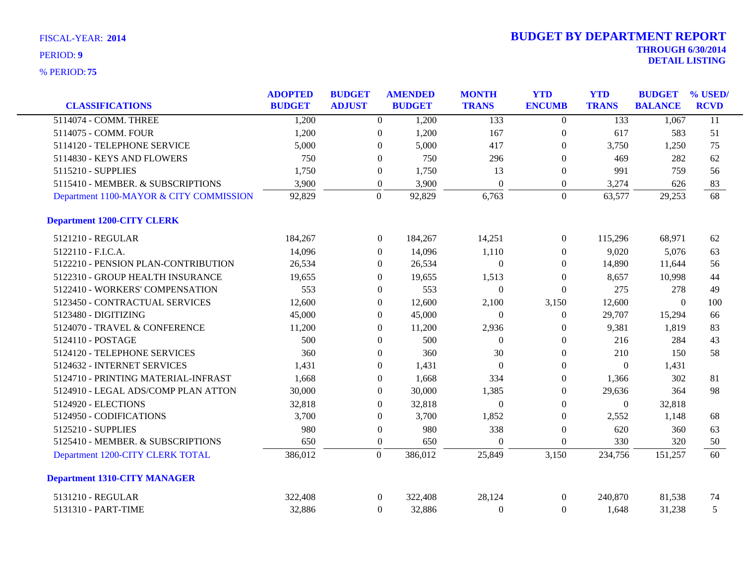FISCAL-YEAR: **2014**

PERIOD: **9**

% PERIOD: **75**

# BUDGET BY DEPARTMENT REPORT

**THROUGH 6/30/2014**
**DETAIL LISTING**

| CLASSIFICATIONS | ADOPTED BUDGET | BUDGET ADJUST | AMENDED BUDGET | MONTH TRANS | YTD ENCUMB | YTD TRANS | BUDGET BALANCE | % USED/ RCVD |
|---|---|---|---|---|---|---|---|---|
| 5114074 - COMM. THREE | 1,200 | 0 | 1,200 | 133 | 0 | 133 | 1,067 | 11 |
| 5114075 - COMM. FOUR | 1,200 | 0 | 1,200 | 167 | 0 | 617 | 583 | 51 |
| 5114120 - TELEPHONE SERVICE | 5,000 | 0 | 5,000 | 417 | 0 | 3,750 | 1,250 | 75 |
| 5114830 - KEYS AND FLOWERS | 750 | 0 | 750 | 296 | 0 | 469 | 282 | 62 |
| 5115210 - SUPPLIES | 1,750 | 0 | 1,750 | 13 | 0 | 991 | 759 | 56 |
| 5115410 - MEMBER. & SUBSCRIPTIONS | 3,900 | 0 | 3,900 | 0 | 0 | 3,274 | 626 | 83 |
| Department 1100-MAYOR & CITY COMMISSION | 92,829 | 0 | 92,829 | 6,763 | 0 | 63,577 | 29,253 | 68 |
| **Department 1200-CITY CLERK** | | | | | | | | |
| 5121210 - REGULAR | 184,267 | 0 | 184,267 | 14,251 | 0 | 115,296 | 68,971 | 62 |
| 5122110 - F.I.C.A. | 14,096 | 0 | 14,096 | 1,110 | 0 | 9,020 | 5,076 | 63 |
| 5122210 - PENSION PLAN-CONTRIBUTION | 26,534 | 0 | 26,534 | 0 | 0 | 14,890 | 11,644 | 56 |
| 5122310 - GROUP HEALTH INSURANCE | 19,655 | 0 | 19,655 | 1,513 | 0 | 8,657 | 10,998 | 44 |
| 5122410 - WORKERS' COMPENSATION | 553 | 0 | 553 | 0 | 0 | 275 | 278 | 49 |
| 5123450 - CONTRACTUAL SERVICES | 12,600 | 0 | 12,600 | 2,100 | 3,150 | 12,600 | 0 | 100 |
| 5123480 - DIGITIZING | 45,000 | 0 | 45,000 | 0 | 0 | 29,707 | 15,294 | 66 |
| 5124070 - TRAVEL & CONFERENCE | 11,200 | 0 | 11,200 | 2,936 | 0 | 9,381 | 1,819 | 83 |
| 5124110 - POSTAGE | 500 | 0 | 500 | 0 | 0 | 216 | 284 | 43 |
| 5124120 - TELEPHONE SERVICES | 360 | 0 | 360 | 30 | 0 | 210 | 150 | 58 |
| 5124632 - INTERNET SERVICES | 1,431 | 0 | 1,431 | 0 | 0 | 0 | 1,431 | |
| 5124710 - PRINTING MATERIAL-INFRAST | 1,668 | 0 | 1,668 | 334 | 0 | 1,366 | 302 | 81 |
| 5124910 - LEGAL ADS/COMP PLAN ATTON | 30,000 | 0 | 30,000 | 1,385 | 0 | 29,636 | 364 | 98 |
| 5124920 - ELECTIONS | 32,818 | 0 | 32,818 | 0 | 0 | 0 | 32,818 | |
| 5124950 - CODIFICATIONS | 3,700 | 0 | 3,700 | 1,852 | 0 | 2,552 | 1,148 | 68 |
| 5125210 - SUPPLIES | 980 | 0 | 980 | 338 | 0 | 620 | 360 | 63 |
| 5125410 - MEMBER. & SUBSCRIPTIONS | 650 | 0 | 650 | 0 | 0 | 330 | 320 | 50 |
| Department 1200-CITY CLERK TOTAL | 386,012 | 0 | 386,012 | 25,849 | 3,150 | 234,756 | 151,257 | 60 |
| **Department 1310-CITY MANAGER** | | | | | | | | |
| 5131210 - REGULAR | 322,408 | 0 | 322,408 | 28,124 | 0 | 240,870 | 81,538 | 74 |
| 5131310 - PART-TIME | 32,886 | 0 | 32,886 | 0 | 0 | 1,648 | 31,238 | 5 |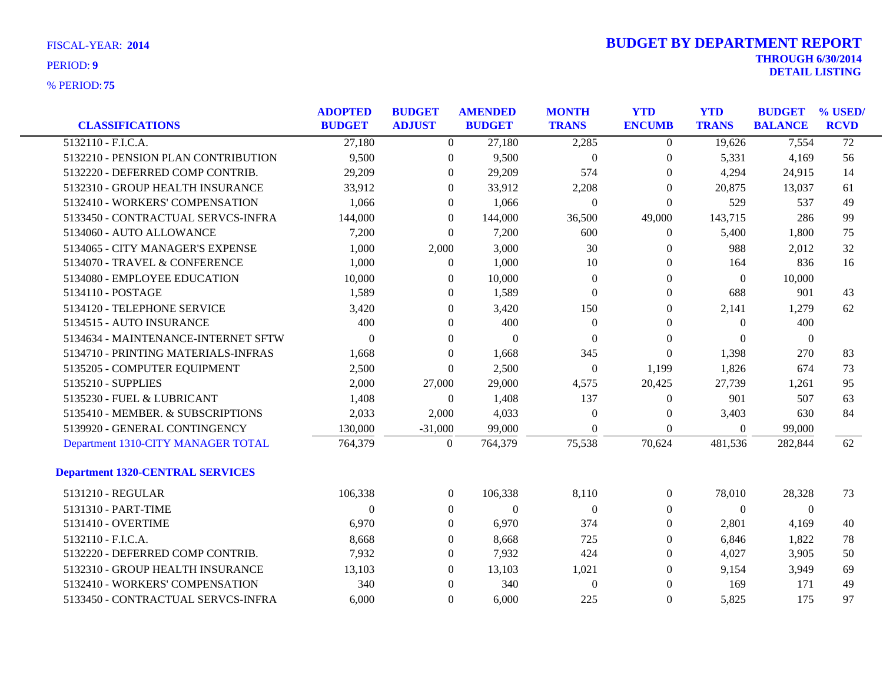FISCAL-YEAR: **2014**

PERIOD: **9**

% PERIOD: **75**

# BUDGET BY DEPARTMENT REPORT

**THROUGH 6/30/2014**

**DETAIL LISTING**

| CLASSIFICATIONS | ADOPTED BUDGET | BUDGET ADJUST | AMENDED BUDGET | MONTH TRANS | YTD ENCUMB | YTD TRANS | BUDGET BALANCE | % USED/ RCVD |
|---|---|---|---|---|---|---|---|---|
| 5132110 - F.I.C.A. | 27,180 | 0 | 27,180 | 2,285 | 0 | 19,626 | 7,554 | 72 |
| 5132210 - PENSION PLAN CONTRIBUTION | 9,500 | 0 | 9,500 | 0 | 0 | 5,331 | 4,169 | 56 |
| 5132220 - DEFERRED COMP CONTRIB. | 29,209 | 0 | 29,209 | 574 | 0 | 4,294 | 24,915 | 14 |
| 5132310 - GROUP HEALTH INSURANCE | 33,912 | 0 | 33,912 | 2,208 | 0 | 20,875 | 13,037 | 61 |
| 5132410 - WORKERS' COMPENSATION | 1,066 | 0 | 1,066 | 0 | 0 | 529 | 537 | 49 |
| 5133450 - CONTRACTUAL SERVCS-INFRA | 144,000 | 0 | 144,000 | 36,500 | 49,000 | 143,715 | 286 | 99 |
| 5134060 - AUTO ALLOWANCE | 7,200 | 0 | 7,200 | 600 | 0 | 5,400 | 1,800 | 75 |
| 5134065 - CITY MANAGER'S EXPENSE | 1,000 | 2,000 | 3,000 | 30 | 0 | 988 | 2,012 | 32 |
| 5134070 - TRAVEL & CONFERENCE | 1,000 | 0 | 1,000 | 10 | 0 | 164 | 836 | 16 |
| 5134080 - EMPLOYEE EDUCATION | 10,000 | 0 | 10,000 | 0 | 0 | 0 | 10,000 | |
| 5134110 - POSTAGE | 1,589 | 0 | 1,589 | 0 | 0 | 688 | 901 | 43 |
| 5134120 - TELEPHONE SERVICE | 3,420 | 0 | 3,420 | 150 | 0 | 2,141 | 1,279 | 62 |
| 5134515 - AUTO INSURANCE | 400 | 0 | 400 | 0 | 0 | 0 | 400 | |
| 5134634 - MAINTENANCE-INTERNET SFTW | 0 | 0 | 0 | 0 | 0 | 0 | 0 | |
| 5134710 - PRINTING MATERIALS-INFRAS | 1,668 | 0 | 1,668 | 345 | 0 | 1,398 | 270 | 83 |
| 5135205 - COMPUTER EQUIPMENT | 2,500 | 0 | 2,500 | 0 | 1,199 | 1,826 | 674 | 73 |
| 5135210 - SUPPLIES | 2,000 | 27,000 | 29,000 | 4,575 | 20,425 | 27,739 | 1,261 | 95 |
| 5135230 - FUEL & LUBRICANT | 1,408 | 0 | 1,408 | 137 | 0 | 901 | 507 | 63 |
| 5135410 - MEMBER. & SUBSCRIPTIONS | 2,033 | 2,000 | 4,033 | 0 | 0 | 3,403 | 630 | 84 |
| 5139920 - GENERAL CONTINGENCY | 130,000 | -31,000 | 99,000 | 0 | 0 | 0 | 99,000 | |
| Department 1310-CITY MANAGER TOTAL | 764,379 | 0 | 764,379 | 75,538 | 70,624 | 481,536 | 282,844 | 62 |
| **Department 1320-CENTRAL SERVICES** | | | | | | | | |
| 5131210 - REGULAR | 106,338 | 0 | 106,338 | 8,110 | 0 | 78,010 | 28,328 | 73 |
| 5131310 - PART-TIME | 0 | 0 | 0 | 0 | 0 | 0 | 0 | |
| 5131410 - OVERTIME | 6,970 | 0 | 6,970 | 374 | 0 | 2,801 | 4,169 | 40 |
| 5132110 - F.I.C.A. | 8,668 | 0 | 8,668 | 725 | 0 | 6,846 | 1,822 | 78 |
| 5132220 - DEFERRED COMP CONTRIB. | 7,932 | 0 | 7,932 | 424 | 0 | 4,027 | 3,905 | 50 |
| 5132310 - GROUP HEALTH INSURANCE | 13,103 | 0 | 13,103 | 1,021 | 0 | 9,154 | 3,949 | 69 |
| 5132410 - WORKERS' COMPENSATION | 340 | 0 | 340 | 0 | 0 | 169 | 171 | 49 |
| 5133450 - CONTRACTUAL SERVCS-INFRA | 6,000 | 0 | 6,000 | 225 | 0 | 5,825 | 175 | 97 |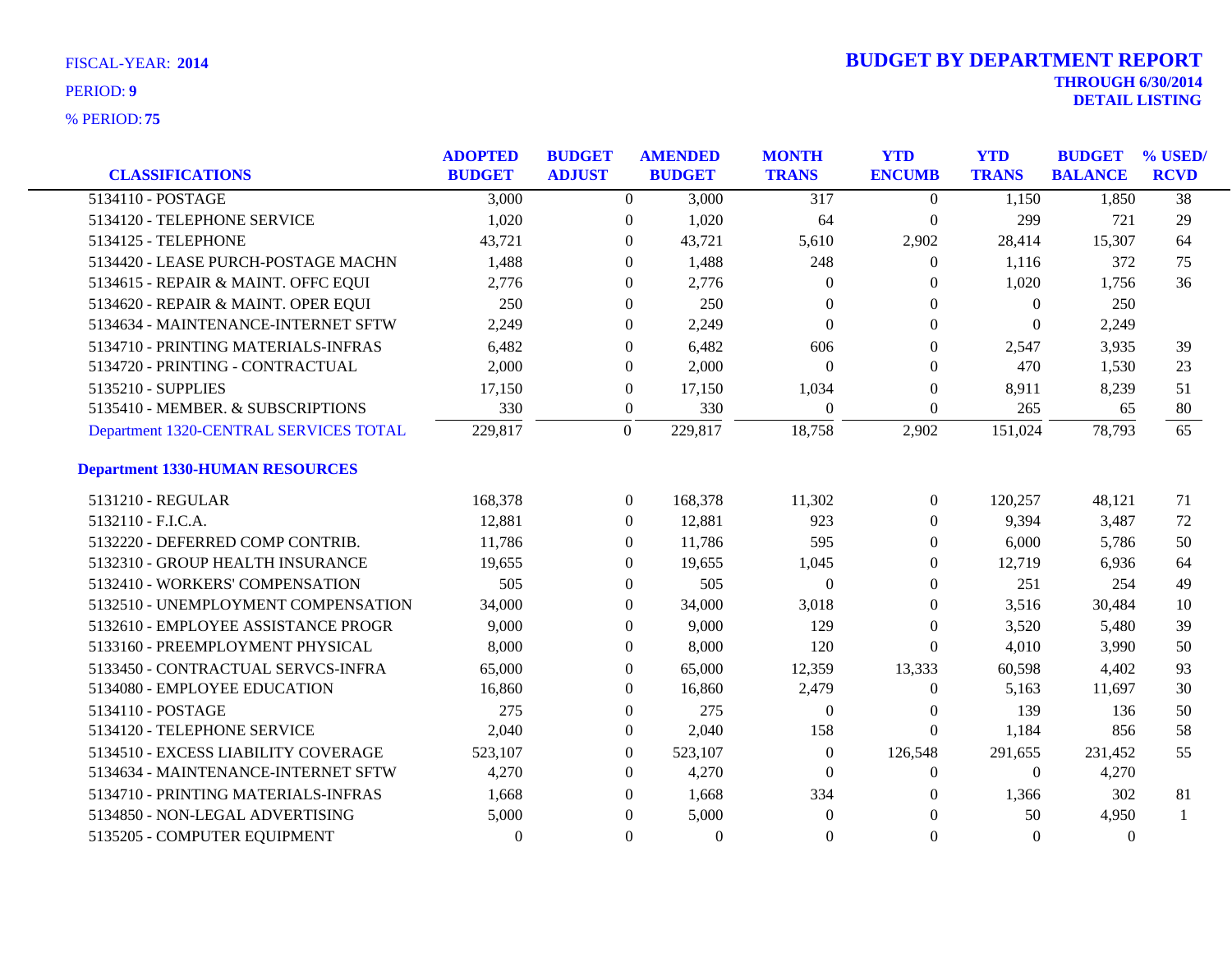FISCAL-YEAR: **2014**

PERIOD: **9**

% PERIOD: **75**

# BUDGET BY DEPARTMENT REPORT

**THROUGH 6/30/2014**

**DETAIL LISTING**

| CLASSIFICATIONS | ADOPTED BUDGET | BUDGET ADJUST | AMENDED BUDGET | MONTH TRANS | YTD ENCUMB | YTD TRANS | BUDGET BALANCE | % USED/ RCVD |
|---|---|---|---|---|---|---|---|---|
| 5134110 - POSTAGE | 3,000 | 0 | 3,000 | 317 | 0 | 1,150 | 1,850 | 38 |
| 5134120 - TELEPHONE SERVICE | 1,020 | 0 | 1,020 | 64 | 0 | 299 | 721 | 29 |
| 5134125 - TELEPHONE | 43,721 | 0 | 43,721 | 5,610 | 2,902 | 28,414 | 15,307 | 64 |
| 5134420 - LEASE PURCH-POSTAGE MACHN | 1,488 | 0 | 1,488 | 248 | 0 | 1,116 | 372 | 75 |
| 5134615 - REPAIR & MAINT. OFFC EQUI | 2,776 | 0 | 2,776 | 0 | 0 | 1,020 | 1,756 | 36 |
| 5134620 - REPAIR & MAINT. OPER EQUI | 250 | 0 | 250 | 0 | 0 | 0 | 250 | |
| 5134634 - MAINTENANCE-INTERNET SFTW | 2,249 | 0 | 2,249 | 0 | 0 | 0 | 2,249 | |
| 5134710 - PRINTING MATERIALS-INFRAS | 6,482 | 0 | 6,482 | 606 | 0 | 2,547 | 3,935 | 39 |
| 5134720 - PRINTING - CONTRACTUAL | 2,000 | 0 | 2,000 | 0 | 0 | 470 | 1,530 | 23 |
| 5135210 - SUPPLIES | 17,150 | 0 | 17,150 | 1,034 | 0 | 8,911 | 8,239 | 51 |
| 5135410 - MEMBER. & SUBSCRIPTIONS | 330 | 0 | 330 | 0 | 0 | 265 | 65 | 80 |
| Department 1320-CENTRAL SERVICES TOTAL | 229,817 | 0 | 229,817 | 18,758 | 2,902 | 151,024 | 78,793 | 65 |
| **Department 1330-HUMAN RESOURCES** | | | | | | | | |
| 5131210 - REGULAR | 168,378 | 0 | 168,378 | 11,302 | 0 | 120,257 | 48,121 | 71 |
| 5132110 - F.I.C.A. | 12,881 | 0 | 12,881 | 923 | 0 | 9,394 | 3,487 | 72 |
| 5132220 - DEFERRED COMP CONTRIB. | 11,786 | 0 | 11,786 | 595 | 0 | 6,000 | 5,786 | 50 |
| 5132310 - GROUP HEALTH INSURANCE | 19,655 | 0 | 19,655 | 1,045 | 0 | 12,719 | 6,936 | 64 |
| 5132410 - WORKERS' COMPENSATION | 505 | 0 | 505 | 0 | 0 | 251 | 254 | 49 |
| 5132510 - UNEMPLOYMENT COMPENSATION | 34,000 | 0 | 34,000 | 3,018 | 0 | 3,516 | 30,484 | 10 |
| 5132610 - EMPLOYEE ASSISTANCE PROGR | 9,000 | 0 | 9,000 | 129 | 0 | 3,520 | 5,480 | 39 |
| 5133160 - PREEMPLOYMENT PHYSICAL | 8,000 | 0 | 8,000 | 120 | 0 | 4,010 | 3,990 | 50 |
| 5133450 - CONTRACTUAL SERVCS-INFRA | 65,000 | 0 | 65,000 | 12,359 | 13,333 | 60,598 | 4,402 | 93 |
| 5134080 - EMPLOYEE EDUCATION | 16,860 | 0 | 16,860 | 2,479 | 0 | 5,163 | 11,697 | 30 |
| 5134110 - POSTAGE | 275 | 0 | 275 | 0 | 0 | 139 | 136 | 50 |
| 5134120 - TELEPHONE SERVICE | 2,040 | 0 | 2,040 | 158 | 0 | 1,184 | 856 | 58 |
| 5134510 - EXCESS LIABILITY COVERAGE | 523,107 | 0 | 523,107 | 0 | 126,548 | 291,655 | 231,452 | 55 |
| 5134634 - MAINTENANCE-INTERNET SFTW | 4,270 | 0 | 4,270 | 0 | 0 | 0 | 4,270 | |
| 5134710 - PRINTING MATERIALS-INFRAS | 1,668 | 0 | 1,668 | 334 | 0 | 1,366 | 302 | 81 |
| 5134850 - NON-LEGAL ADVERTISING | 5,000 | 0 | 5,000 | 0 | 0 | 50 | 4,950 | 1 |
| 5135205 - COMPUTER EQUIPMENT | 0 | 0 | 0 | 0 | 0 | 0 | 0 | |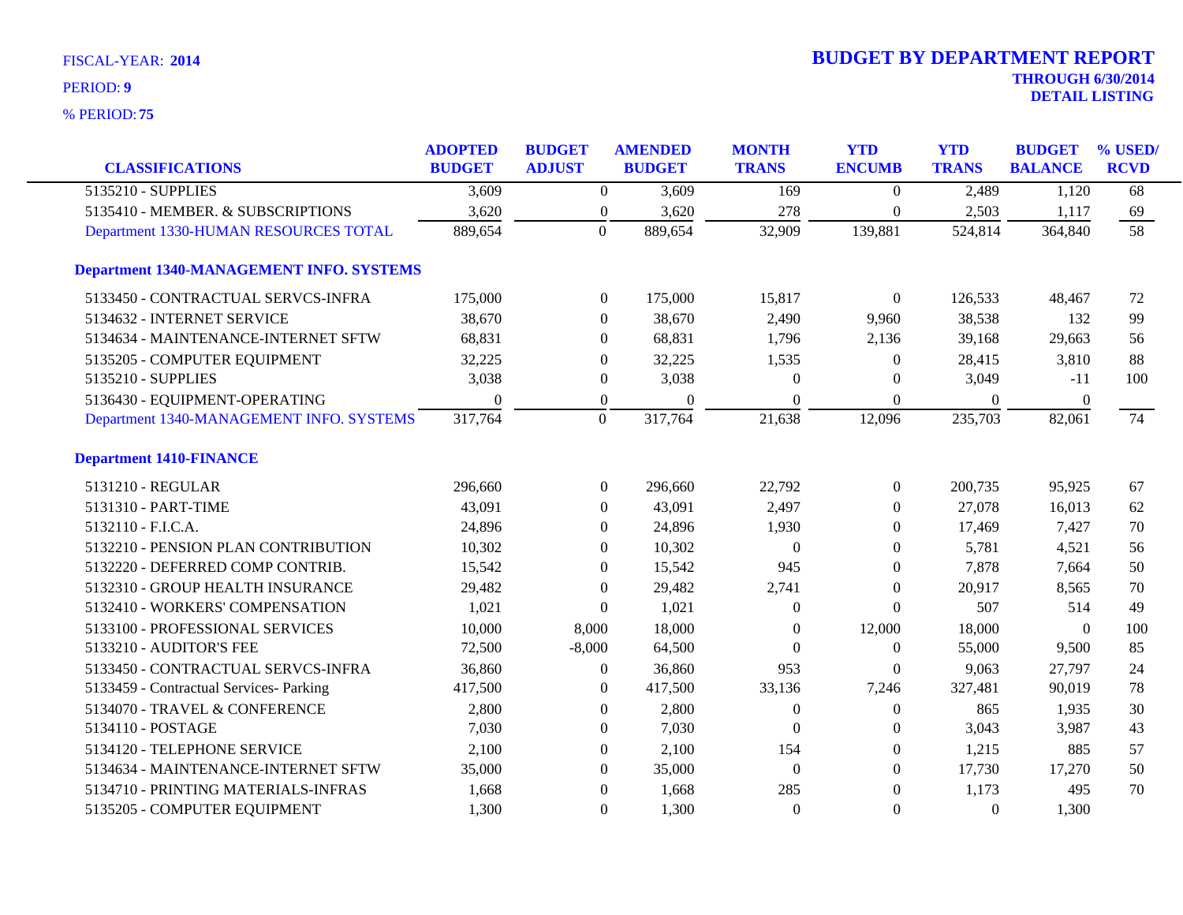FISCAL-YEAR: **2014**

PERIOD: **9**

% PERIOD: **75**

# BUDGET BY DEPARTMENT REPORT

**THROUGH 6/30/2014**

**DETAIL LISTING**

| CLASSIFICATIONS | ADOPTED BUDGET | BUDGET ADJUST | AMENDED BUDGET | MONTH TRANS | YTD ENCUMB | YTD TRANS | BUDGET BALANCE | % USED/ RCVD |
|---|---|---|---|---|---|---|---|---|
| 5135210 - SUPPLIES | 3,609 | 0 | 3,609 | 169 | 0 | 2,489 | 1,120 | 68 |
| 5135410 - MEMBER. & SUBSCRIPTIONS | 3,620 | 0 | 3,620 | 278 | 0 | 2,503 | 1,117 | 69 |
| Department 1330-HUMAN RESOURCES TOTAL | 889,654 | 0 | 889,654 | 32,909 | 139,881 | 524,814 | 364,840 | 58 |
| **Department 1340-MANAGEMENT INFO. SYSTEMS** | | | | | | | | |
| 5133450 - CONTRACTUAL SERVCS-INFRA | 175,000 | 0 | 175,000 | 15,817 | 0 | 126,533 | 48,467 | 72 |
| 5134632 - INTERNET SERVICE | 38,670 | 0 | 38,670 | 2,490 | 9,960 | 38,538 | 132 | 99 |
| 5134634 - MAINTENANCE-INTERNET SFTW | 68,831 | 0 | 68,831 | 1,796 | 2,136 | 39,168 | 29,663 | 56 |
| 5135205 - COMPUTER EQUIPMENT | 32,225 | 0 | 32,225 | 1,535 | 0 | 28,415 | 3,810 | 88 |
| 5135210 - SUPPLIES | 3,038 | 0 | 3,038 | 0 | 0 | 3,049 | -11 | 100 |
| 5136430 - EQUIPMENT-OPERATING | 0 | 0 | 0 | 0 | 0 | 0 | 0 | |
| Department 1340-MANAGEMENT INFO. SYSTEMS | 317,764 | 0 | 317,764 | 21,638 | 12,096 | 235,703 | 82,061 | 74 |
| **Department 1410-FINANCE** | | | | | | | | |
| 5131210 - REGULAR | 296,660 | 0 | 296,660 | 22,792 | 0 | 200,735 | 95,925 | 67 |
| 5131310 - PART-TIME | 43,091 | 0 | 43,091 | 2,497 | 0 | 27,078 | 16,013 | 62 |
| 5132110 - F.I.C.A. | 24,896 | 0 | 24,896 | 1,930 | 0 | 17,469 | 7,427 | 70 |
| 5132210 - PENSION PLAN CONTRIBUTION | 10,302 | 0 | 10,302 | 0 | 0 | 5,781 | 4,521 | 56 |
| 5132220 - DEFERRED COMP CONTRIB. | 15,542 | 0 | 15,542 | 945 | 0 | 7,878 | 7,664 | 50 |
| 5132310 - GROUP HEALTH INSURANCE | 29,482 | 0 | 29,482 | 2,741 | 0 | 20,917 | 8,565 | 70 |
| 5132410 - WORKERS' COMPENSATION | 1,021 | 0 | 1,021 | 0 | 0 | 507 | 514 | 49 |
| 5133100 - PROFESSIONAL SERVICES | 10,000 | 8,000 | 18,000 | 0 | 12,000 | 18,000 | 0 | 100 |
| 5133210 - AUDITOR'S FEE | 72,500 | -8,000 | 64,500 | 0 | 0 | 55,000 | 9,500 | 85 |
| 5133450 - CONTRACTUAL SERVCS-INFRA | 36,860 | 0 | 36,860 | 953 | 0 | 9,063 | 27,797 | 24 |
| 5133459 - Contractual Services- Parking | 417,500 | 0 | 417,500 | 33,136 | 7,246 | 327,481 | 90,019 | 78 |
| 5134070 - TRAVEL & CONFERENCE | 2,800 | 0 | 2,800 | 0 | 0 | 865 | 1,935 | 30 |
| 5134110 - POSTAGE | 7,030 | 0 | 7,030 | 0 | 0 | 3,043 | 3,987 | 43 |
| 5134120 - TELEPHONE SERVICE | 2,100 | 0 | 2,100 | 154 | 0 | 1,215 | 885 | 57 |
| 5134634 - MAINTENANCE-INTERNET SFTW | 35,000 | 0 | 35,000 | 0 | 0 | 17,730 | 17,270 | 50 |
| 5134710 - PRINTING MATERIALS-INFRAS | 1,668 | 0 | 1,668 | 285 | 0 | 1,173 | 495 | 70 |
| 5135205 - COMPUTER EQUIPMENT | 1,300 | 0 | 1,300 | 0 | 0 | 0 | 1,300 | |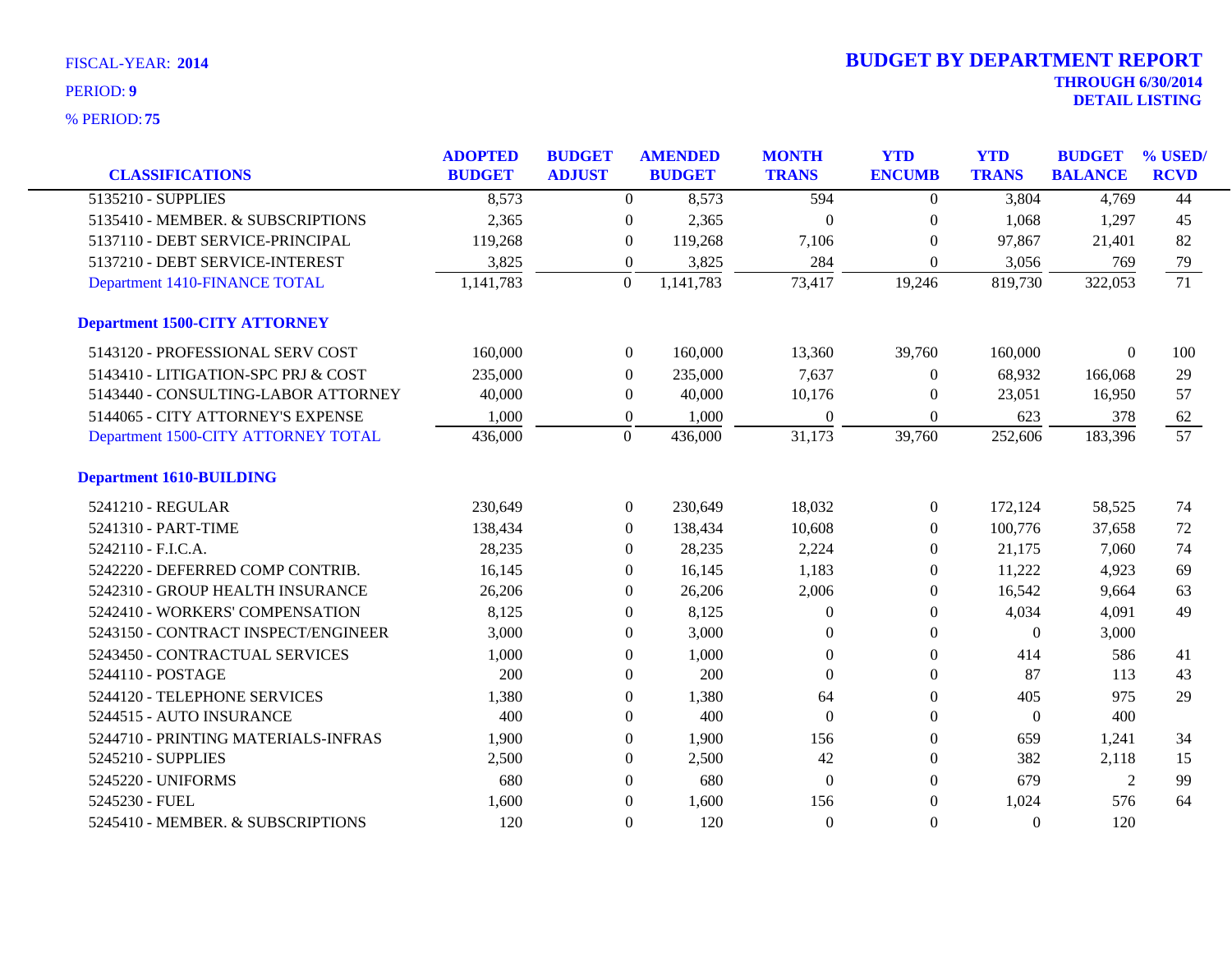FISCAL-YEAR: **2014**

PERIOD: **9**

% PERIOD: **75**

# BUDGET BY DEPARTMENT REPORT

**THROUGH 6/30/2014**

**DETAIL LISTING**

| CLASSIFICATIONS | ADOPTED BUDGET | BUDGET ADJUST | AMENDED BUDGET | MONTH TRANS | YTD ENCUMB | YTD TRANS | BUDGET BALANCE | % USED/ RCVD |
|---|---|---|---|---|---|---|---|---|
| 5135210 - SUPPLIES | 8,573 | 0 | 8,573 | 594 | 0 | 3,804 | 4,769 | 44 |
| 5135410 - MEMBER. & SUBSCRIPTIONS | 2,365 | 0 | 2,365 | 0 | 0 | 1,068 | 1,297 | 45 |
| 5137110 - DEBT SERVICE-PRINCIPAL | 119,268 | 0 | 119,268 | 7,106 | 0 | 97,867 | 21,401 | 82 |
| 5137210 - DEBT SERVICE-INTEREST | 3,825 | 0 | 3,825 | 284 | 0 | 3,056 | 769 | 79 |
| Department 1410-FINANCE TOTAL | 1,141,783 | 0 | 1,141,783 | 73,417 | 19,246 | 819,730 | 322,053 | 71 |
| **Department 1500-CITY ATTORNEY** | | | | | | | | |
| 5143120 - PROFESSIONAL SERV COST | 160,000 | 0 | 160,000 | 13,360 | 39,760 | 160,000 | 0 | 100 |
| 5143410 - LITIGATION-SPC PRJ & COST | 235,000 | 0 | 235,000 | 7,637 | 0 | 68,932 | 166,068 | 29 |
| 5143440 - CONSULTING-LABOR ATTORNEY | 40,000 | 0 | 40,000 | 10,176 | 0 | 23,051 | 16,950 | 57 |
| 5144065 - CITY ATTORNEY'S EXPENSE | 1,000 | 0 | 1,000 | 0 | 0 | 623 | 378 | 62 |
| Department 1500-CITY ATTORNEY TOTAL | 436,000 | 0 | 436,000 | 31,173 | 39,760 | 252,606 | 183,396 | 57 |
| **Department 1610-BUILDING** | | | | | | | | |
| 5241210 - REGULAR | 230,649 | 0 | 230,649 | 18,032 | 0 | 172,124 | 58,525 | 74 |
| 5241310 - PART-TIME | 138,434 | 0 | 138,434 | 10,608 | 0 | 100,776 | 37,658 | 72 |
| 5242110 - F.I.C.A. | 28,235 | 0 | 28,235 | 2,224 | 0 | 21,175 | 7,060 | 74 |
| 5242220 - DEFERRED COMP CONTRIB. | 16,145 | 0 | 16,145 | 1,183 | 0 | 11,222 | 4,923 | 69 |
| 5242310 - GROUP HEALTH INSURANCE | 26,206 | 0 | 26,206 | 2,006 | 0 | 16,542 | 9,664 | 63 |
| 5242410 - WORKERS' COMPENSATION | 8,125 | 0 | 8,125 | 0 | 0 | 4,034 | 4,091 | 49 |
| 5243150 - CONTRACT INSPECT/ENGINEER | 3,000 | 0 | 3,000 | 0 | 0 | 0 | 3,000 | |
| 5243450 - CONTRACTUAL SERVICES | 1,000 | 0 | 1,000 | 0 | 0 | 414 | 586 | 41 |
| 5244110 - POSTAGE | 200 | 0 | 200 | 0 | 0 | 87 | 113 | 43 |
| 5244120 - TELEPHONE SERVICES | 1,380 | 0 | 1,380 | 64 | 0 | 405 | 975 | 29 |
| 5244515 - AUTO INSURANCE | 400 | 0 | 400 | 0 | 0 | 0 | 400 | |
| 5244710 - PRINTING MATERIALS-INFRAS | 1,900 | 0 | 1,900 | 156 | 0 | 659 | 1,241 | 34 |
| 5245210 - SUPPLIES | 2,500 | 0 | 2,500 | 42 | 0 | 382 | 2,118 | 15 |
| 5245220 - UNIFORMS | 680 | 0 | 680 | 0 | 0 | 679 | 2 | 99 |
| 5245230 - FUEL | 1,600 | 0 | 1,600 | 156 | 0 | 1,024 | 576 | 64 |
| 5245410 - MEMBER. & SUBSCRIPTIONS | 120 | 0 | 120 | 0 | 0 | 0 | 120 | |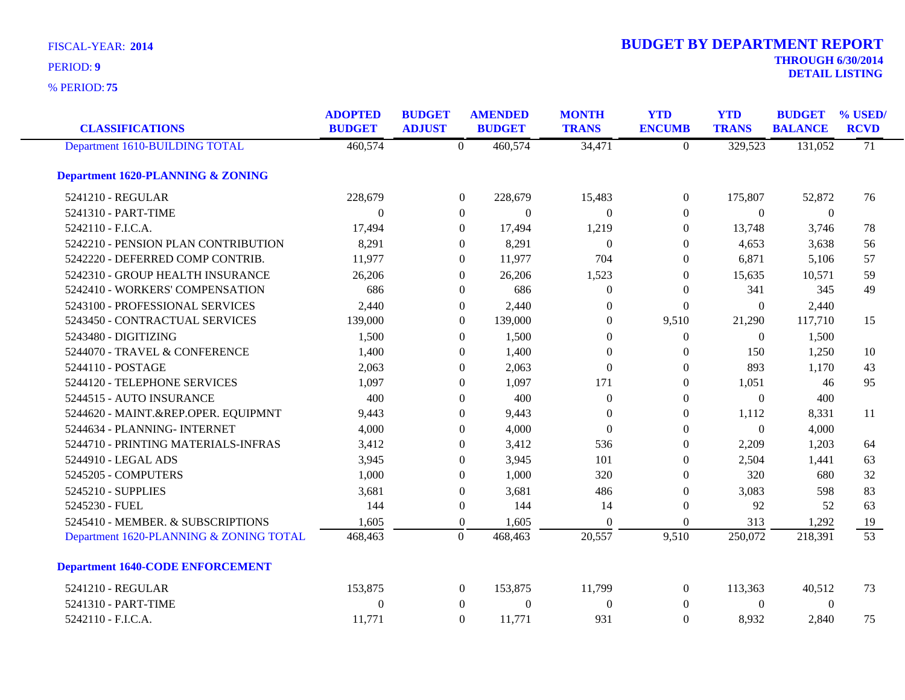FISCAL-YEAR: **2014**

PERIOD: **9**

% PERIOD: **75**

# BUDGET BY DEPARTMENT REPORT

**THROUGH 6/30/2014**

**DETAIL LISTING**

| CLASSIFICATIONS | ADOPTED BUDGET | BUDGET ADJUST | AMENDED BUDGET | MONTH TRANS | YTD ENCUMB | YTD TRANS | BUDGET BALANCE | % USED/ RCVD |
|---|---|---|---|---|---|---|---|---|
| Department 1610-BUILDING TOTAL | 460,574 | 0 | 460,574 | 34,471 | 0 | 329,523 | 131,052 | 71 |
| **Department 1620-PLANNING & ZONING** | | | | | | | | |
| 5241210 - REGULAR | 228,679 | 0 | 228,679 | 15,483 | 0 | 175,807 | 52,872 | 76 |
| 5241310 - PART-TIME | 0 | 0 | 0 | 0 | 0 | 0 | 0 | |
| 5242110 - F.I.C.A. | 17,494 | 0 | 17,494 | 1,219 | 0 | 13,748 | 3,746 | 78 |
| 5242210 - PENSION PLAN CONTRIBUTION | 8,291 | 0 | 8,291 | 0 | 0 | 4,653 | 3,638 | 56 |
| 5242220 - DEFERRED COMP CONTRIB. | 11,977 | 0 | 11,977 | 704 | 0 | 6,871 | 5,106 | 57 |
| 5242310 - GROUP HEALTH INSURANCE | 26,206 | 0 | 26,206 | 1,523 | 0 | 15,635 | 10,571 | 59 |
| 5242410 - WORKERS' COMPENSATION | 686 | 0 | 686 | 0 | 0 | 341 | 345 | 49 |
| 5243100 - PROFESSIONAL SERVICES | 2,440 | 0 | 2,440 | 0 | 0 | 0 | 2,440 | |
| 5243450 - CONTRACTUAL SERVICES | 139,000 | 0 | 139,000 | 0 | 9,510 | 21,290 | 117,710 | 15 |
| 5243480 - DIGITIZING | 1,500 | 0 | 1,500 | 0 | 0 | 0 | 1,500 | |
| 5244070 - TRAVEL & CONFERENCE | 1,400 | 0 | 1,400 | 0 | 0 | 150 | 1,250 | 10 |
| 5244110 - POSTAGE | 2,063 | 0 | 2,063 | 0 | 0 | 893 | 1,170 | 43 |
| 5244120 - TELEPHONE SERVICES | 1,097 | 0 | 1,097 | 171 | 0 | 1,051 | 46 | 95 |
| 5244515 - AUTO INSURANCE | 400 | 0 | 400 | 0 | 0 | 0 | 400 | |
| 5244620 - MAINT.&REP.OPER. EQUIPMNT | 9,443 | 0 | 9,443 | 0 | 0 | 1,112 | 8,331 | 11 |
| 5244634 - PLANNING- INTERNET | 4,000 | 0 | 4,000 | 0 | 0 | 0 | 4,000 | |
| 5244710 - PRINTING MATERIALS-INFRAS | 3,412 | 0 | 3,412 | 536 | 0 | 2,209 | 1,203 | 64 |
| 5244910 - LEGAL ADS | 3,945 | 0 | 3,945 | 101 | 0 | 2,504 | 1,441 | 63 |
| 5245205 - COMPUTERS | 1,000 | 0 | 1,000 | 320 | 0 | 320 | 680 | 32 |
| 5245210 - SUPPLIES | 3,681 | 0 | 3,681 | 486 | 0 | 3,083 | 598 | 83 |
| 5245230 - FUEL | 144 | 0 | 144 | 14 | 0 | 92 | 52 | 63 |
| 5245410 - MEMBER. & SUBSCRIPTIONS | 1,605 | 0 | 1,605 | 0 | 0 | 313 | 1,292 | 19 |
| Department 1620-PLANNING & ZONING TOTAL | 468,463 | 0 | 468,463 | 20,557 | 9,510 | 250,072 | 218,391 | 53 |
| **Department 1640-CODE ENFORCEMENT** | | | | | | | | |
| 5241210 - REGULAR | 153,875 | 0 | 153,875 | 11,799 | 0 | 113,363 | 40,512 | 73 |
| 5241310 - PART-TIME | 0 | 0 | 0 | 0 | 0 | 0 | 0 | |
| 5242110 - F.I.C.A. | 11,771 | 0 | 11,771 | 931 | 0 | 8,932 | 2,840 | 75 |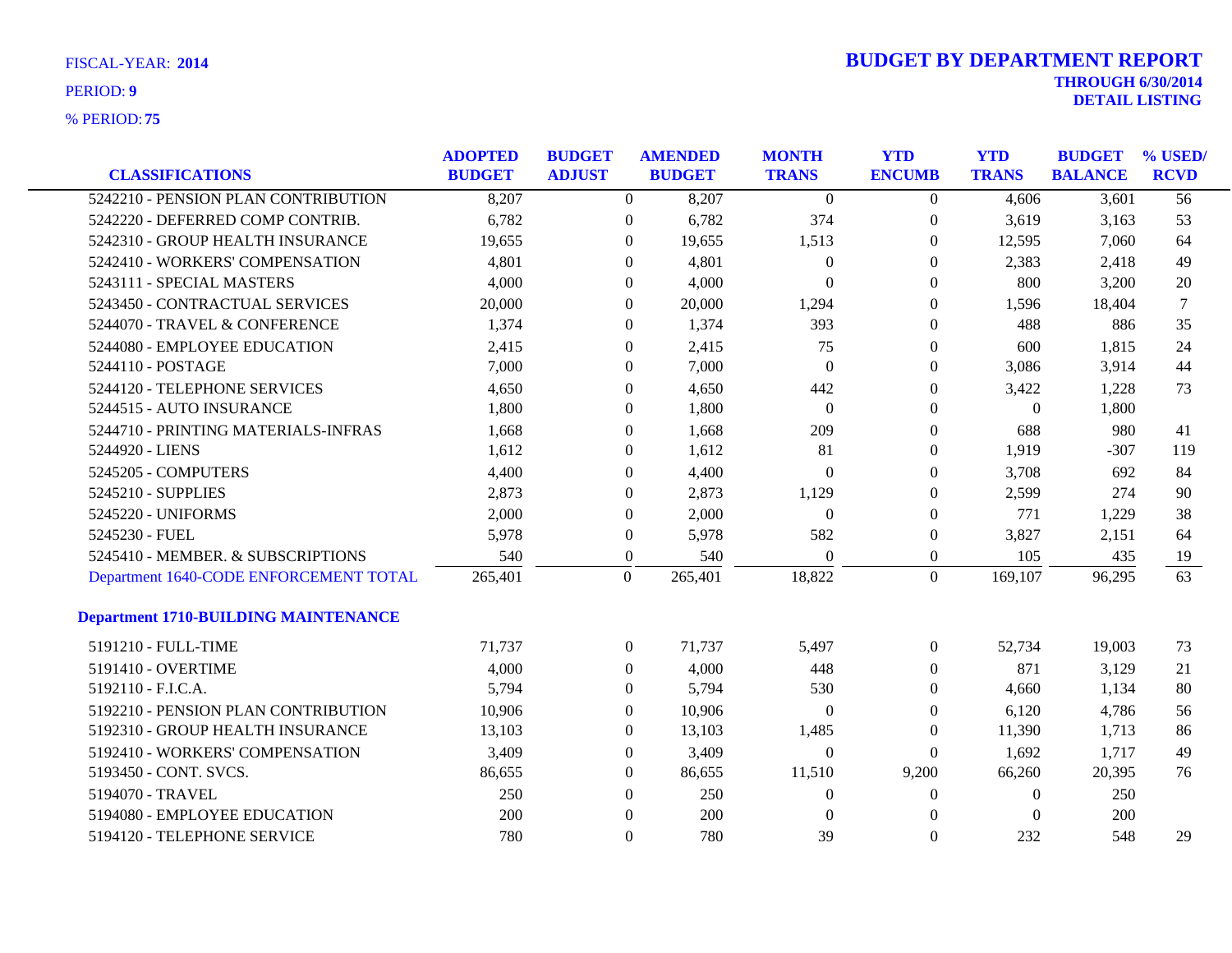FISCAL-YEAR: **2014**

PERIOD: **9**

% PERIOD: **75**

# BUDGET BY DEPARTMENT REPORT

**THROUGH 6/30/2014**
**DETAIL LISTING**

| CLASSIFICATIONS | ADOPTED BUDGET | BUDGET ADJUST | AMENDED BUDGET | MONTH TRANS | YTD ENCUMB | YTD TRANS | BUDGET BALANCE | % USED/ RCVD |
|---|---|---|---|---|---|---|---|---|
| 5242210 - PENSION PLAN CONTRIBUTION | 8,207 | 0 | 8,207 | 0 | 0 | 4,606 | 3,601 | 56 |
| 5242220 - DEFERRED COMP CONTRIB. | 6,782 | 0 | 6,782 | 374 | 0 | 3,619 | 3,163 | 53 |
| 5242310 - GROUP HEALTH INSURANCE | 19,655 | 0 | 19,655 | 1,513 | 0 | 12,595 | 7,060 | 64 |
| 5242410 - WORKERS' COMPENSATION | 4,801 | 0 | 4,801 | 0 | 0 | 2,383 | 2,418 | 49 |
| 5243111 - SPECIAL MASTERS | 4,000 | 0 | 4,000 | 0 | 0 | 800 | 3,200 | 20 |
| 5243450 - CONTRACTUAL SERVICES | 20,000 | 0 | 20,000 | 1,294 | 0 | 1,596 | 18,404 | 7 |
| 5244070 - TRAVEL & CONFERENCE | 1,374 | 0 | 1,374 | 393 | 0 | 488 | 886 | 35 |
| 5244080 - EMPLOYEE EDUCATION | 2,415 | 0 | 2,415 | 75 | 0 | 600 | 1,815 | 24 |
| 5244110 - POSTAGE | 7,000 | 0 | 7,000 | 0 | 0 | 3,086 | 3,914 | 44 |
| 5244120 - TELEPHONE SERVICES | 4,650 | 0 | 4,650 | 442 | 0 | 3,422 | 1,228 | 73 |
| 5244515 - AUTO INSURANCE | 1,800 | 0 | 1,800 | 0 | 0 | 0 | 1,800 | |
| 5244710 - PRINTING MATERIALS-INFRAS | 1,668 | 0 | 1,668 | 209 | 0 | 688 | 980 | 41 |
| 5244920 - LIENS | 1,612 | 0 | 1,612 | 81 | 0 | 1,919 | -307 | 119 |
| 5245205 - COMPUTERS | 4,400 | 0 | 4,400 | 0 | 0 | 3,708 | 692 | 84 |
| 5245210 - SUPPLIES | 2,873 | 0 | 2,873 | 1,129 | 0 | 2,599 | 274 | 90 |
| 5245220 - UNIFORMS | 2,000 | 0 | 2,000 | 0 | 0 | 771 | 1,229 | 38 |
| 5245230 - FUEL | 5,978 | 0 | 5,978 | 582 | 0 | 3,827 | 2,151 | 64 |
| 5245410 - MEMBER. & SUBSCRIPTIONS | 540 | 0 | 540 | 0 | 0 | 105 | 435 | 19 |
| Department 1640-CODE ENFORCEMENT TOTAL | 265,401 | 0 | 265,401 | 18,822 | 0 | 169,107 | 96,295 | 63 |
| **Department 1710-BUILDING MAINTENANCE** | | | | | | | | |
| 5191210 - FULL-TIME | 71,737 | 0 | 71,737 | 5,497 | 0 | 52,734 | 19,003 | 73 |
| 5191410 - OVERTIME | 4,000 | 0 | 4,000 | 448 | 0 | 871 | 3,129 | 21 |
| 5192110 - F.I.C.A. | 5,794 | 0 | 5,794 | 530 | 0 | 4,660 | 1,134 | 80 |
| 5192210 - PENSION PLAN CONTRIBUTION | 10,906 | 0 | 10,906 | 0 | 0 | 6,120 | 4,786 | 56 |
| 5192310 - GROUP HEALTH INSURANCE | 13,103 | 0 | 13,103 | 1,485 | 0 | 11,390 | 1,713 | 86 |
| 5192410 - WORKERS' COMPENSATION | 3,409 | 0 | 3,409 | 0 | 0 | 1,692 | 1,717 | 49 |
| 5193450 - CONT. SVCS. | 86,655 | 0 | 86,655 | 11,510 | 9,200 | 66,260 | 20,395 | 76 |
| 5194070 - TRAVEL | 250 | 0 | 250 | 0 | 0 | 0 | 250 | |
| 5194080 - EMPLOYEE EDUCATION | 200 | 0 | 200 | 0 | 0 | 0 | 200 | |
| 5194120 - TELEPHONE SERVICE | 780 | 0 | 780 | 39 | 0 | 232 | 548 | 29 |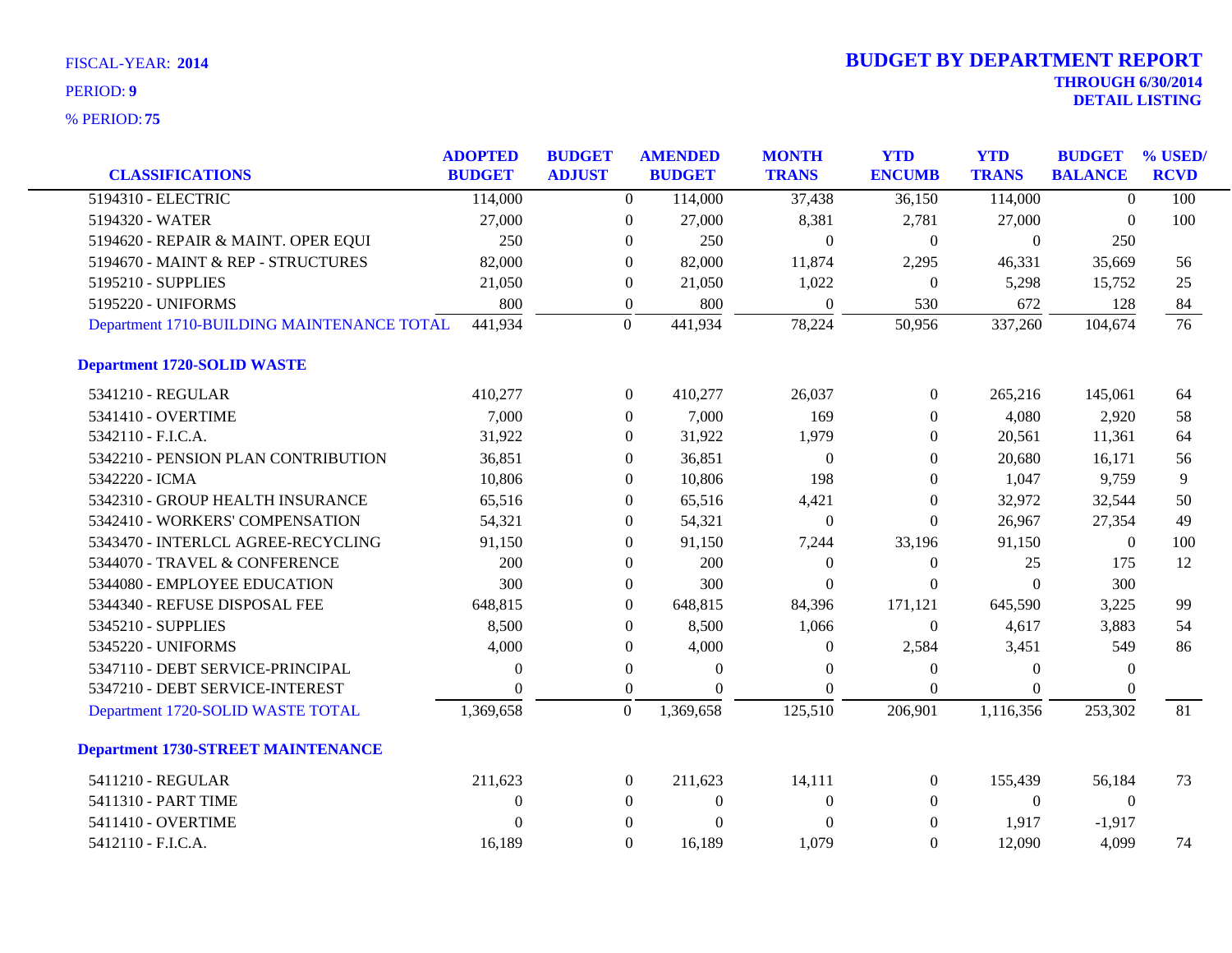FISCAL-YEAR: **2014**

PERIOD: **9**

% PERIOD: **75**

# BUDGET BY DEPARTMENT REPORT

**THROUGH 6/30/2014**

**DETAIL LISTING**

| CLASSIFICATIONS | ADOPTED BUDGET | BUDGET ADJUST | AMENDED BUDGET | MONTH TRANS | YTD ENCUMB | YTD TRANS | BUDGET BALANCE | % USED/ RCVD |
|---|---|---|---|---|---|---|---|---|
| 5194310 - ELECTRIC | 114,000 | 0 | 114,000 | 37,438 | 36,150 | 114,000 | 0 | 100 |
| 5194320 - WATER | 27,000 | 0 | 27,000 | 8,381 | 2,781 | 27,000 | 0 | 100 |
| 5194620 - REPAIR & MAINT. OPER EQUI | 250 | 0 | 250 | 0 | 0 | 0 | 250 | |
| 5194670 - MAINT & REP - STRUCTURES | 82,000 | 0 | 82,000 | 11,874 | 2,295 | 46,331 | 35,669 | 56 |
| 5195210 - SUPPLIES | 21,050 | 0 | 21,050 | 1,022 | 0 | 5,298 | 15,752 | 25 |
| 5195220 - UNIFORMS | 800 | 0 | 800 | 0 | 530 | 672 | 128 | 84 |
| Department 1710-BUILDING MAINTENANCE TOTAL | 441,934 | 0 | 441,934 | 78,224 | 50,956 | 337,260 | 104,674 | 76 |
| **Department 1720-SOLID WASTE** | | | | | | | | |
| 5341210 - REGULAR | 410,277 | 0 | 410,277 | 26,037 | 0 | 265,216 | 145,061 | 64 |
| 5341410 - OVERTIME | 7,000 | 0 | 7,000 | 169 | 0 | 4,080 | 2,920 | 58 |
| 5342110 - F.I.C.A. | 31,922 | 0 | 31,922 | 1,979 | 0 | 20,561 | 11,361 | 64 |
| 5342210 - PENSION PLAN CONTRIBUTION | 36,851 | 0 | 36,851 | 0 | 0 | 20,680 | 16,171 | 56 |
| 5342220 - ICMA | 10,806 | 0 | 10,806 | 198 | 0 | 1,047 | 9,759 | 9 |
| 5342310 - GROUP HEALTH INSURANCE | 65,516 | 0 | 65,516 | 4,421 | 0 | 32,972 | 32,544 | 50 |
| 5342410 - WORKERS' COMPENSATION | 54,321 | 0 | 54,321 | 0 | 0 | 26,967 | 27,354 | 49 |
| 5343470 - INTERLCL AGREE-RECYCLING | 91,150 | 0 | 91,150 | 7,244 | 33,196 | 91,150 | 0 | 100 |
| 5344070 - TRAVEL & CONFERENCE | 200 | 0 | 200 | 0 | 0 | 25 | 175 | 12 |
| 5344080 - EMPLOYEE EDUCATION | 300 | 0 | 300 | 0 | 0 | 0 | 300 | |
| 5344340 - REFUSE DISPOSAL FEE | 648,815 | 0 | 648,815 | 84,396 | 171,121 | 645,590 | 3,225 | 99 |
| 5345210 - SUPPLIES | 8,500 | 0 | 8,500 | 1,066 | 0 | 4,617 | 3,883 | 54 |
| 5345220 - UNIFORMS | 4,000 | 0 | 4,000 | 0 | 2,584 | 3,451 | 549 | 86 |
| 5347110 - DEBT SERVICE-PRINCIPAL | 0 | 0 | 0 | 0 | 0 | 0 | 0 | |
| 5347210 - DEBT SERVICE-INTEREST | 0 | 0 | 0 | 0 | 0 | 0 | 0 | |
| Department 1720-SOLID WASTE TOTAL | 1,369,658 | 0 | 1,369,658 | 125,510 | 206,901 | 1,116,356 | 253,302 | 81 |
| **Department 1730-STREET MAINTENANCE** | | | | | | | | |
| 5411210 - REGULAR | 211,623 | 0 | 211,623 | 14,111 | 0 | 155,439 | 56,184 | 73 |
| 5411310 - PART TIME | 0 | 0 | 0 | 0 | 0 | 0 | 0 | |
| 5411410 - OVERTIME | 0 | 0 | 0 | 0 | 0 | 1,917 | -1,917 | |
| 5412110 - F.I.C.A. | 16,189 | 0 | 16,189 | 1,079 | 0 | 12,090 | 4,099 | 74 |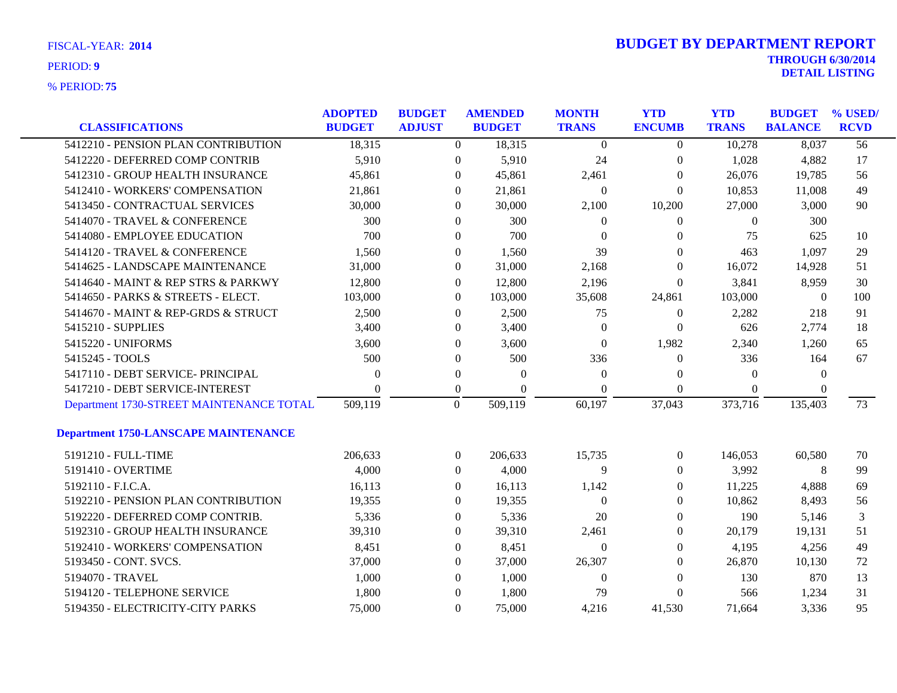FISCAL-YEAR: **2014**

PERIOD: **9**

% PERIOD: **75**

# BUDGET BY DEPARTMENT REPORT

**THROUGH 6/30/2014**

**DETAIL LISTING**

| CLASSIFICATIONS | ADOPTED BUDGET | BUDGET ADJUST | AMENDED BUDGET | MONTH TRANS | YTD ENCUMB | YTD TRANS | BUDGET BALANCE | % USED/ RCVD |
|---|---|---|---|---|---|---|---|---|
| 5412210 - PENSION PLAN CONTRIBUTION | 18,315 | 0 | 18,315 | 0 | 0 | 10,278 | 8,037 | 56 |
| 5412220 - DEFERRED COMP CONTRIB | 5,910 | 0 | 5,910 | 24 | 0 | 1,028 | 4,882 | 17 |
| 5412310 - GROUP HEALTH INSURANCE | 45,861 | 0 | 45,861 | 2,461 | 0 | 26,076 | 19,785 | 56 |
| 5412410 - WORKERS' COMPENSATION | 21,861 | 0 | 21,861 | 0 | 0 | 10,853 | 11,008 | 49 |
| 5413450 - CONTRACTUAL SERVICES | 30,000 | 0 | 30,000 | 2,100 | 10,200 | 27,000 | 3,000 | 90 |
| 5414070 - TRAVEL & CONFERENCE | 300 | 0 | 300 | 0 | 0 | 0 | 300 | |
| 5414080 - EMPLOYEE EDUCATION | 700 | 0 | 700 | 0 | 0 | 75 | 625 | 10 |
| 5414120 - TRAVEL & CONFERENCE | 1,560 | 0 | 1,560 | 39 | 0 | 463 | 1,097 | 29 |
| 5414625 - LANDSCAPE MAINTENANCE | 31,000 | 0 | 31,000 | 2,168 | 0 | 16,072 | 14,928 | 51 |
| 5414640 - MAINT & REP STRS & PARKWY | 12,800 | 0 | 12,800 | 2,196 | 0 | 3,841 | 8,959 | 30 |
| 5414650 - PARKS & STREETS - ELECT. | 103,000 | 0 | 103,000 | 35,608 | 24,861 | 103,000 | 0 | 100 |
| 5414670 - MAINT & REP-GRDS & STRUCT | 2,500 | 0 | 2,500 | 75 | 0 | 2,282 | 218 | 91 |
| 5415210 - SUPPLIES | 3,400 | 0 | 3,400 | 0 | 0 | 626 | 2,774 | 18 |
| 5415220 - UNIFORMS | 3,600 | 0 | 3,600 | 0 | 1,982 | 2,340 | 1,260 | 65 |
| 5415245 - TOOLS | 500 | 0 | 500 | 336 | 0 | 336 | 164 | 67 |
| 5417110 - DEBT SERVICE- PRINCIPAL | 0 | 0 | 0 | 0 | 0 | 0 | 0 | |
| 5417210 - DEBT SERVICE-INTEREST | 0 | 0 | 0 | 0 | 0 | 0 | 0 | |
| Department 1730-STREET MAINTENANCE TOTAL | 509,119 | 0 | 509,119 | 60,197 | 37,043 | 373,716 | 135,403 | 73 |
| **Department 1750-LANSCAPE MAINTENANCE** | | | | | | | | |
| 5191210 - FULL-TIME | 206,633 | 0 | 206,633 | 15,735 | 0 | 146,053 | 60,580 | 70 |
| 5191410 - OVERTIME | 4,000 | 0 | 4,000 | 9 | 0 | 3,992 | 8 | 99 |
| 5192110 - F.I.C.A. | 16,113 | 0 | 16,113 | 1,142 | 0 | 11,225 | 4,888 | 69 |
| 5192210 - PENSION PLAN CONTRIBUTION | 19,355 | 0 | 19,355 | 0 | 0 | 10,862 | 8,493 | 56 |
| 5192220 - DEFERRED COMP CONTRIB. | 5,336 | 0 | 5,336 | 20 | 0 | 190 | 5,146 | 3 |
| 5192310 - GROUP HEALTH INSURANCE | 39,310 | 0 | 39,310 | 2,461 | 0 | 20,179 | 19,131 | 51 |
| 5192410 - WORKERS' COMPENSATION | 8,451 | 0 | 8,451 | 0 | 0 | 4,195 | 4,256 | 49 |
| 5193450 - CONT. SVCS. | 37,000 | 0 | 37,000 | 26,307 | 0 | 26,870 | 10,130 | 72 |
| 5194070 - TRAVEL | 1,000 | 0 | 1,000 | 0 | 0 | 130 | 870 | 13 |
| 5194120 - TELEPHONE SERVICE | 1,800 | 0 | 1,800 | 79 | 0 | 566 | 1,234 | 31 |
| 5194350 - ELECTRICITY-CITY PARKS | 75,000 | 0 | 75,000 | 4,216 | 41,530 | 71,664 | 3,336 | 95 |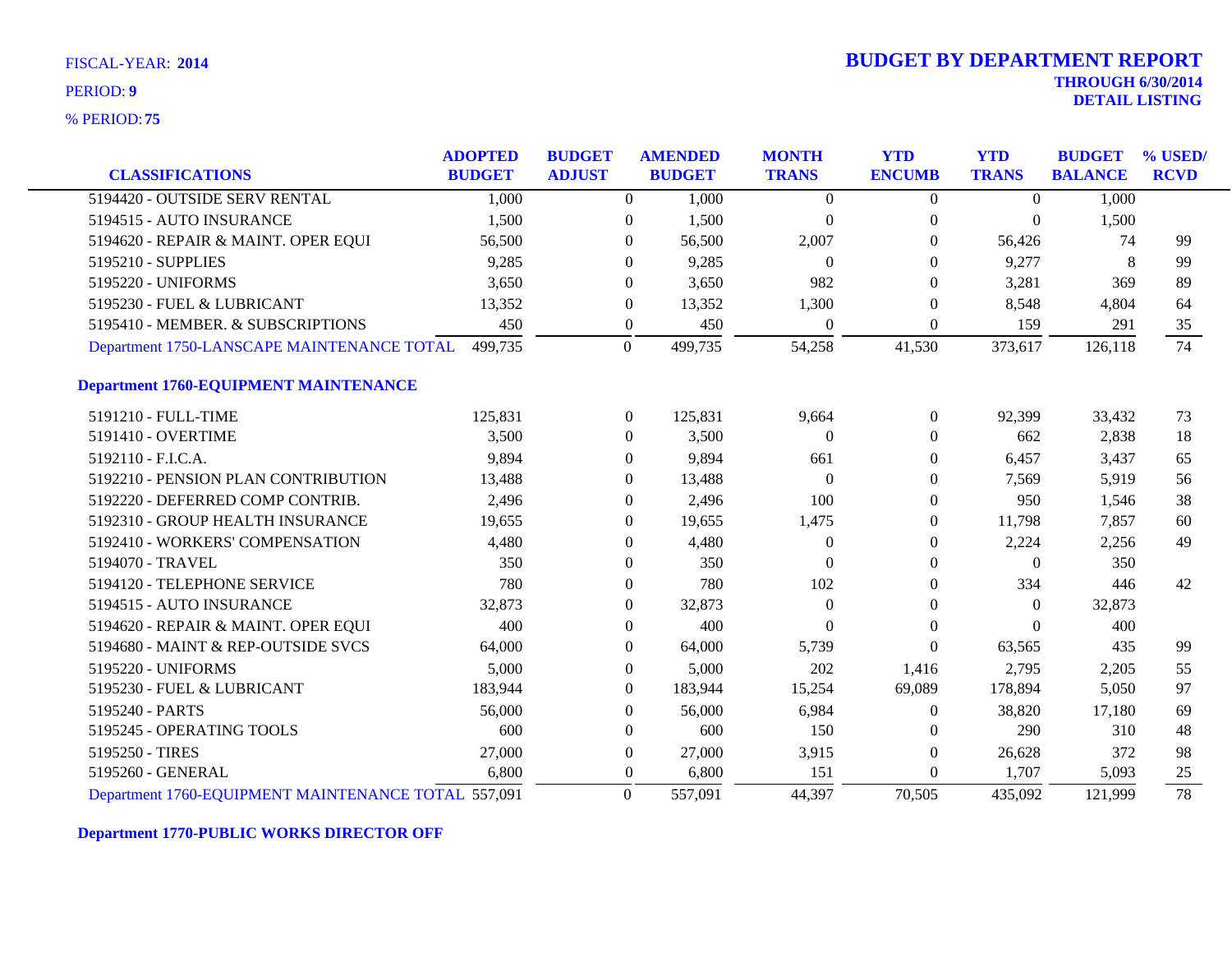FISCAL-YEAR: **2014**

PERIOD: **9**

% PERIOD: **75**

# BUDGET BY DEPARTMENT REPORT

**THROUGH 6/30/2014**
**DETAIL LISTING**

| CLASSIFICATIONS | ADOPTED BUDGET | BUDGET ADJUST | AMENDED BUDGET | MONTH TRANS | YTD ENCUMB | YTD TRANS | BUDGET BALANCE | % USED/ RCVD |
|---|---|---|---|---|---|---|---|---|
| 5194420 - OUTSIDE SERV RENTAL | 1,000 | 0 | 1,000 | 0 | 0 | 0 | 1,000 | |
| 5194515 - AUTO INSURANCE | 1,500 | 0 | 1,500 | 0 | 0 | 0 | 1,500 | |
| 5194620 - REPAIR & MAINT. OPER EQUI | 56,500 | 0 | 56,500 | 2,007 | 0 | 56,426 | 74 | 99 |
| 5195210 - SUPPLIES | 9,285 | 0 | 9,285 | 0 | 0 | 9,277 | 8 | 99 |
| 5195220 - UNIFORMS | 3,650 | 0 | 3,650 | 982 | 0 | 3,281 | 369 | 89 |
| 5195230 - FUEL & LUBRICANT | 13,352 | 0 | 13,352 | 1,300 | 0 | 8,548 | 4,804 | 64 |
| 5195410 - MEMBER. & SUBSCRIPTIONS | 450 | 0 | 450 | 0 | 0 | 159 | 291 | 35 |
| Department 1750-LANSCAPE MAINTENANCE TOTAL | 499,735 | 0 | 499,735 | 54,258 | 41,530 | 373,617 | 126,118 | 74 |
| **Department 1760-EQUIPMENT MAINTENANCE** | | | | | | | | |
| 5191210 - FULL-TIME | 125,831 | 0 | 125,831 | 9,664 | 0 | 92,399 | 33,432 | 73 |
| 5191410 - OVERTIME | 3,500 | 0 | 3,500 | 0 | 0 | 662 | 2,838 | 18 |
| 5192110 - F.I.C.A. | 9,894 | 0 | 9,894 | 661 | 0 | 6,457 | 3,437 | 65 |
| 5192210 - PENSION PLAN CONTRIBUTION | 13,488 | 0 | 13,488 | 0 | 0 | 7,569 | 5,919 | 56 |
| 5192220 - DEFERRED COMP CONTRIB. | 2,496 | 0 | 2,496 | 100 | 0 | 950 | 1,546 | 38 |
| 5192310 - GROUP HEALTH INSURANCE | 19,655 | 0 | 19,655 | 1,475 | 0 | 11,798 | 7,857 | 60 |
| 5192410 - WORKERS' COMPENSATION | 4,480 | 0 | 4,480 | 0 | 0 | 2,224 | 2,256 | 49 |
| 5194070 - TRAVEL | 350 | 0 | 350 | 0 | 0 | 0 | 350 | |
| 5194120 - TELEPHONE SERVICE | 780 | 0 | 780 | 102 | 0 | 334 | 446 | 42 |
| 5194515 - AUTO INSURANCE | 32,873 | 0 | 32,873 | 0 | 0 | 0 | 32,873 | |
| 5194620 - REPAIR & MAINT. OPER EQUI | 400 | 0 | 400 | 0 | 0 | 0 | 400 | |
| 5194680 - MAINT & REP-OUTSIDE SVCS | 64,000 | 0 | 64,000 | 5,739 | 0 | 63,565 | 435 | 99 |
| 5195220 - UNIFORMS | 5,000 | 0 | 5,000 | 202 | 1,416 | 2,795 | 2,205 | 55 |
| 5195230 - FUEL & LUBRICANT | 183,944 | 0 | 183,944 | 15,254 | 69,089 | 178,894 | 5,050 | 97 |
| 5195240 - PARTS | 56,000 | 0 | 56,000 | 6,984 | 0 | 38,820 | 17,180 | 69 |
| 5195245 - OPERATING TOOLS | 600 | 0 | 600 | 150 | 0 | 290 | 310 | 48 |
| 5195250 - TIRES | 27,000 | 0 | 27,000 | 3,915 | 0 | 26,628 | 372 | 98 |
| 5195260 - GENERAL | 6,800 | 0 | 6,800 | 151 | 0 | 1,707 | 5,093 | 25 |
| Department 1760-EQUIPMENT MAINTENANCE TOTAL | 557,091 | 0 | 557,091 | 44,397 | 70,505 | 435,092 | 121,999 | 78 |

**Department 1770-PUBLIC WORKS DIRECTOR OFF**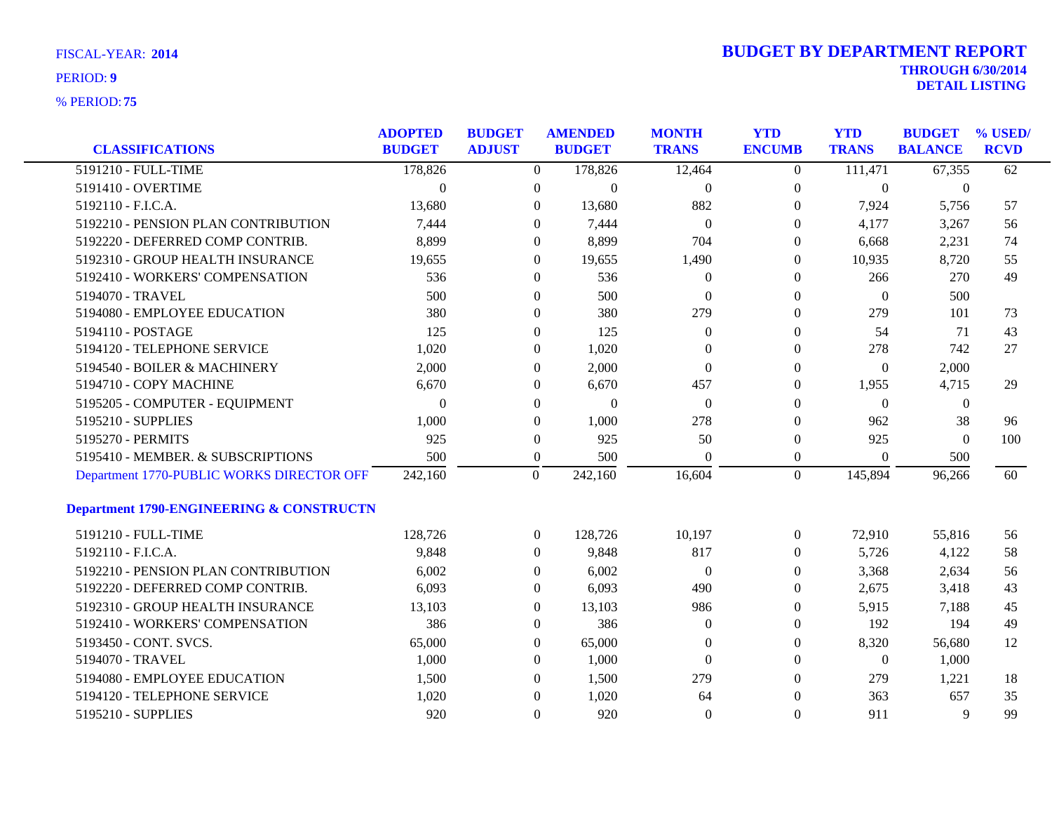FISCAL-YEAR: **2014**

PERIOD: **9**

% PERIOD: **75**

# BUDGET BY DEPARTMENT REPORT

**THROUGH 6/30/2014**

**DETAIL LISTING**

| CLASSIFICATIONS | ADOPTED BUDGET | BUDGET ADJUST | AMENDED BUDGET | MONTH TRANS | YTD ENCUMB | YTD TRANS | BUDGET BALANCE | % USED/ RCVD |
|---|---|---|---|---|---|---|---|---|
| 5191210 - FULL-TIME | 178,826 | 0 | 178,826 | 12,464 | 0 | 111,471 | 67,355 | 62 |
| 5191410 - OVERTIME | 0 | 0 | 0 | 0 | 0 | 0 | 0 | |
| 5192110 - F.I.C.A. | 13,680 | 0 | 13,680 | 882 | 0 | 7,924 | 5,756 | 57 |
| 5192210 - PENSION PLAN CONTRIBUTION | 7,444 | 0 | 7,444 | 0 | 0 | 4,177 | 3,267 | 56 |
| 5192220 - DEFERRED COMP CONTRIB. | 8,899 | 0 | 8,899 | 704 | 0 | 6,668 | 2,231 | 74 |
| 5192310 - GROUP HEALTH INSURANCE | 19,655 | 0 | 19,655 | 1,490 | 0 | 10,935 | 8,720 | 55 |
| 5192410 - WORKERS' COMPENSATION | 536 | 0 | 536 | 0 | 0 | 266 | 270 | 49 |
| 5194070 - TRAVEL | 500 | 0 | 500 | 0 | 0 | 0 | 500 | |
| 5194080 - EMPLOYEE EDUCATION | 380 | 0 | 380 | 279 | 0 | 279 | 101 | 73 |
| 5194110 - POSTAGE | 125 | 0 | 125 | 0 | 0 | 54 | 71 | 43 |
| 5194120 - TELEPHONE SERVICE | 1,020 | 0 | 1,020 | 0 | 0 | 278 | 742 | 27 |
| 5194540 - BOILER & MACHINERY | 2,000 | 0 | 2,000 | 0 | 0 | 0 | 2,000 | |
| 5194710 - COPY MACHINE | 6,670 | 0 | 6,670 | 457 | 0 | 1,955 | 4,715 | 29 |
| 5195205 - COMPUTER - EQUIPMENT | 0 | 0 | 0 | 0 | 0 | 0 | 0 | |
| 5195210 - SUPPLIES | 1,000 | 0 | 1,000 | 278 | 0 | 962 | 38 | 96 |
| 5195270 - PERMITS | 925 | 0 | 925 | 50 | 0 | 925 | 0 | 100 |
| 5195410 - MEMBER. & SUBSCRIPTIONS | 500 | 0 | 500 | 0 | 0 | 0 | 500 | |
| Department 1770-PUBLIC WORKS DIRECTOR OFF | 242,160 | 0 | 242,160 | 16,604 | 0 | 145,894 | 96,266 | 60 |
| **Department 1790-ENGINEERING & CONSTRUCTN** | | | | | | | | |
| 5191210 - FULL-TIME | 128,726 | 0 | 128,726 | 10,197 | 0 | 72,910 | 55,816 | 56 |
| 5192110 - F.I.C.A. | 9,848 | 0 | 9,848 | 817 | 0 | 5,726 | 4,122 | 58 |
| 5192210 - PENSION PLAN CONTRIBUTION | 6,002 | 0 | 6,002 | 0 | 0 | 3,368 | 2,634 | 56 |
| 5192220 - DEFERRED COMP CONTRIB. | 6,093 | 0 | 6,093 | 490 | 0 | 2,675 | 3,418 | 43 |
| 5192310 - GROUP HEALTH INSURANCE | 13,103 | 0 | 13,103 | 986 | 0 | 5,915 | 7,188 | 45 |
| 5192410 - WORKERS' COMPENSATION | 386 | 0 | 386 | 0 | 0 | 192 | 194 | 49 |
| 5193450 - CONT. SVCS. | 65,000 | 0 | 65,000 | 0 | 0 | 8,320 | 56,680 | 12 |
| 5194070 - TRAVEL | 1,000 | 0 | 1,000 | 0 | 0 | 0 | 1,000 | |
| 5194080 - EMPLOYEE EDUCATION | 1,500 | 0 | 1,500 | 279 | 0 | 279 | 1,221 | 18 |
| 5194120 - TELEPHONE SERVICE | 1,020 | 0 | 1,020 | 64 | 0 | 363 | 657 | 35 |
| 5195210 - SUPPLIES | 920 | 0 | 920 | 0 | 0 | 911 | 9 | 99 |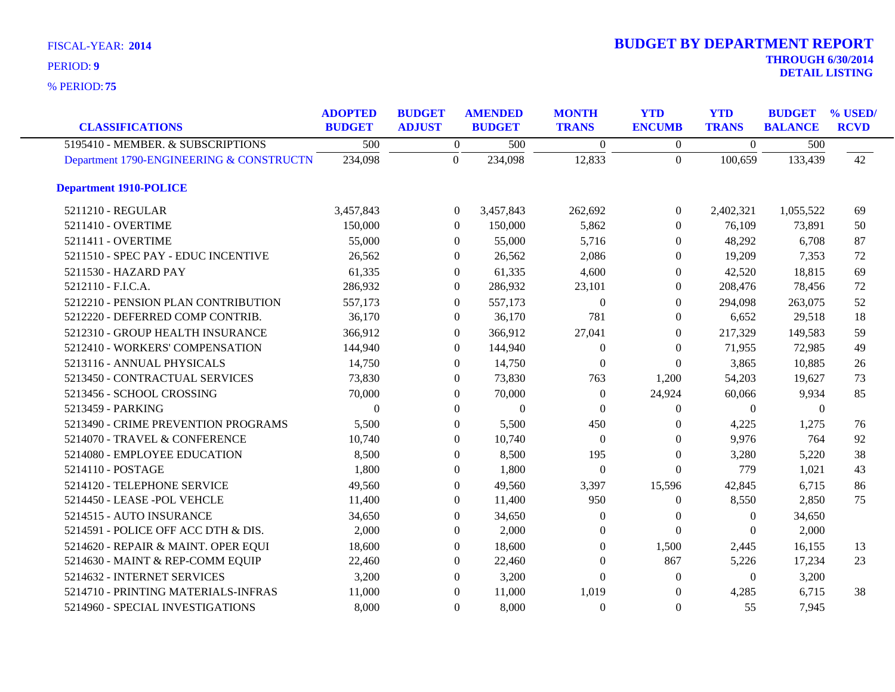FISCAL-YEAR: **2014**

PERIOD: **9**

% PERIOD: **75**

# BUDGET BY DEPARTMENT REPORT

**THROUGH 6/30/2014**

**DETAIL LISTING**

| CLASSIFICATIONS | ADOPTED BUDGET | BUDGET ADJUST | AMENDED BUDGET | MONTH TRANS | YTD ENCUMB | YTD TRANS | BUDGET BALANCE | % USED/ RCVD |
|---|---|---|---|---|---|---|---|---|
| 5195410 - MEMBER. & SUBSCRIPTIONS | 500 | 0 | 500 | 0 | 0 | 0 | 500 | |
| Department 1790-ENGINEERING & CONSTRUCTN | 234,098 | 0 | 234,098 | 12,833 | 0 | 100,659 | 133,439 | 42 |
| **Department 1910-POLICE** | | | | | | | | |
| 5211210 - REGULAR | 3,457,843 | 0 | 3,457,843 | 262,692 | 0 | 2,402,321 | 1,055,522 | 69 |
| 5211410 - OVERTIME | 150,000 | 0 | 150,000 | 5,862 | 0 | 76,109 | 73,891 | 50 |
| 5211411 - OVERTIME | 55,000 | 0 | 55,000 | 5,716 | 0 | 48,292 | 6,708 | 87 |
| 5211510 - SPEC PAY - EDUC INCENTIVE | 26,562 | 0 | 26,562 | 2,086 | 0 | 19,209 | 7,353 | 72 |
| 5211530 - HAZARD PAY | 61,335 | 0 | 61,335 | 4,600 | 0 | 42,520 | 18,815 | 69 |
| 5212110 - F.I.C.A. | 286,932 | 0 | 286,932 | 23,101 | 0 | 208,476 | 78,456 | 72 |
| 5212210 - PENSION PLAN CONTRIBUTION | 557,173 | 0 | 557,173 | 0 | 0 | 294,098 | 263,075 | 52 |
| 5212220 - DEFERRED COMP CONTRIB. | 36,170 | 0 | 36,170 | 781 | 0 | 6,652 | 29,518 | 18 |
| 5212310 - GROUP HEALTH INSURANCE | 366,912 | 0 | 366,912 | 27,041 | 0 | 217,329 | 149,583 | 59 |
| 5212410 - WORKERS' COMPENSATION | 144,940 | 0 | 144,940 | 0 | 0 | 71,955 | 72,985 | 49 |
| 5213116 - ANNUAL PHYSICALS | 14,750 | 0 | 14,750 | 0 | 0 | 3,865 | 10,885 | 26 |
| 5213450 - CONTRACTUAL SERVICES | 73,830 | 0 | 73,830 | 763 | 1,200 | 54,203 | 19,627 | 73 |
| 5213456 - SCHOOL CROSSING | 70,000 | 0 | 70,000 | 0 | 24,924 | 60,066 | 9,934 | 85 |
| 5213459 - PARKING | 0 | 0 | 0 | 0 | 0 | 0 | 0 | |
| 5213490 - CRIME PREVENTION PROGRAMS | 5,500 | 0 | 5,500 | 450 | 0 | 4,225 | 1,275 | 76 |
| 5214070 - TRAVEL & CONFERENCE | 10,740 | 0 | 10,740 | 0 | 0 | 9,976 | 764 | 92 |
| 5214080 - EMPLOYEE EDUCATION | 8,500 | 0 | 8,500 | 195 | 0 | 3,280 | 5,220 | 38 |
| 5214110 - POSTAGE | 1,800 | 0 | 1,800 | 0 | 0 | 779 | 1,021 | 43 |
| 5214120 - TELEPHONE SERVICE | 49,560 | 0 | 49,560 | 3,397 | 15,596 | 42,845 | 6,715 | 86 |
| 5214450 - LEASE -POL VEHCLE | 11,400 | 0 | 11,400 | 950 | 0 | 8,550 | 2,850 | 75 |
| 5214515 - AUTO INSURANCE | 34,650 | 0 | 34,650 | 0 | 0 | 0 | 34,650 | |
| 5214591 - POLICE OFF ACC DTH & DIS. | 2,000 | 0 | 2,000 | 0 | 0 | 0 | 2,000 | |
| 5214620 - REPAIR & MAINT. OPER EQUI | 18,600 | 0 | 18,600 | 0 | 1,500 | 2,445 | 16,155 | 13 |
| 5214630 - MAINT & REP-COMM EQUIP | 22,460 | 0 | 22,460 | 0 | 867 | 5,226 | 17,234 | 23 |
| 5214632 - INTERNET SERVICES | 3,200 | 0 | 3,200 | 0 | 0 | 0 | 3,200 | |
| 5214710 - PRINTING MATERIALS-INFRAS | 11,000 | 0 | 11,000 | 1,019 | 0 | 4,285 | 6,715 | 38 |
| 5214960 - SPECIAL INVESTIGATIONS | 8,000 | 0 | 8,000 | 0 | 0 | 55 | 7,945 | |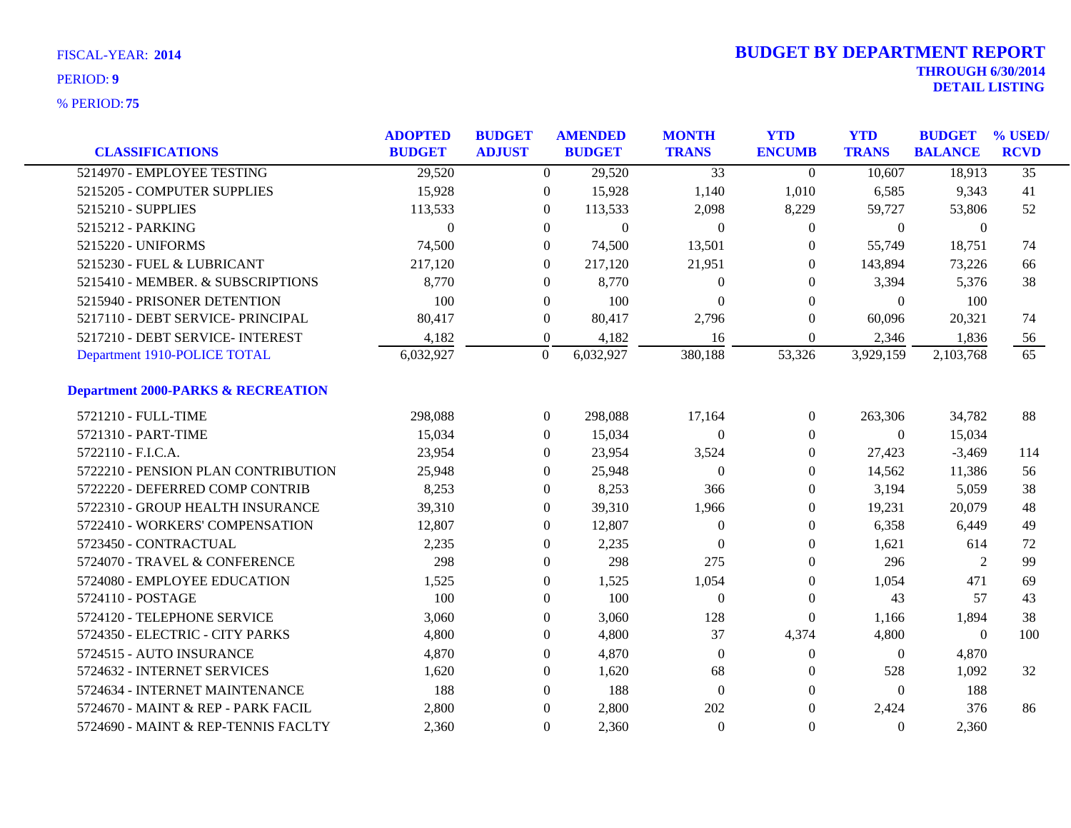FISCAL-YEAR: **2014**

PERIOD: **9**

% PERIOD: **75**

# BUDGET BY DEPARTMENT REPORT

**THROUGH 6/30/2014**

**DETAIL LISTING**

| CLASSIFICATIONS | ADOPTED BUDGET | BUDGET ADJUST | AMENDED BUDGET | MONTH TRANS | YTD ENCUMB | YTD TRANS | BUDGET BALANCE | % USED/ RCVD |
|---|---|---|---|---|---|---|---|---|
| 5214970 - EMPLOYEE TESTING | 29,520 | 0 | 29,520 | 33 | 0 | 10,607 | 18,913 | 35 |
| 5215205 - COMPUTER SUPPLIES | 15,928 | 0 | 15,928 | 1,140 | 1,010 | 6,585 | 9,343 | 41 |
| 5215210 - SUPPLIES | 113,533 | 0 | 113,533 | 2,098 | 8,229 | 59,727 | 53,806 | 52 |
| 5215212 - PARKING | 0 | 0 | 0 | 0 | 0 | 0 | 0 | |
| 5215220 - UNIFORMS | 74,500 | 0 | 74,500 | 13,501 | 0 | 55,749 | 18,751 | 74 |
| 5215230 - FUEL & LUBRICANT | 217,120 | 0 | 217,120 | 21,951 | 0 | 143,894 | 73,226 | 66 |
| 5215410 - MEMBER. & SUBSCRIPTIONS | 8,770 | 0 | 8,770 | 0 | 0 | 3,394 | 5,376 | 38 |
| 5215940 - PRISONER DETENTION | 100 | 0 | 100 | 0 | 0 | 0 | 100 | |
| 5217110 - DEBT SERVICE- PRINCIPAL | 80,417 | 0 | 80,417 | 2,796 | 0 | 60,096 | 20,321 | 74 |
| 5217210 - DEBT SERVICE- INTEREST | 4,182 | 0 | 4,182 | 16 | 0 | 2,346 | 1,836 | 56 |
| Department 1910-POLICE TOTAL | 6,032,927 | 0 | 6,032,927 | 380,188 | 53,326 | 3,929,159 | 2,103,768 | 65 |
| **Department 2000-PARKS & RECREATION** | | | | | | | | |
| 5721210 - FULL-TIME | 298,088 | 0 | 298,088 | 17,164 | 0 | 263,306 | 34,782 | 88 |
| 5721310 - PART-TIME | 15,034 | 0 | 15,034 | 0 | 0 | 0 | 15,034 | |
| 5722110 - F.I.C.A. | 23,954 | 0 | 23,954 | 3,524 | 0 | 27,423 | -3,469 | 114 |
| 5722210 - PENSION PLAN CONTRIBUTION | 25,948 | 0 | 25,948 | 0 | 0 | 14,562 | 11,386 | 56 |
| 5722220 - DEFERRED COMP CONTRIB | 8,253 | 0 | 8,253 | 366 | 0 | 3,194 | 5,059 | 38 |
| 5722310 - GROUP HEALTH INSURANCE | 39,310 | 0 | 39,310 | 1,966 | 0 | 19,231 | 20,079 | 48 |
| 5722410 - WORKERS' COMPENSATION | 12,807 | 0 | 12,807 | 0 | 0 | 6,358 | 6,449 | 49 |
| 5723450 - CONTRACTUAL | 2,235 | 0 | 2,235 | 0 | 0 | 1,621 | 614 | 72 |
| 5724070 - TRAVEL & CONFERENCE | 298 | 0 | 298 | 275 | 0 | 296 | 2 | 99 |
| 5724080 - EMPLOYEE EDUCATION | 1,525 | 0 | 1,525 | 1,054 | 0 | 1,054 | 471 | 69 |
| 5724110 - POSTAGE | 100 | 0 | 100 | 0 | 0 | 43 | 57 | 43 |
| 5724120 - TELEPHONE SERVICE | 3,060 | 0 | 3,060 | 128 | 0 | 1,166 | 1,894 | 38 |
| 5724350 - ELECTRIC - CITY PARKS | 4,800 | 0 | 4,800 | 37 | 4,374 | 4,800 | 0 | 100 |
| 5724515 - AUTO INSURANCE | 4,870 | 0 | 4,870 | 0 | 0 | 0 | 4,870 | |
| 5724632 - INTERNET SERVICES | 1,620 | 0 | 1,620 | 68 | 0 | 528 | 1,092 | 32 |
| 5724634 - INTERNET MAINTENANCE | 188 | 0 | 188 | 0 | 0 | 0 | 188 | |
| 5724670 - MAINT & REP - PARK FACIL | 2,800 | 0 | 2,800 | 202 | 0 | 2,424 | 376 | 86 |
| 5724690 - MAINT & REP-TENNIS FACLTY | 2,360 | 0 | 2,360 | 0 | 0 | 0 | 2,360 | |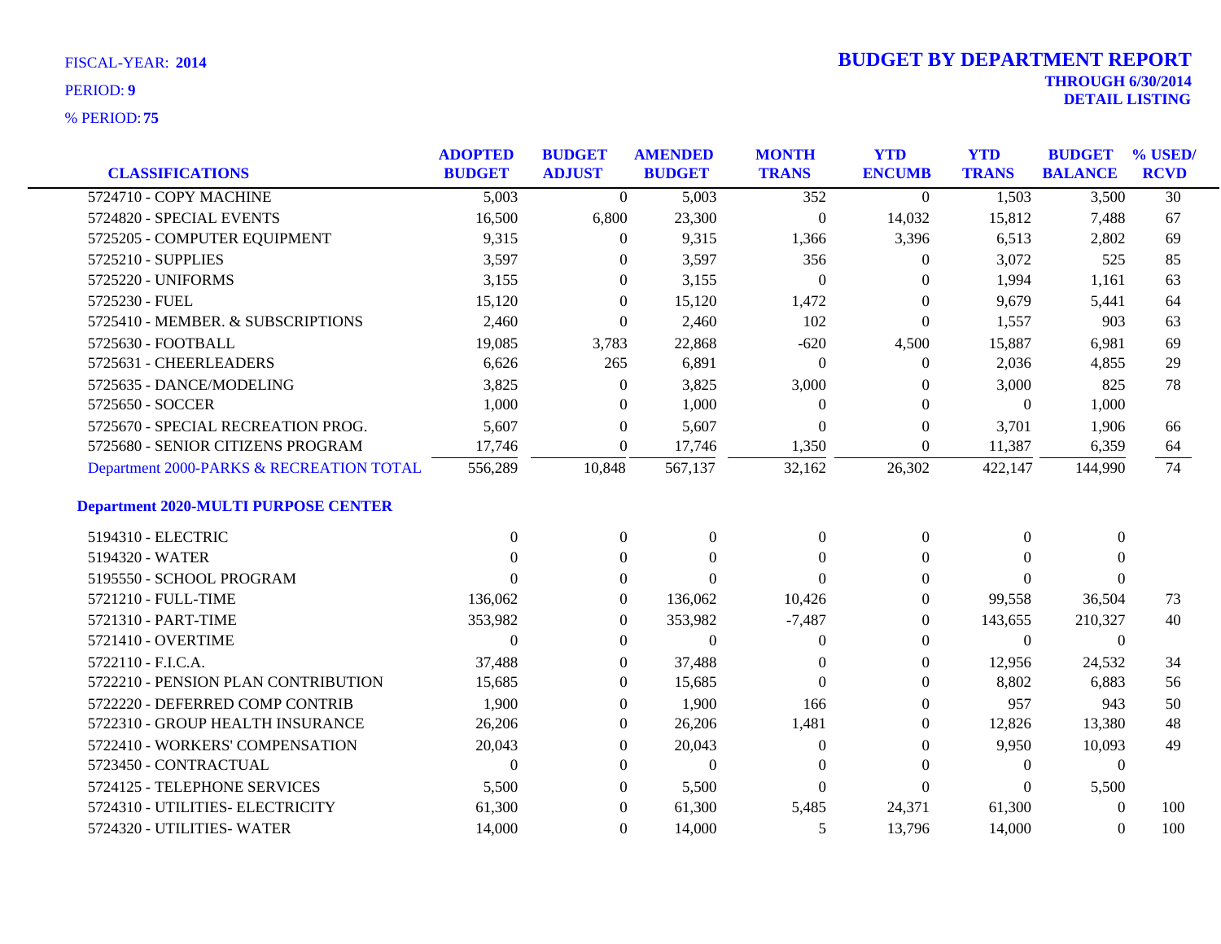FISCAL-YEAR: **2014**

PERIOD: **9**

% PERIOD: **75**

# BUDGET BY DEPARTMENT REPORT

**THROUGH 6/30/2014**

**DETAIL LISTING**

| CLASSIFICATIONS | ADOPTED BUDGET | BUDGET ADJUST | AMENDED BUDGET | MONTH TRANS | YTD ENCUMB | YTD TRANS | BUDGET BALANCE | % USED/ RCVD |
|---|---|---|---|---|---|---|---|---|
| 5724710 - COPY MACHINE | 5,003 | 0 | 5,003 | 352 | 0 | 1,503 | 3,500 | 30 |
| 5724820 - SPECIAL EVENTS | 16,500 | 6,800 | 23,300 | 0 | 14,032 | 15,812 | 7,488 | 67 |
| 5725205 - COMPUTER EQUIPMENT | 9,315 | 0 | 9,315 | 1,366 | 3,396 | 6,513 | 2,802 | 69 |
| 5725210 - SUPPLIES | 3,597 | 0 | 3,597 | 356 | 0 | 3,072 | 525 | 85 |
| 5725220 - UNIFORMS | 3,155 | 0 | 3,155 | 0 | 0 | 1,994 | 1,161 | 63 |
| 5725230 - FUEL | 15,120 | 0 | 15,120 | 1,472 | 0 | 9,679 | 5,441 | 64 |
| 5725410 - MEMBER. & SUBSCRIPTIONS | 2,460 | 0 | 2,460 | 102 | 0 | 1,557 | 903 | 63 |
| 5725630 - FOOTBALL | 19,085 | 3,783 | 22,868 | -620 | 4,500 | 15,887 | 6,981 | 69 |
| 5725631 - CHEERLEADERS | 6,626 | 265 | 6,891 | 0 | 0 | 2,036 | 4,855 | 29 |
| 5725635 - DANCE/MODELING | 3,825 | 0 | 3,825 | 3,000 | 0 | 3,000 | 825 | 78 |
| 5725650 - SOCCER | 1,000 | 0 | 1,000 | 0 | 0 | 0 | 1,000 | |
| 5725670 - SPECIAL RECREATION PROG. | 5,607 | 0 | 5,607 | 0 | 0 | 3,701 | 1,906 | 66 |
| 5725680 - SENIOR CITIZENS PROGRAM | 17,746 | 0 | 17,746 | 1,350 | 0 | 11,387 | 6,359 | 64 |
| Department 2000-PARKS & RECREATION TOTAL | 556,289 | 10,848 | 567,137 | 32,162 | 26,302 | 422,147 | 144,990 | 74 |
| **Department 2020-MULTI PURPOSE CENTER** | | | | | | | | |
| 5194310 - ELECTRIC | 0 | 0 | 0 | 0 | 0 | 0 | 0 | |
| 5194320 - WATER | 0 | 0 | 0 | 0 | 0 | 0 | 0 | |
| 5195550 - SCHOOL PROGRAM | 0 | 0 | 0 | 0 | 0 | 0 | 0 | |
| 5721210 - FULL-TIME | 136,062 | 0 | 136,062 | 10,426 | 0 | 99,558 | 36,504 | 73 |
| 5721310 - PART-TIME | 353,982 | 0 | 353,982 | -7,487 | 0 | 143,655 | 210,327 | 40 |
| 5721410 - OVERTIME | 0 | 0 | 0 | 0 | 0 | 0 | 0 | |
| 5722110 - F.I.C.A. | 37,488 | 0 | 37,488 | 0 | 0 | 12,956 | 24,532 | 34 |
| 5722210 - PENSION PLAN CONTRIBUTION | 15,685 | 0 | 15,685 | 0 | 0 | 8,802 | 6,883 | 56 |
| 5722220 - DEFERRED COMP CONTRIB | 1,900 | 0 | 1,900 | 166 | 0 | 957 | 943 | 50 |
| 5722310 - GROUP HEALTH INSURANCE | 26,206 | 0 | 26,206 | 1,481 | 0 | 12,826 | 13,380 | 48 |
| 5722410 - WORKERS' COMPENSATION | 20,043 | 0 | 20,043 | 0 | 0 | 9,950 | 10,093 | 49 |
| 5723450 - CONTRACTUAL | 0 | 0 | 0 | 0 | 0 | 0 | 0 | |
| 5724125 - TELEPHONE SERVICES | 5,500 | 0 | 5,500 | 0 | 0 | 0 | 5,500 | |
| 5724310 - UTILITIES- ELECTRICITY | 61,300 | 0 | 61,300 | 5,485 | 24,371 | 61,300 | 0 | 100 |
| 5724320 - UTILITIES- WATER | 14,000 | 0 | 14,000 | 5 | 13,796 | 14,000 | 0 | 100 |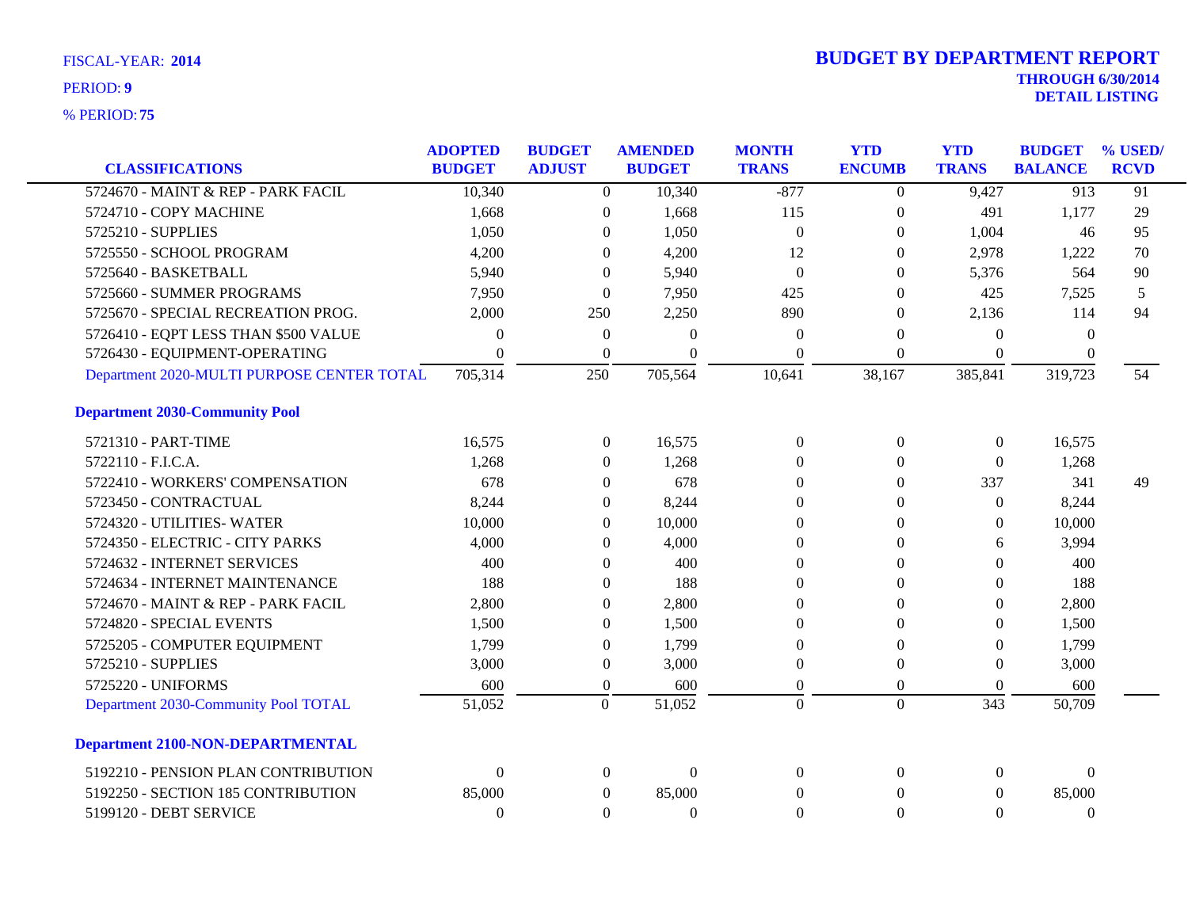FISCAL-YEAR: **2014**

PERIOD: **9**

% PERIOD: **75**

# BUDGET BY DEPARTMENT REPORT

**THROUGH 6/30/2014**

**DETAIL LISTING**

| CLASSIFICATIONS | ADOPTED BUDGET | BUDGET ADJUST | AMENDED BUDGET | MONTH TRANS | YTD ENCUMB | YTD TRANS | BUDGET BALANCE | % USED/ RCVD |
|---|---|---|---|---|---|---|---|---|
| 5724670 - MAINT & REP - PARK FACIL | 10,340 | 0 | 10,340 | -877 | 0 | 9,427 | 913 | 91 |
| 5724710 - COPY MACHINE | 1,668 | 0 | 1,668 | 115 | 0 | 491 | 1,177 | 29 |
| 5725210 - SUPPLIES | 1,050 | 0 | 1,050 | 0 | 0 | 1,004 | 46 | 95 |
| 5725550 - SCHOOL PROGRAM | 4,200 | 0 | 4,200 | 12 | 0 | 2,978 | 1,222 | 70 |
| 5725640 - BASKETBALL | 5,940 | 0 | 5,940 | 0 | 0 | 5,376 | 564 | 90 |
| 5725660 - SUMMER PROGRAMS | 7,950 | 0 | 7,950 | 425 | 0 | 425 | 7,525 | 5 |
| 5725670 - SPECIAL RECREATION PROG. | 2,000 | 250 | 2,250 | 890 | 0 | 2,136 | 114 | 94 |
| 5726410 - EQPT LESS THAN $500 VALUE | 0 | 0 | 0 | 0 | 0 | 0 | 0 | |
| 5726430 - EQUIPMENT-OPERATING | 0 | 0 | 0 | 0 | 0 | 0 | 0 | |
| Department 2020-MULTI PURPOSE CENTER TOTAL | 705,314 | 250 | 705,564 | 10,641 | 38,167 | 385,841 | 319,723 | 54 |
| **Department 2030-Community Pool** | | | | | | | | |
| 5721310 - PART-TIME | 16,575 | 0 | 16,575 | 0 | 0 | 0 | 16,575 | |
| 5722110 - F.I.C.A. | 1,268 | 0 | 1,268 | 0 | 0 | 0 | 1,268 | |
| 5722410 - WORKERS' COMPENSATION | 678 | 0 | 678 | 0 | 0 | 337 | 341 | 49 |
| 5723450 - CONTRACTUAL | 8,244 | 0 | 8,244 | 0 | 0 | 0 | 8,244 | |
| 5724320 - UTILITIES- WATER | 10,000 | 0 | 10,000 | 0 | 0 | 0 | 10,000 | |
| 5724350 - ELECTRIC - CITY PARKS | 4,000 | 0 | 4,000 | 0 | 0 | 6 | 3,994 | |
| 5724632 - INTERNET SERVICES | 400 | 0 | 400 | 0 | 0 | 0 | 400 | |
| 5724634 - INTERNET MAINTENANCE | 188 | 0 | 188 | 0 | 0 | 0 | 188 | |
| 5724670 - MAINT & REP - PARK FACIL | 2,800 | 0 | 2,800 | 0 | 0 | 0 | 2,800 | |
| 5724820 - SPECIAL EVENTS | 1,500 | 0 | 1,500 | 0 | 0 | 0 | 1,500 | |
| 5725205 - COMPUTER EQUIPMENT | 1,799 | 0 | 1,799 | 0 | 0 | 0 | 1,799 | |
| 5725210 - SUPPLIES | 3,000 | 0 | 3,000 | 0 | 0 | 0 | 3,000 | |
| 5725220 - UNIFORMS | 600 | 0 | 600 | 0 | 0 | 0 | 600 | |
| Department 2030-Community Pool TOTAL | 51,052 | 0 | 51,052 | 0 | 0 | 343 | 50,709 | |
| **Department 2100-NON-DEPARTMENTAL** | | | | | | | | |
| 5192210 - PENSION PLAN CONTRIBUTION | 0 | 0 | 0 | 0 | 0 | 0 | 0 | |
| 5192250 - SECTION 185 CONTRIBUTION | 85,000 | 0 | 85,000 | 0 | 0 | 0 | 85,000 | |
| 5199120 - DEBT SERVICE | 0 | 0 | 0 | 0 | 0 | 0 | 0 | |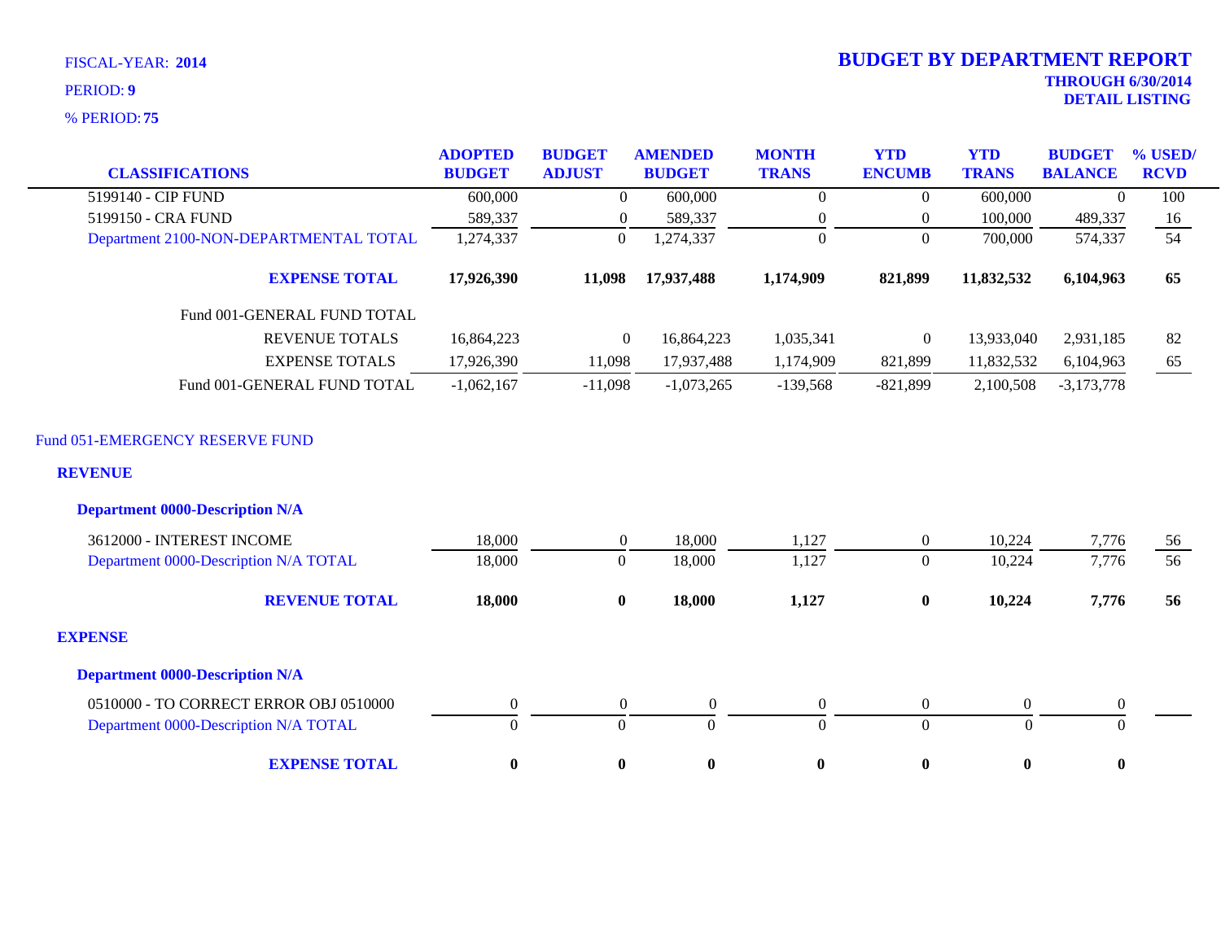FISCAL-YEAR: **2014**

PERIOD: **9**

% PERIOD: **75**

# BUDGET BY DEPARTMENT REPORT

**THROUGH 6/30/2014**

**DETAIL LISTING**

| CLASSIFICATIONS | ADOPTED BUDGET | BUDGET ADJUST | AMENDED BUDGET | MONTH TRANS | YTD ENCUMB | YTD TRANS | BUDGET BALANCE | % USED/ RCVD |
|---|---|---|---|---|---|---|---|---|
| 5199140 - CIP FUND | 600,000 | 0 | 600,000 | 0 | 0 | 600,000 | 0 | 100 |
| 5199150 - CRA FUND | 589,337 | 0 | 589,337 | 0 | 0 | 100,000 | 489,337 | 16 |
| Department 2100-NON-DEPARTMENTAL TOTAL | 1,274,337 | 0 | 1,274,337 | 0 | 0 | 700,000 | 574,337 | 54 |
| **EXPENSE TOTAL** | **17,926,390** | **11,098** | **17,937,488** | **1,174,909** | **821,899** | **11,832,532** | **6,104,963** | **65** |
| Fund 001-GENERAL FUND TOTAL | | | | | | | | |
| REVENUE TOTALS | 16,864,223 | 0 | 16,864,223 | 1,035,341 | 0 | 13,933,040 | 2,931,185 | 82 |
| EXPENSE TOTALS | 17,926,390 | 11,098 | 17,937,488 | 1,174,909 | 821,899 | 11,832,532 | 6,104,963 | 65 |
| Fund 001-GENERAL FUND TOTAL | -1,062,167 | -11,098 | -1,073,265 | -139,568 | -821,899 | 2,100,508 | -3,173,778 | |

## Fund 051-EMERGENCY RESERVE FUND

### REVENUE

#### Department 0000-Description N/A

| CLASSIFICATIONS | ADOPTED BUDGET | BUDGET ADJUST | AMENDED BUDGET | MONTH TRANS | YTD ENCUMB | YTD TRANS | BUDGET BALANCE | % USED/ RCVD |
|---|---|---|---|---|---|---|---|---|
| 3612000 - INTEREST INCOME | 18,000 | 0 | 18,000 | 1,127 | 0 | 10,224 | 7,776 | 56 |
| Department 0000-Description N/A TOTAL | 18,000 | 0 | 18,000 | 1,127 | 0 | 10,224 | 7,776 | 56 |
| **REVENUE TOTAL** | **18,000** | **0** | **18,000** | **1,127** | **0** | **10,224** | **7,776** | **56** |

### EXPENSE

#### Department 0000-Description N/A

| CLASSIFICATIONS | ADOPTED BUDGET | BUDGET ADJUST | AMENDED BUDGET | MONTH TRANS | YTD ENCUMB | YTD TRANS | BUDGET BALANCE | % USED/ RCVD |
|---|---|---|---|---|---|---|---|---|
| 0510000 - TO CORRECT ERROR OBJ 0510000 | 0 | 0 | 0 | 0 | 0 | 0 | 0 | |
| Department 0000-Description N/A TOTAL | 0 | 0 | 0 | 0 | 0 | 0 | 0 | |
| **EXPENSE TOTAL** | **0** | **0** | **0** | **0** | **0** | **0** | **0** | |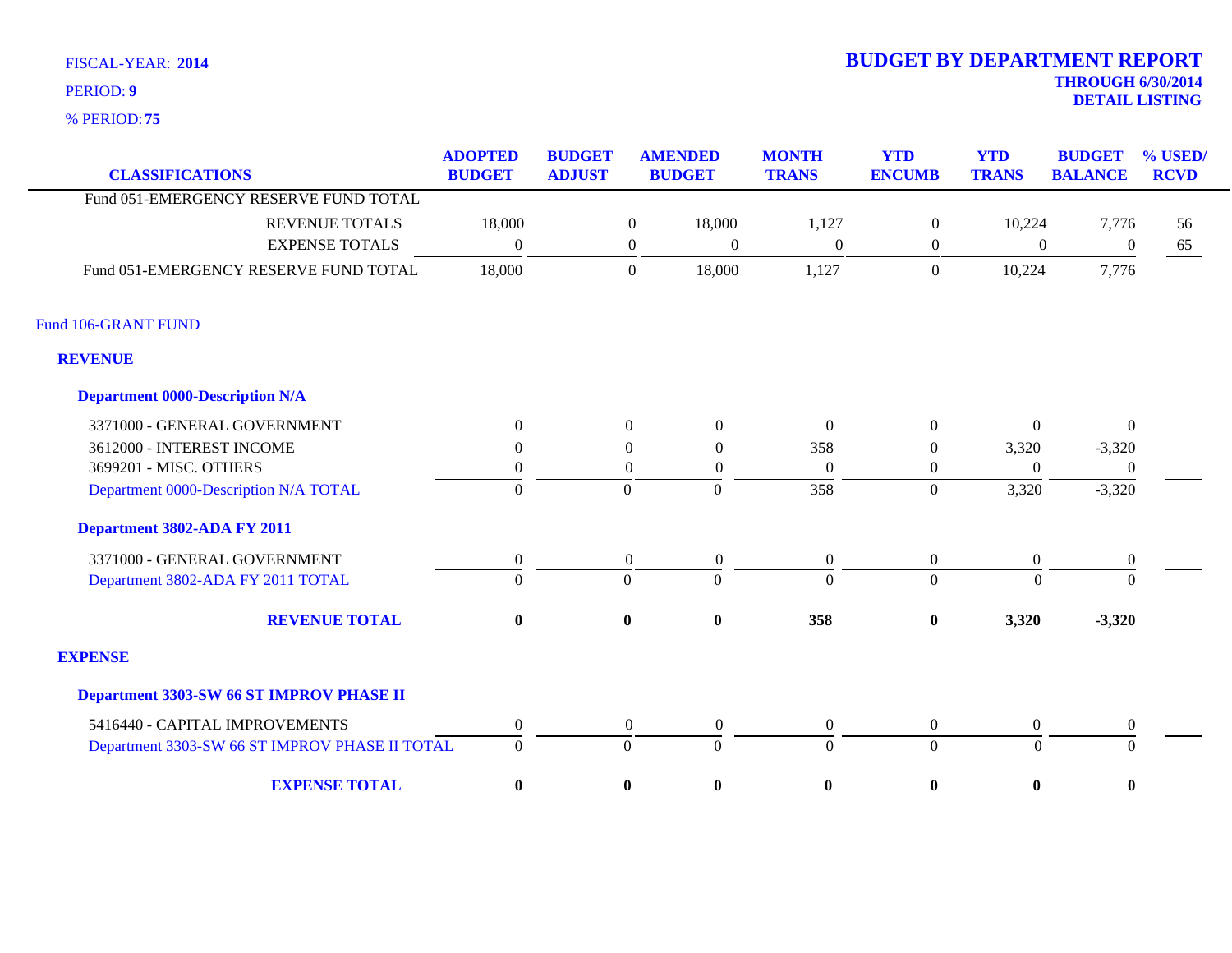FISCAL-YEAR: **2014**

PERIOD: **9**

% PERIOD: **75**

# BUDGET BY DEPARTMENT REPORT

**THROUGH 6/30/2014**

**DETAIL LISTING**

| CLASSIFICATIONS | ADOPTED BUDGET | BUDGET ADJUST | AMENDED BUDGET | MONTH TRANS | YTD ENCUMB | YTD TRANS | BUDGET BALANCE | % USED/ RCVD |
|---|---|---|---|---|---|---|---|---|
| Fund 051-EMERGENCY RESERVE FUND TOTAL | | | | | | | | |
| REVENUE TOTALS | 18,000 | 0 | 18,000 | 1,127 | 0 | 10,224 | 7,776 | 56 |
| EXPENSE TOTALS | 0 | 0 | 0 | 0 | 0 | 0 | 0 | 65 |
| Fund 051-EMERGENCY RESERVE FUND TOTAL | 18,000 | 0 | 18,000 | 1,127 | 0 | 10,224 | 7,776 | |
| Fund 106-GRANT FUND | | | | | | | | |
| **REVENUE** | | | | | | | | |
| **Department 0000-Description N/A** | | | | | | | | |
| 3371000 - GENERAL GOVERNMENT | 0 | 0 | 0 | 0 | 0 | 0 | 0 | |
| 3612000 - INTEREST INCOME | 0 | 0 | 0 | 358 | 0 | 3,320 | -3,320 | |
| 3699201 - MISC. OTHERS | 0 | 0 | 0 | 0 | 0 | 0 | 0 | |
| Department 0000-Description N/A TOTAL | 0 | 0 | 0 | 358 | 0 | 3,320 | -3,320 | |
| **Department 3802-ADA FY 2011** | | | | | | | | |
| 3371000 - GENERAL GOVERNMENT | 0 | 0 | 0 | 0 | 0 | 0 | 0 | |
| Department 3802-ADA FY 2011 TOTAL | 0 | 0 | 0 | 0 | 0 | 0 | 0 | |
| **REVENUE TOTAL** | **0** | **0** | **0** | **358** | **0** | **3,320** | **-3,320** | |
| **EXPENSE** | | | | | | | | |
| **Department 3303-SW 66 ST IMPROV PHASE II** | | | | | | | | |
| 5416440 - CAPITAL IMPROVEMENTS | 0 | 0 | 0 | 0 | 0 | 0 | 0 | |
| Department 3303-SW 66 ST IMPROV PHASE II TOTAL | 0 | 0 | 0 | 0 | 0 | 0 | 0 | |
| **EXPENSE TOTAL** | **0** | **0** | **0** | **0** | **0** | **0** | **0** | |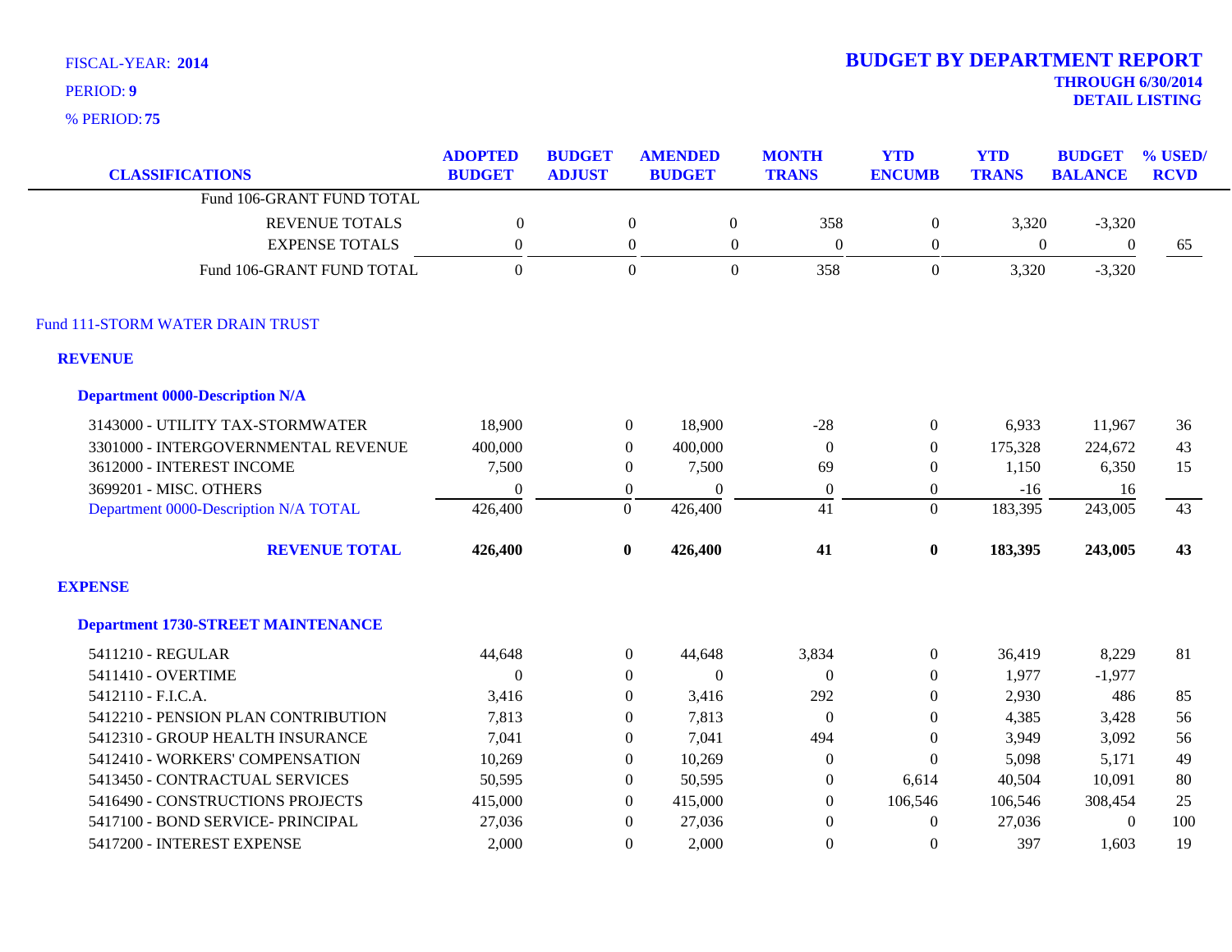FISCAL-YEAR: **2014**

PERIOD: **9**

% PERIOD: **75**

# BUDGET BY DEPARTMENT REPORT

**THROUGH 6/30/2014**
**DETAIL LISTING**

| CLASSIFICATIONS | ADOPTED BUDGET | BUDGET ADJUST | AMENDED BUDGET | MONTH TRANS | YTD ENCUMB | YTD TRANS | BUDGET BALANCE | % USED/ RCVD |
|---|---|---|---|---|---|---|---|---|
| Fund 106-GRANT FUND TOTAL | | | | | | | | |
| REVENUE TOTALS | 0 | 0 | 0 | 358 | 0 | 3,320 | -3,320 | |
| EXPENSE TOTALS | 0 | 0 | 0 | 0 | 0 | 0 | 0 | 65 |
| Fund 106-GRANT FUND TOTAL | 0 | 0 | 0 | 358 | 0 | 3,320 | -3,320 | |
| **Fund 111-STORM WATER DRAIN TRUST** | | | | | | | | |
| **REVENUE** | | | | | | | | |
| **Department 0000-Description N/A** | | | | | | | | |
| 3143000 - UTILITY TAX-STORMWATER | 18,900 | 0 | 18,900 | -28 | 0 | 6,933 | 11,967 | 36 |
| 3301000 - INTERGOVERNMENTAL REVENUE | 400,000 | 0 | 400,000 | 0 | 0 | 175,328 | 224,672 | 43 |
| 3612000 - INTEREST INCOME | 7,500 | 0 | 7,500 | 69 | 0 | 1,150 | 6,350 | 15 |
| 3699201 - MISC. OTHERS | 0 | 0 | 0 | 0 | 0 | -16 | 16 | |
| Department 0000-Description N/A TOTAL | 426,400 | 0 | 426,400 | 41 | 0 | 183,395 | 243,005 | 43 |
| **REVENUE TOTAL** | **426,400** | **0** | **426,400** | **41** | **0** | **183,395** | **243,005** | **43** |
| **EXPENSE** | | | | | | | | |
| **Department 1730-STREET MAINTENANCE** | | | | | | | | |
| 5411210 - REGULAR | 44,648 | 0 | 44,648 | 3,834 | 0 | 36,419 | 8,229 | 81 |
| 5411410 - OVERTIME | 0 | 0 | 0 | 0 | 0 | 1,977 | -1,977 | |
| 5412110 - F.I.C.A. | 3,416 | 0 | 3,416 | 292 | 0 | 2,930 | 486 | 85 |
| 5412210 - PENSION PLAN CONTRIBUTION | 7,813 | 0 | 7,813 | 0 | 0 | 4,385 | 3,428 | 56 |
| 5412310 - GROUP HEALTH INSURANCE | 7,041 | 0 | 7,041 | 494 | 0 | 3,949 | 3,092 | 56 |
| 5412410 - WORKERS' COMPENSATION | 10,269 | 0 | 10,269 | 0 | 0 | 5,098 | 5,171 | 49 |
| 5413450 - CONTRACTUAL SERVICES | 50,595 | 0 | 50,595 | 0 | 6,614 | 40,504 | 10,091 | 80 |
| 5416490 - CONSTRUCTIONS PROJECTS | 415,000 | 0 | 415,000 | 0 | 106,546 | 106,546 | 308,454 | 25 |
| 5417100 - BOND SERVICE- PRINCIPAL | 27,036 | 0 | 27,036 | 0 | 0 | 27,036 | 0 | 100 |
| 5417200 - INTEREST EXPENSE | 2,000 | 0 | 2,000 | 0 | 0 | 397 | 1,603 | 19 |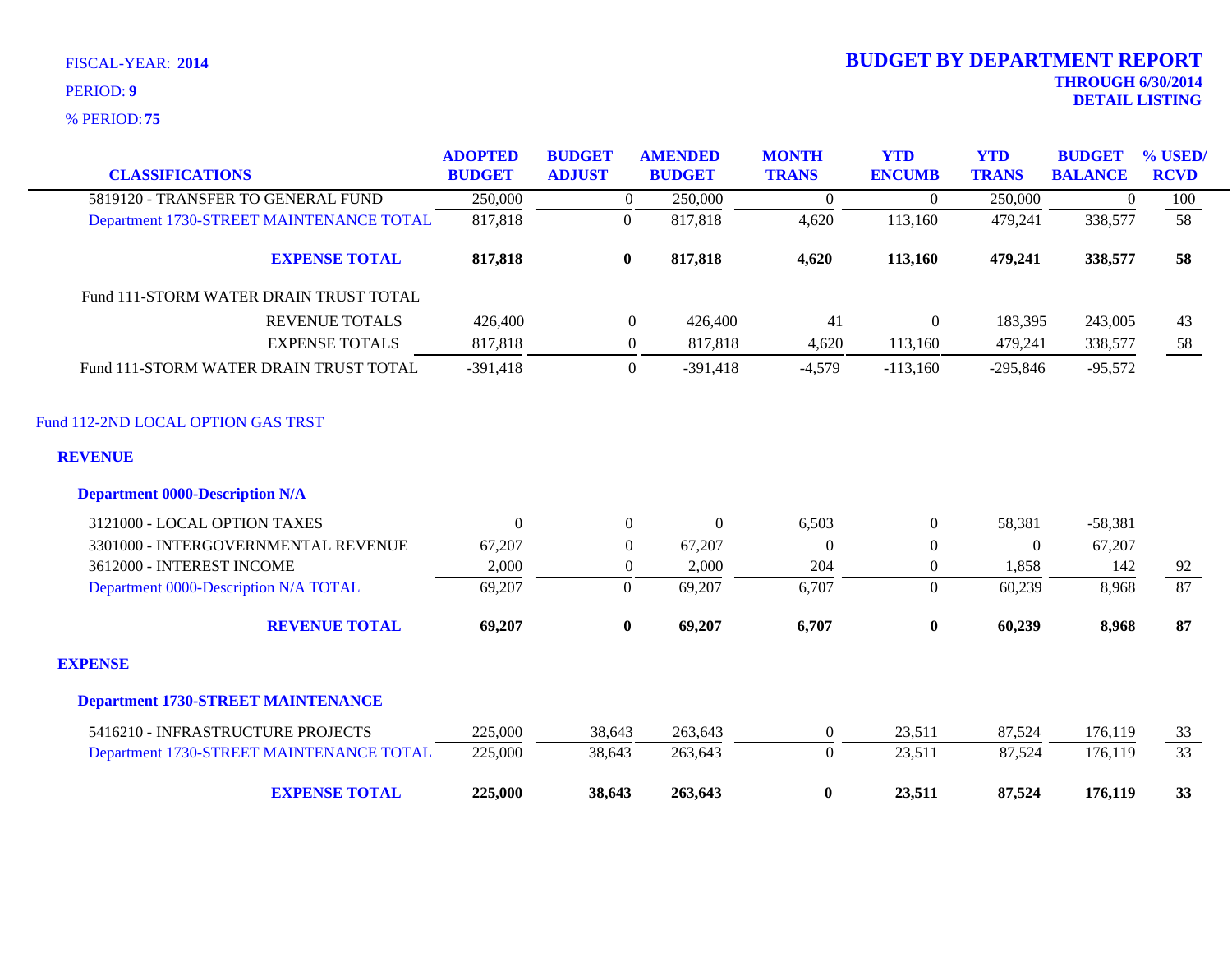FISCAL-YEAR: **2014**
PERIOD: **9**
% PERIOD: **75**

# BUDGET BY DEPARTMENT REPORT

**THROUGH 6/30/2014**
**DETAIL LISTING**

| CLASSIFICATIONS | ADOPTED BUDGET | BUDGET ADJUST | AMENDED BUDGET | MONTH TRANS | YTD ENCUMB | YTD TRANS | BUDGET BALANCE | % USED/ RCVD |
|---|---|---|---|---|---|---|---|---|
| 5819120 - TRANSFER TO GENERAL FUND | 250,000 | 0 | 250,000 | 0 | 0 | 250,000 | 0 | 100 |
| Department 1730-STREET MAINTENANCE TOTAL | 817,818 | 0 | 817,818 | 4,620 | 113,160 | 479,241 | 338,577 | 58 |
| **EXPENSE TOTAL** | **817,818** | **0** | **817,818** | **4,620** | **113,160** | **479,241** | **338,577** | **58** |
| Fund 111-STORM WATER DRAIN TRUST TOTAL | | | | | | | | |
| REVENUE TOTALS | 426,400 | 0 | 426,400 | 41 | 0 | 183,395 | 243,005 | 43 |
| EXPENSE TOTALS | 817,818 | 0 | 817,818 | 4,620 | 113,160 | 479,241 | 338,577 | 58 |
| Fund 111-STORM WATER DRAIN TRUST TOTAL | -391,418 | 0 | -391,418 | -4,579 | -113,160 | -295,846 | -95,572 | |

## Fund 112-2ND LOCAL OPTION GAS TRST

### REVENUE

#### Department 0000-Description N/A

| CLASSIFICATIONS | ADOPTED BUDGET | BUDGET ADJUST | AMENDED BUDGET | MONTH TRANS | YTD ENCUMB | YTD TRANS | BUDGET BALANCE | % USED/ RCVD |
|---|---|---|---|---|---|---|---|---|
| 3121000 - LOCAL OPTION TAXES | 0 | 0 | 0 | 6,503 | 0 | 58,381 | -58,381 | |
| 3301000 - INTERGOVERNMENTAL REVENUE | 67,207 | 0 | 67,207 | 0 | 0 | 0 | 67,207 | |
| 3612000 - INTEREST INCOME | 2,000 | 0 | 2,000 | 204 | 0 | 1,858 | 142 | 92 |
| Department 0000-Description N/A TOTAL | 69,207 | 0 | 69,207 | 6,707 | 0 | 60,239 | 8,968 | 87 |
| **REVENUE TOTAL** | **69,207** | **0** | **69,207** | **6,707** | **0** | **60,239** | **8,968** | **87** |

### EXPENSE

#### Department 1730-STREET MAINTENANCE

| CLASSIFICATIONS | ADOPTED BUDGET | BUDGET ADJUST | AMENDED BUDGET | MONTH TRANS | YTD ENCUMB | YTD TRANS | BUDGET BALANCE | % USED/ RCVD |
|---|---|---|---|---|---|---|---|---|
| 5416210 - INFRASTRUCTURE PROJECTS | 225,000 | 38,643 | 263,643 | 0 | 23,511 | 87,524 | 176,119 | 33 |
| Department 1730-STREET MAINTENANCE TOTAL | 225,000 | 38,643 | 263,643 | 0 | 23,511 | 87,524 | 176,119 | 33 |
| **EXPENSE TOTAL** | **225,000** | **38,643** | **263,643** | **0** | **23,511** | **87,524** | **176,119** | **33** |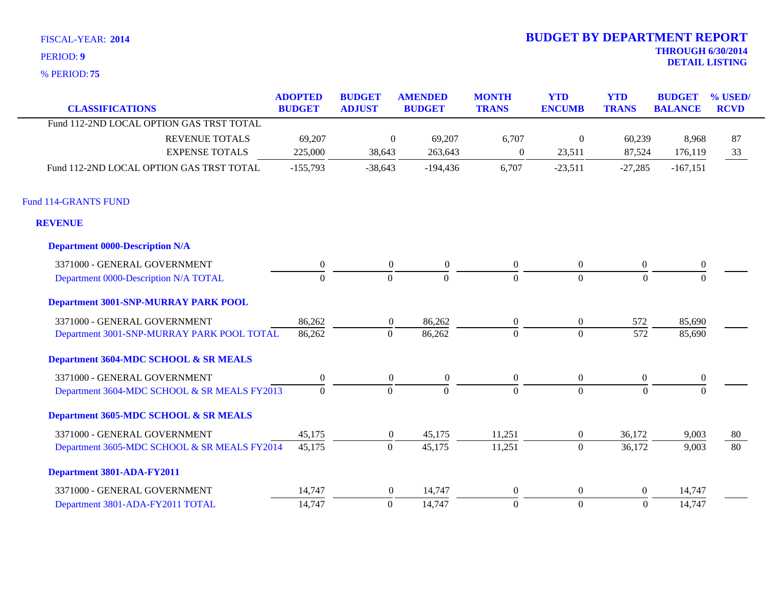FISCAL-YEAR: **2014**

PERIOD: **9**

% PERIOD: **75**

# BUDGET BY DEPARTMENT REPORT

**THROUGH 6/30/2014**

**DETAIL LISTING**

| CLASSIFICATIONS | ADOPTED BUDGET | BUDGET ADJUST | AMENDED BUDGET | MONTH TRANS | YTD ENCUMB | YTD TRANS | BUDGET BALANCE | % USED/ RCVD |
|---|---|---|---|---|---|---|---|---|
| Fund 112-2ND LOCAL OPTION GAS TRST TOTAL | | | | | | | | |
| REVENUE TOTALS | 69,207 | 0 | 69,207 | 6,707 | 0 | 60,239 | 8,968 | 87 |
| EXPENSE TOTALS | 225,000 | 38,643 | 263,643 | 0 | 23,511 | 87,524 | 176,119 | 33 |
| Fund 112-2ND LOCAL OPTION GAS TRST TOTAL | -155,793 | -38,643 | -194,436 | 6,707 | -23,511 | -27,285 | -167,151 | |
| **Fund 114-GRANTS FUND** | | | | | | | | |
| **REVENUE** | | | | | | | | |
| **Department 0000-Description N/A** | | | | | | | | |
| 3371000 - GENERAL GOVERNMENT | 0 | 0 | 0 | 0 | 0 | 0 | 0 | |
| Department 0000-Description N/A TOTAL | 0 | 0 | 0 | 0 | 0 | 0 | 0 | |
| **Department 3001-SNP-MURRAY PARK POOL** | | | | | | | | |
| 3371000 - GENERAL GOVERNMENT | 86,262 | 0 | 86,262 | 0 | 0 | 572 | 85,690 | |
| Department 3001-SNP-MURRAY PARK POOL TOTAL | 86,262 | 0 | 86,262 | 0 | 0 | 572 | 85,690 | |
| **Department 3604-MDC SCHOOL & SR MEALS** | | | | | | | | |
| 3371000 - GENERAL GOVERNMENT | 0 | 0 | 0 | 0 | 0 | 0 | 0 | |
| Department 3604-MDC SCHOOL & SR MEALS FY2013 | 0 | 0 | 0 | 0 | 0 | 0 | 0 | |
| **Department 3605-MDC SCHOOL & SR MEALS** | | | | | | | | |
| 3371000 - GENERAL GOVERNMENT | 45,175 | 0 | 45,175 | 11,251 | 0 | 36,172 | 9,003 | 80 |
| Department 3605-MDC SCHOOL & SR MEALS FY2014 | 45,175 | 0 | 45,175 | 11,251 | 0 | 36,172 | 9,003 | 80 |
| **Department 3801-ADA-FY2011** | | | | | | | | |
| 3371000 - GENERAL GOVERNMENT | 14,747 | 0 | 14,747 | 0 | 0 | 0 | 14,747 | |
| Department 3801-ADA-FY2011 TOTAL | 14,747 | 0 | 14,747 | 0 | 0 | 0 | 14,747 | |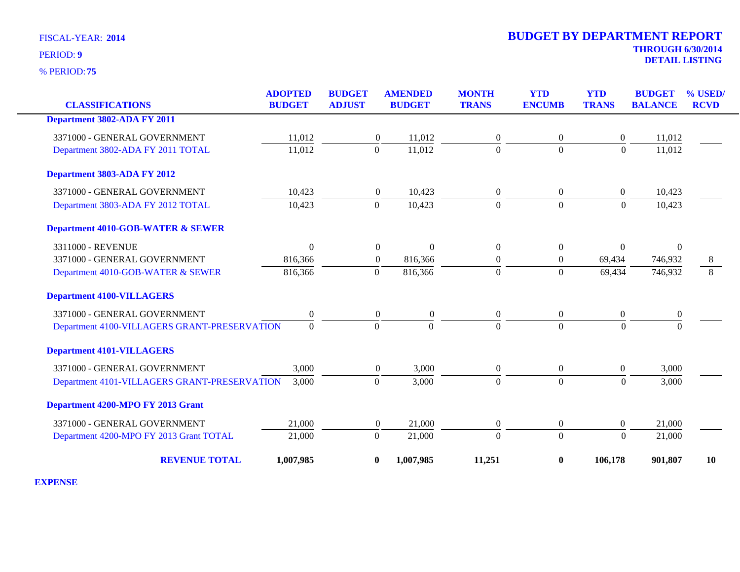FISCAL-YEAR: **2014**

PERIOD: **9**

% PERIOD: **75**

# BUDGET BY DEPARTMENT REPORT

**THROUGH 6/30/2014**

**DETAIL LISTING**

| CLASSIFICATIONS | ADOPTED BUDGET | BUDGET ADJUST | AMENDED BUDGET | MONTH TRANS | YTD ENCUMB | YTD TRANS | BUDGET BALANCE | % USED/ RCVD |
|---|---|---|---|---|---|---|---|---|
| **Department 3802-ADA FY 2011** | | | | | | | | |
| 3371000 - GENERAL GOVERNMENT | 11,012 | 0 | 11,012 | 0 | 0 | 0 | 11,012 | |
| Department 3802-ADA FY 2011 TOTAL | 11,012 | 0 | 11,012 | 0 | 0 | 0 | 11,012 | |
| **Department 3803-ADA FY 2012** | | | | | | | | |
| 3371000 - GENERAL GOVERNMENT | 10,423 | 0 | 10,423 | 0 | 0 | 0 | 10,423 | |
| Department 3803-ADA FY 2012 TOTAL | 10,423 | 0 | 10,423 | 0 | 0 | 0 | 10,423 | |
| **Department 4010-GOB-WATER & SEWER** | | | | | | | | |
| 3311000 - REVENUE | 0 | 0 | 0 | 0 | 0 | 0 | 0 | |
| 3371000 - GENERAL GOVERNMENT | 816,366 | 0 | 816,366 | 0 | 0 | 69,434 | 746,932 | 8 |
| Department 4010-GOB-WATER & SEWER | 816,366 | 0 | 816,366 | 0 | 0 | 69,434 | 746,932 | 8 |
| **Department 4100-VILLAGERS** | | | | | | | | |
| 3371000 - GENERAL GOVERNMENT | 0 | 0 | 0 | 0 | 0 | 0 | 0 | |
| Department 4100-VILLAGERS GRANT-PRESERVATION | 0 | 0 | 0 | 0 | 0 | 0 | 0 | |
| **Department 4101-VILLAGERS** | | | | | | | | |
| 3371000 - GENERAL GOVERNMENT | 3,000 | 0 | 3,000 | 0 | 0 | 0 | 3,000 | |
| Department 4101-VILLAGERS GRANT-PRESERVATION | 3,000 | 0 | 3,000 | 0 | 0 | 0 | 3,000 | |
| **Department 4200-MPO FY 2013 Grant** | | | | | | | | |
| 3371000 - GENERAL GOVERNMENT | 21,000 | 0 | 21,000 | 0 | 0 | 0 | 21,000 | |
| Department 4200-MPO FY 2013 Grant TOTAL | 21,000 | 0 | 21,000 | 0 | 0 | 0 | 21,000 | |
| **REVENUE TOTAL** | **1,007,985** | **0** | **1,007,985** | **11,251** | **0** | **106,178** | **901,807** | **10** |

**EXPENSE**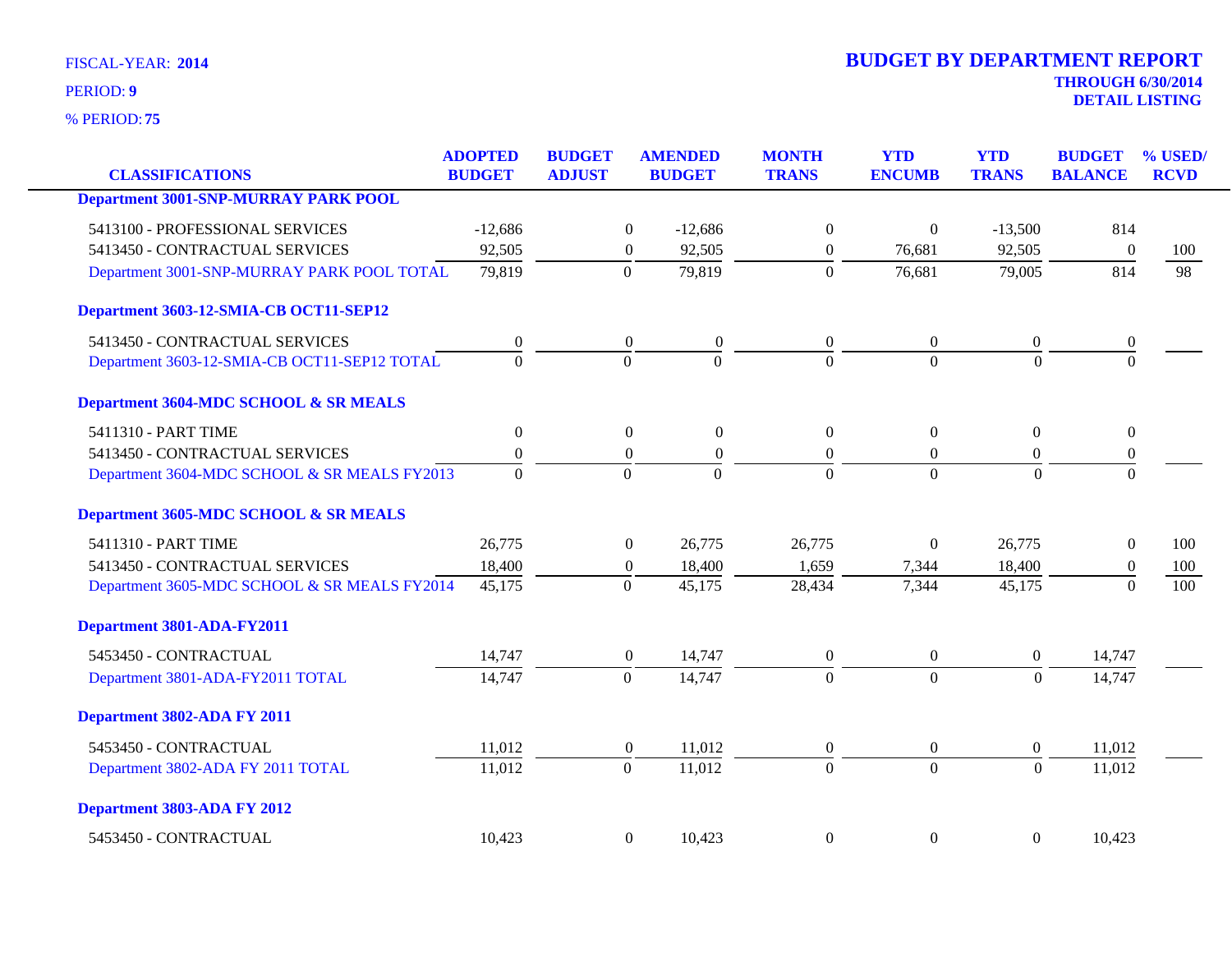FISCAL-YEAR: **2014**

PERIOD: **9**

% PERIOD: **75**

# BUDGET BY DEPARTMENT REPORT

**THROUGH 6/30/2014**

**DETAIL LISTING**

| CLASSIFICATIONS | ADOPTED BUDGET | BUDGET ADJUST | AMENDED BUDGET | MONTH TRANS | YTD ENCUMB | YTD TRANS | BUDGET BALANCE | % USED/ RCVD |
|---|---|---|---|---|---|---|---|---|
| **Department 3001-SNP-MURRAY PARK POOL** | | | | | | | | |
| 5413100 - PROFESSIONAL SERVICES | -12,686 | 0 | -12,686 | 0 | 0 | -13,500 | 814 | |
| 5413450 - CONTRACTUAL SERVICES | 92,505 | 0 | 92,505 | 0 | 76,681 | 92,505 | 0 | 100 |
| Department 3001-SNP-MURRAY PARK POOL TOTAL | 79,819 | 0 | 79,819 | 0 | 76,681 | 79,005 | 814 | 98 |
| **Department 3603-12-SMIA-CB OCT11-SEP12** | | | | | | | | |
| 5413450 - CONTRACTUAL SERVICES | 0 | 0 | 0 | 0 | 0 | 0 | 0 | |
| Department 3603-12-SMIA-CB OCT11-SEP12 TOTAL | 0 | 0 | 0 | 0 | 0 | 0 | 0 | |
| **Department 3604-MDC SCHOOL & SR MEALS** | | | | | | | | |
| 5411310 - PART TIME | 0 | 0 | 0 | 0 | 0 | 0 | 0 | |
| 5413450 - CONTRACTUAL SERVICES | 0 | 0 | 0 | 0 | 0 | 0 | 0 | |
| Department 3604-MDC SCHOOL & SR MEALS FY2013 | 0 | 0 | 0 | 0 | 0 | 0 | 0 | |
| **Department 3605-MDC SCHOOL & SR MEALS** | | | | | | | | |
| 5411310 - PART TIME | 26,775 | 0 | 26,775 | 26,775 | 0 | 26,775 | 0 | 100 |
| 5413450 - CONTRACTUAL SERVICES | 18,400 | 0 | 18,400 | 1,659 | 7,344 | 18,400 | 0 | 100 |
| Department 3605-MDC SCHOOL & SR MEALS FY2014 | 45,175 | 0 | 45,175 | 28,434 | 7,344 | 45,175 | 0 | 100 |
| **Department 3801-ADA-FY2011** | | | | | | | | |
| 5453450 - CONTRACTUAL | 14,747 | 0 | 14,747 | 0 | 0 | 0 | 14,747 | |
| Department 3801-ADA-FY2011 TOTAL | 14,747 | 0 | 14,747 | 0 | 0 | 0 | 14,747 | |
| **Department 3802-ADA FY 2011** | | | | | | | | |
| 5453450 - CONTRACTUAL | 11,012 | 0 | 11,012 | 0 | 0 | 0 | 11,012 | |
| Department 3802-ADA FY 2011 TOTAL | 11,012 | 0 | 11,012 | 0 | 0 | 0 | 11,012 | |
| **Department 3803-ADA FY 2012** | | | | | | | | |
| 5453450 - CONTRACTUAL | 10,423 | 0 | 10,423 | 0 | 0 | 0 | 10,423 | |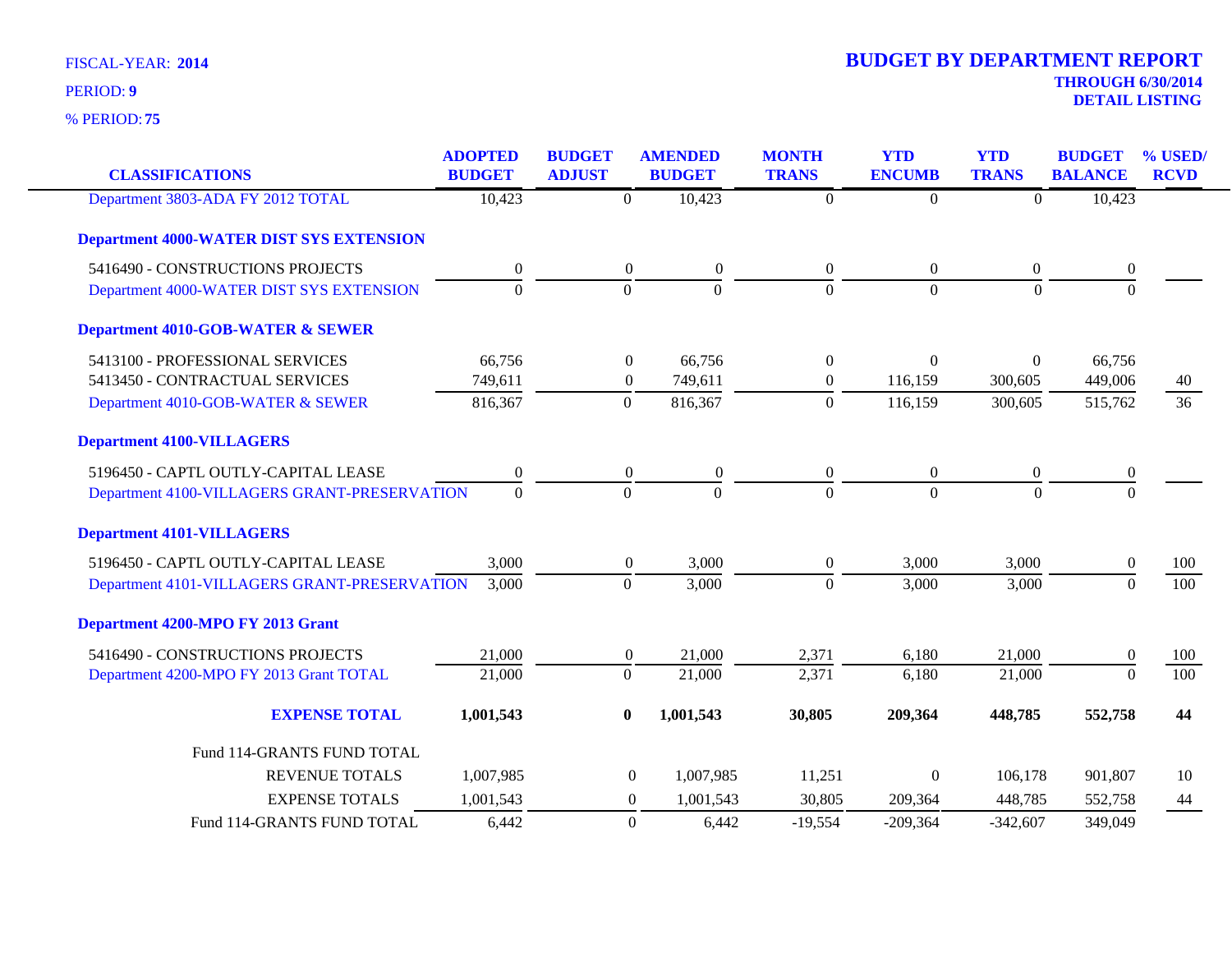FISCAL-YEAR: **2014**

PERIOD: **9**

% PERIOD: **75**

# BUDGET BY DEPARTMENT REPORT

**THROUGH 6/30/2014**

**DETAIL LISTING**

| CLASSIFICATIONS | ADOPTED BUDGET | BUDGET ADJUST | AMENDED BUDGET | MONTH TRANS | YTD ENCUMB | YTD TRANS | BUDGET BALANCE | % USED/ RCVD |
|---|---|---|---|---|---|---|---|---|
| Department 3803-ADA FY 2012 TOTAL | 10,423 | 0 | 10,423 | 0 | 0 | 0 | 10,423 | |
| **Department 4000-WATER DIST SYS EXTENSION** | | | | | | | | |
| 5416490 - CONSTRUCTIONS PROJECTS | 0 | 0 | 0 | 0 | 0 | 0 | 0 | |
| Department 4000-WATER DIST SYS EXTENSION | 0 | 0 | 0 | 0 | 0 | 0 | 0 | |
| **Department 4010-GOB-WATER & SEWER** | | | | | | | | |
| 5413100 - PROFESSIONAL SERVICES | 66,756 | 0 | 66,756 | 0 | 0 | 0 | 66,756 | |
| 5413450 - CONTRACTUAL SERVICES | 749,611 | 0 | 749,611 | 0 | 116,159 | 300,605 | 449,006 | 40 |
| Department 4010-GOB-WATER & SEWER | 816,367 | 0 | 816,367 | 0 | 116,159 | 300,605 | 515,762 | 36 |
| **Department 4100-VILLAGERS** | | | | | | | | |
| 5196450 - CAPTL OUTLY-CAPITAL LEASE | 0 | 0 | 0 | 0 | 0 | 0 | 0 | |
| Department 4100-VILLAGERS GRANT-PRESERVATION | 0 | 0 | 0 | 0 | 0 | 0 | 0 | |
| **Department 4101-VILLAGERS** | | | | | | | | |
| 5196450 - CAPTL OUTLY-CAPITAL LEASE | 3,000 | 0 | 3,000 | 0 | 3,000 | 3,000 | 0 | 100 |
| Department 4101-VILLAGERS GRANT-PRESERVATION | 3,000 | 0 | 3,000 | 0 | 3,000 | 3,000 | 0 | 100 |
| **Department 4200-MPO FY 2013 Grant** | | | | | | | | |
| 5416490 - CONSTRUCTIONS PROJECTS | 21,000 | 0 | 21,000 | 2,371 | 6,180 | 21,000 | 0 | 100 |
| Department 4200-MPO FY 2013 Grant TOTAL | 21,000 | 0 | 21,000 | 2,371 | 6,180 | 21,000 | 0 | 100 |
| **EXPENSE TOTAL** | **1,001,543** | **0** | **1,001,543** | **30,805** | **209,364** | **448,785** | **552,758** | **44** |
| Fund 114-GRANTS FUND TOTAL | | | | | | | | |
| REVENUE TOTALS | 1,007,985 | 0 | 1,007,985 | 11,251 | 0 | 106,178 | 901,807 | 10 |
| EXPENSE TOTALS | 1,001,543 | 0 | 1,001,543 | 30,805 | 209,364 | 448,785 | 552,758 | 44 |
| Fund 114-GRANTS FUND TOTAL | 6,442 | 0 | 6,442 | -19,554 | -209,364 | -342,607 | 349,049 | |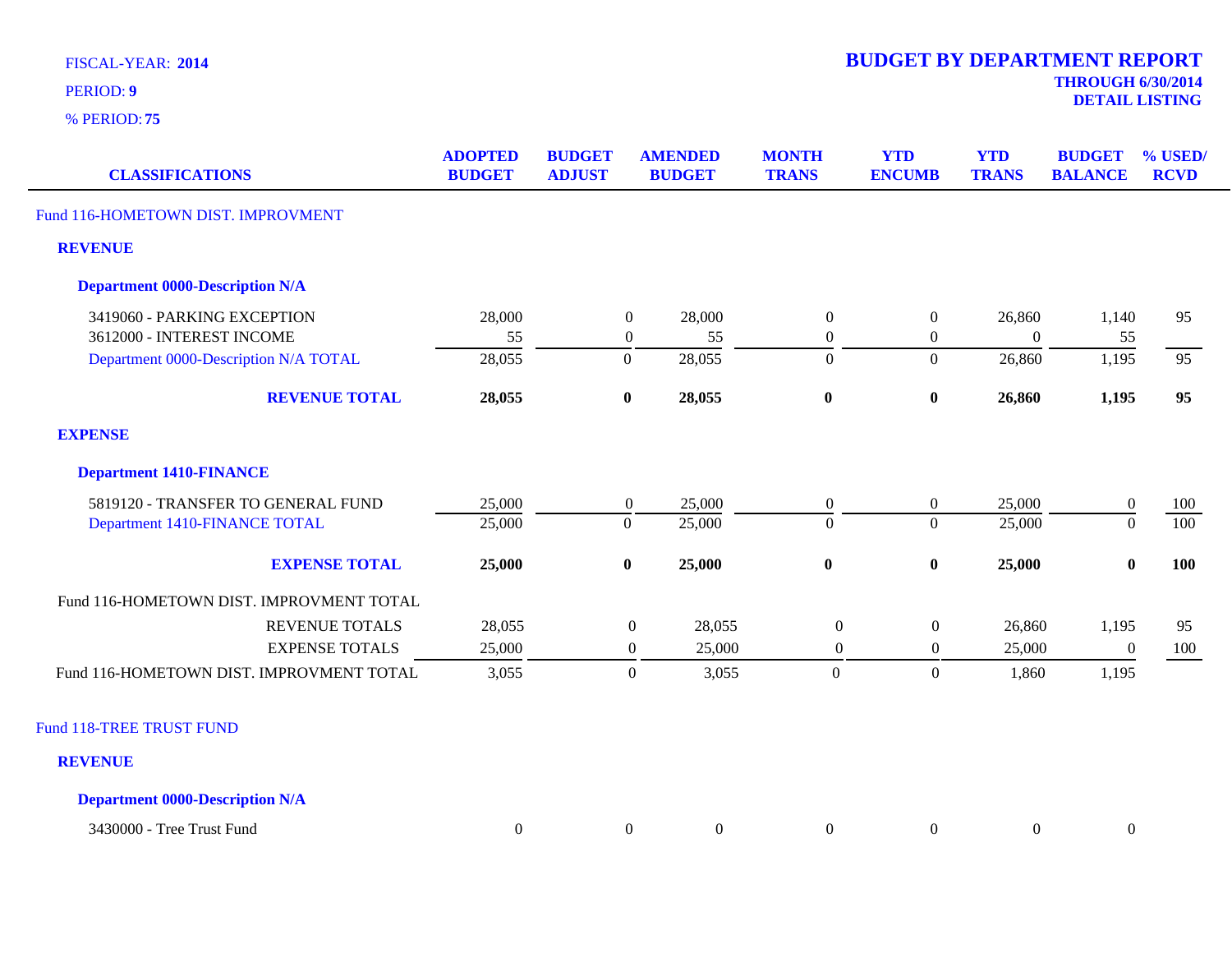FISCAL-YEAR: **2014**
PERIOD: **9**
% PERIOD: **75**

# BUDGET BY DEPARTMENT REPORT

**THROUGH 6/30/2014**
**DETAIL LISTING**

| CLASSIFICATIONS | ADOPTED BUDGET | BUDGET ADJUST | AMENDED BUDGET | MONTH TRANS | YTD ENCUMB | YTD TRANS | BUDGET BALANCE | % USED/ RCVD |
|---|---|---|---|---|---|---|---|---|
| Fund 116-HOMETOWN DIST. IMPROVMENT | | | | | | | | |
| **REVENUE** | | | | | | | | |
| **Department 0000-Description N/A** | | | | | | | | |
| 3419060 - PARKING EXCEPTION | 28,000 | 0 | 28,000 | 0 | 0 | 26,860 | 1,140 | 95 |
| 3612000 - INTEREST INCOME | 55 | 0 | 55 | 0 | 0 | 0 | 55 | |
| Department 0000-Description N/A TOTAL | 28,055 | 0 | 28,055 | 0 | 0 | 26,860 | 1,195 | 95 |
| **REVENUE TOTAL** | **28,055** | **0** | **28,055** | **0** | **0** | **26,860** | **1,195** | **95** |
| **EXPENSE** | | | | | | | | |
| **Department 1410-FINANCE** | | | | | | | | |
| 5819120 - TRANSFER TO GENERAL FUND | 25,000 | 0 | 25,000 | 0 | 0 | 25,000 | 0 | 100 |
| Department 1410-FINANCE TOTAL | 25,000 | 0 | 25,000 | 0 | 0 | 25,000 | 0 | 100 |
| **EXPENSE TOTAL** | **25,000** | **0** | **25,000** | **0** | **0** | **25,000** | **0** | **100** |
| Fund 116-HOMETOWN DIST. IMPROVMENT TOTAL | | | | | | | | |
| REVENUE TOTALS | 28,055 | 0 | 28,055 | 0 | 0 | 26,860 | 1,195 | 95 |
| EXPENSE TOTALS | 25,000 | 0 | 25,000 | 0 | 0 | 25,000 | 0 | 100 |
| Fund 116-HOMETOWN DIST. IMPROVMENT TOTAL | 3,055 | 0 | 3,055 | 0 | 0 | 1,860 | 1,195 | |
| Fund 118-TREE TRUST FUND | | | | | | | | |
| **REVENUE** | | | | | | | | |
| **Department 0000-Description N/A** | | | | | | | | |
| 3430000 - Tree Trust Fund | 0 | 0 | 0 | 0 | 0 | 0 | 0 | |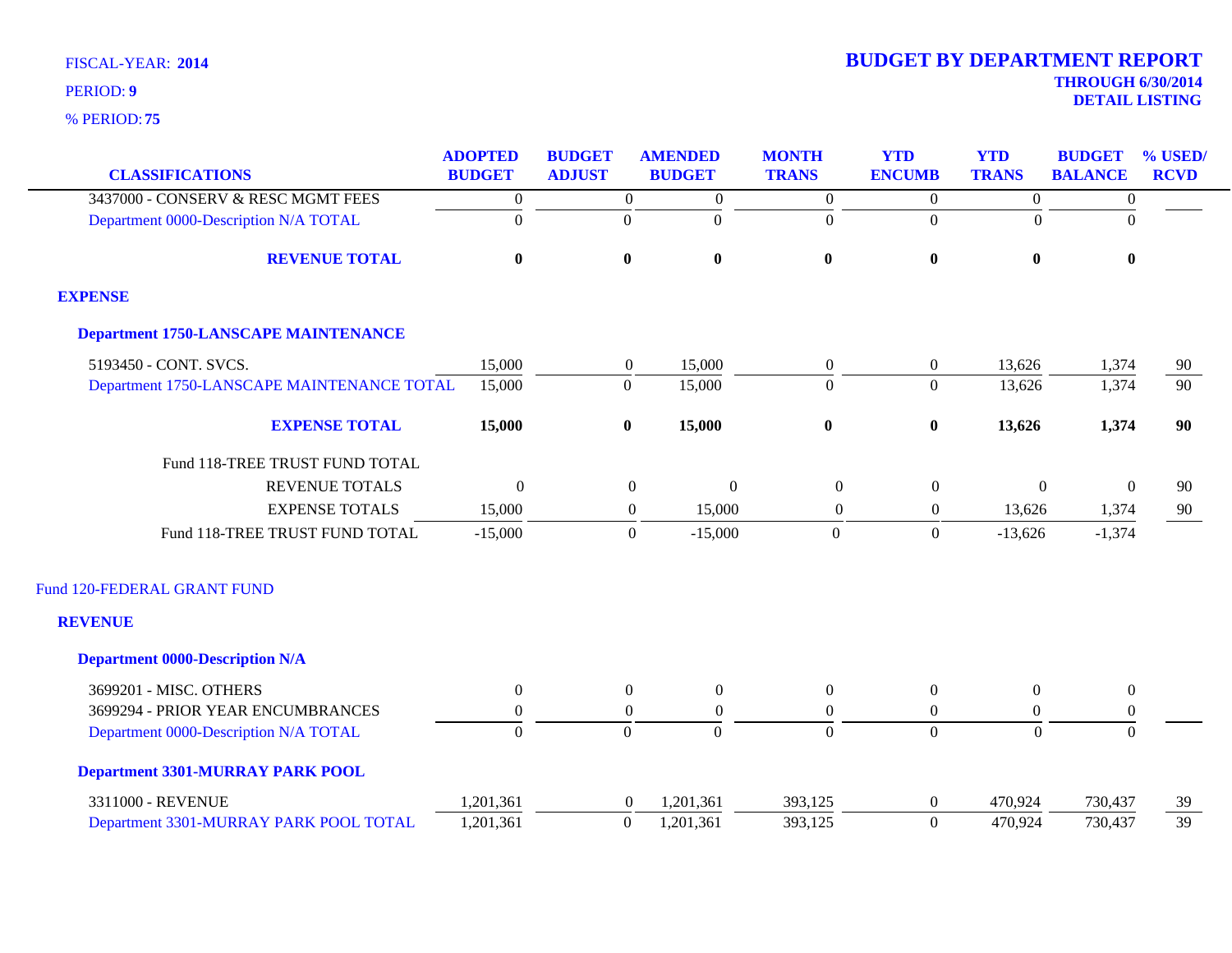FISCAL-YEAR: **2014**

PERIOD: **9**

% PERIOD: **75**

# BUDGET BY DEPARTMENT REPORT

**THROUGH 6/30/2014**
**DETAIL LISTING**

| CLASSIFICATIONS | ADOPTED BUDGET | BUDGET ADJUST | AMENDED BUDGET | MONTH TRANS | YTD ENCUMB | YTD TRANS | BUDGET BALANCE | % USED/ RCVD |
|---|---|---|---|---|---|---|---|---|
| 3437000 - CONSERV & RESC MGMT FEES | 0 | 0 | 0 | 0 | 0 | 0 | 0 | |
| Department 0000-Description N/A TOTAL | 0 | 0 | 0 | 0 | 0 | 0 | 0 | |
| **REVENUE TOTAL** | **0** | **0** | **0** | **0** | **0** | **0** | **0** | |
| **EXPENSE** | | | | | | | | |
| **Department 1750-LANSCAPE MAINTENANCE** | | | | | | | | |
| 5193450 - CONT. SVCS. | 15,000 | 0 | 15,000 | 0 | 0 | 13,626 | 1,374 | 90 |
| Department 1750-LANSCAPE MAINTENANCE TOTAL | 15,000 | 0 | 15,000 | 0 | 0 | 13,626 | 1,374 | 90 |
| **EXPENSE TOTAL** | **15,000** | **0** | **15,000** | **0** | **0** | **13,626** | **1,374** | **90** |
| Fund 118-TREE TRUST FUND TOTAL | | | | | | | | |
| REVENUE TOTALS | 0 | 0 | 0 | 0 | 0 | 0 | 0 | 90 |
| EXPENSE TOTALS | 15,000 | 0 | 15,000 | 0 | 0 | 13,626 | 1,374 | 90 |
| Fund 118-TREE TRUST FUND TOTAL | -15,000 | 0 | -15,000 | 0 | 0 | -13,626 | -1,374 | |
| Fund 120-FEDERAL GRANT FUND | | | | | | | | |
| **REVENUE** | | | | | | | | |
| **Department 0000-Description N/A** | | | | | | | | |
| 3699201 - MISC. OTHERS | 0 | 0 | 0 | 0 | 0 | 0 | 0 | |
| 3699294 - PRIOR YEAR ENCUMBRANCES | 0 | 0 | 0 | 0 | 0 | 0 | 0 | |
| Department 0000-Description N/A TOTAL | 0 | 0 | 0 | 0 | 0 | 0 | 0 | |
| **Department 3301-MURRAY PARK POOL** | | | | | | | | |
| 3311000 - REVENUE | 1,201,361 | 0 | 1,201,361 | 393,125 | 0 | 470,924 | 730,437 | 39 |
| Department 3301-MURRAY PARK POOL TOTAL | 1,201,361 | 0 | 1,201,361 | 393,125 | 0 | 470,924 | 730,437 | 39 |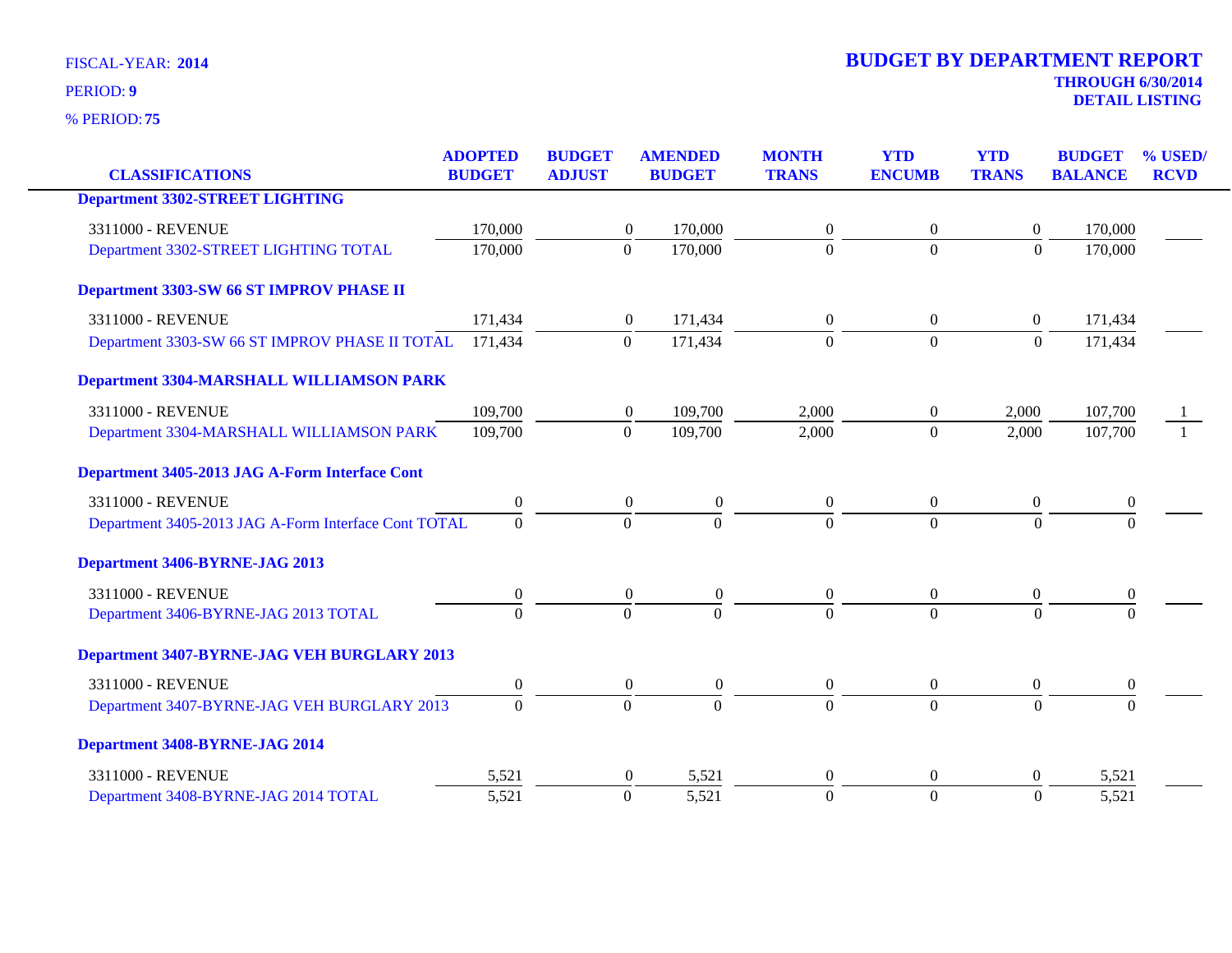FISCAL-YEAR: **2014**

PERIOD: **9**

% PERIOD: **75**

# BUDGET BY DEPARTMENT REPORT

**THROUGH 6/30/2014**

**DETAIL LISTING**

| CLASSIFICATIONS | ADOPTED BUDGET | BUDGET ADJUST | AMENDED BUDGET | MONTH TRANS | YTD ENCUMB | YTD TRANS | BUDGET BALANCE | % USED/ RCVD |
|---|---|---|---|---|---|---|---|---|
| **Department 3302-STREET LIGHTING** | | | | | | | | |
| 3311000 - REVENUE | 170,000 | 0 | 170,000 | 0 | 0 | 0 | 170,000 | |
| Department 3302-STREET LIGHTING TOTAL | 170,000 | 0 | 170,000 | 0 | 0 | 0 | 170,000 | |
| **Department 3303-SW 66 ST IMPROV PHASE II** | | | | | | | | |
| 3311000 - REVENUE | 171,434 | 0 | 171,434 | 0 | 0 | 0 | 171,434 | |
| Department 3303-SW 66 ST IMPROV PHASE II TOTAL | 171,434 | 0 | 171,434 | 0 | 0 | 0 | 171,434 | |
| **Department 3304-MARSHALL WILLIAMSON PARK** | | | | | | | | |
| 3311000 - REVENUE | 109,700 | 0 | 109,700 | 2,000 | 0 | 2,000 | 107,700 | 1 |
| Department 3304-MARSHALL WILLIAMSON PARK | 109,700 | 0 | 109,700 | 2,000 | 0 | 2,000 | 107,700 | 1 |
| **Department 3405-2013 JAG A-Form Interface Cont** | | | | | | | | |
| 3311000 - REVENUE | 0 | 0 | 0 | 0 | 0 | 0 | 0 | |
| Department 3405-2013 JAG A-Form Interface Cont TOTAL | 0 | 0 | 0 | 0 | 0 | 0 | 0 | |
| **Department 3406-BYRNE-JAG 2013** | | | | | | | | |
| 3311000 - REVENUE | 0 | 0 | 0 | 0 | 0 | 0 | 0 | |
| Department 3406-BYRNE-JAG 2013 TOTAL | 0 | 0 | 0 | 0 | 0 | 0 | 0 | |
| **Department 3407-BYRNE-JAG VEH BURGLARY 2013** | | | | | | | | |
| 3311000 - REVENUE | 0 | 0 | 0 | 0 | 0 | 0 | 0 | |
| Department 3407-BYRNE-JAG VEH BURGLARY 2013 | 0 | 0 | 0 | 0 | 0 | 0 | 0 | |
| **Department 3408-BYRNE-JAG 2014** | | | | | | | | |
| 3311000 - REVENUE | 5,521 | 0 | 5,521 | 0 | 0 | 0 | 5,521 | |
| Department 3408-BYRNE-JAG 2014 TOTAL | 5,521 | 0 | 5,521 | 0 | 0 | 0 | 5,521 | |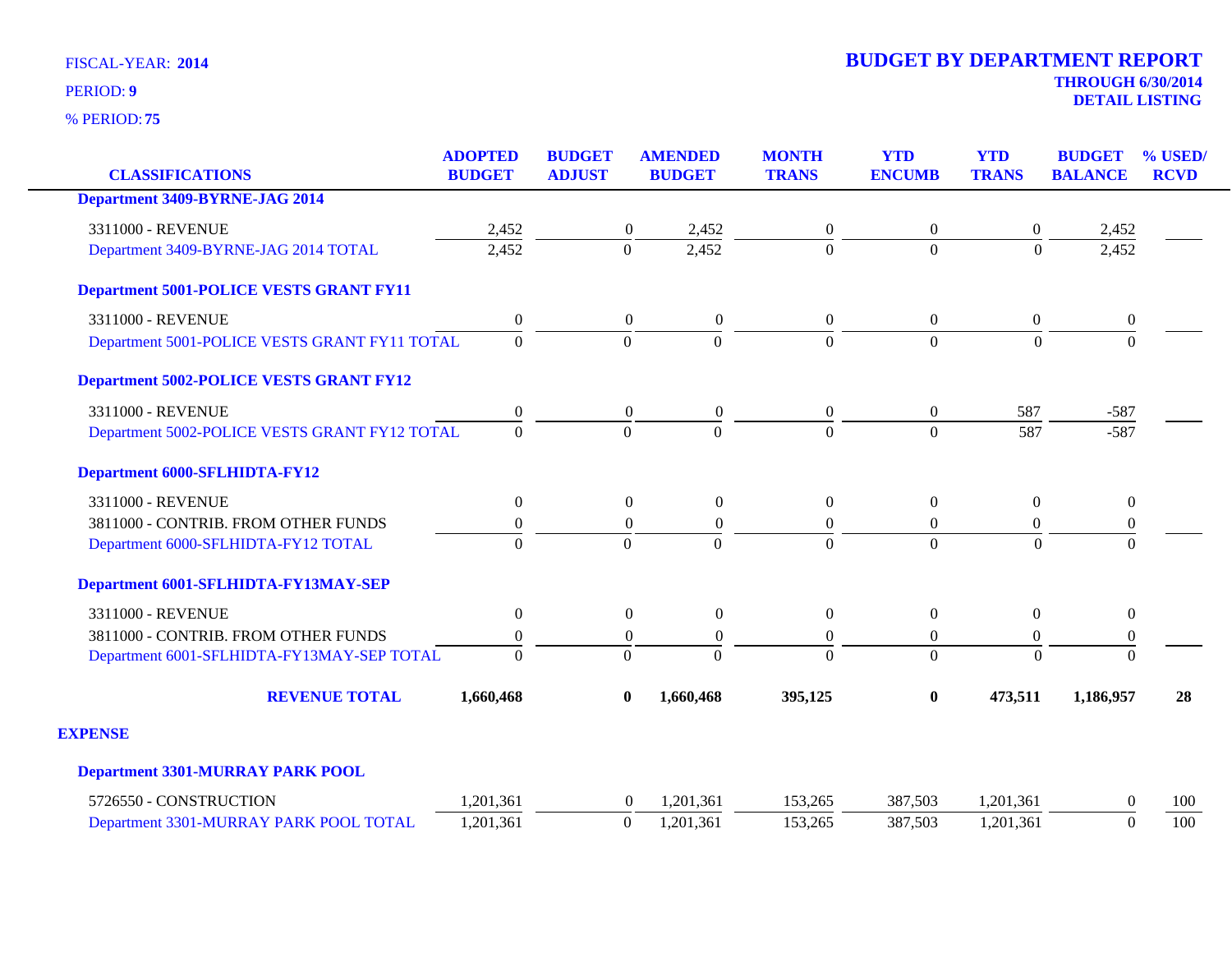FISCAL-YEAR: **2014**

PERIOD: **9**

% PERIOD: **75**

# BUDGET BY DEPARTMENT REPORT

**THROUGH 6/30/2014**
**DETAIL LISTING**

| CLASSIFICATIONS | ADOPTED BUDGET | BUDGET ADJUST | AMENDED BUDGET | MONTH TRANS | YTD ENCUMB | YTD TRANS | BUDGET BALANCE | % USED/ RCVD |
|---|---|---|---|---|---|---|---|---|
| **Department 3409-BYRNE-JAG 2014** | | | | | | | | |
| 3311000 - REVENUE | 2,452 | 0 | 2,452 | 0 | 0 | 0 | 2,452 | |
| Department 3409-BYRNE-JAG 2014 TOTAL | 2,452 | 0 | 2,452 | 0 | 0 | 0 | 2,452 | |
| **Department 5001-POLICE VESTS GRANT FY11** | | | | | | | | |
| 3311000 - REVENUE | 0 | 0 | 0 | 0 | 0 | 0 | 0 | |
| Department 5001-POLICE VESTS GRANT FY11 TOTAL | 0 | 0 | 0 | 0 | 0 | 0 | 0 | |
| **Department 5002-POLICE VESTS GRANT FY12** | | | | | | | | |
| 3311000 - REVENUE | 0 | 0 | 0 | 0 | 0 | 587 | -587 | |
| Department 5002-POLICE VESTS GRANT FY12 TOTAL | 0 | 0 | 0 | 0 | 0 | 587 | -587 | |
| **Department 6000-SFLHIDTA-FY12** | | | | | | | | |
| 3311000 - REVENUE | 0 | 0 | 0 | 0 | 0 | 0 | 0 | |
| 3811000 - CONTRIB. FROM OTHER FUNDS | 0 | 0 | 0 | 0 | 0 | 0 | 0 | |
| Department 6000-SFLHIDTA-FY12 TOTAL | 0 | 0 | 0 | 0 | 0 | 0 | 0 | |
| **Department 6001-SFLHIDTA-FY13MAY-SEP** | | | | | | | | |
| 3311000 - REVENUE | 0 | 0 | 0 | 0 | 0 | 0 | 0 | |
| 3811000 - CONTRIB. FROM OTHER FUNDS | 0 | 0 | 0 | 0 | 0 | 0 | 0 | |
| Department 6001-SFLHIDTA-FY13MAY-SEP TOTAL | 0 | 0 | 0 | 0 | 0 | 0 | 0 | |
| **REVENUE TOTAL** | **1,660,468** | **0** | **1,660,468** | **395,125** | **0** | **473,511** | **1,186,957** | **28** |
| **EXPENSE** | | | | | | | | |
| **Department 3301-MURRAY PARK POOL** | | | | | | | | |
| 5726550 - CONSTRUCTION | 1,201,361 | 0 | 1,201,361 | 153,265 | 387,503 | 1,201,361 | 0 | 100 |
| Department 3301-MURRAY PARK POOL TOTAL | 1,201,361 | 0 | 1,201,361 | 153,265 | 387,503 | 1,201,361 | 0 | 100 |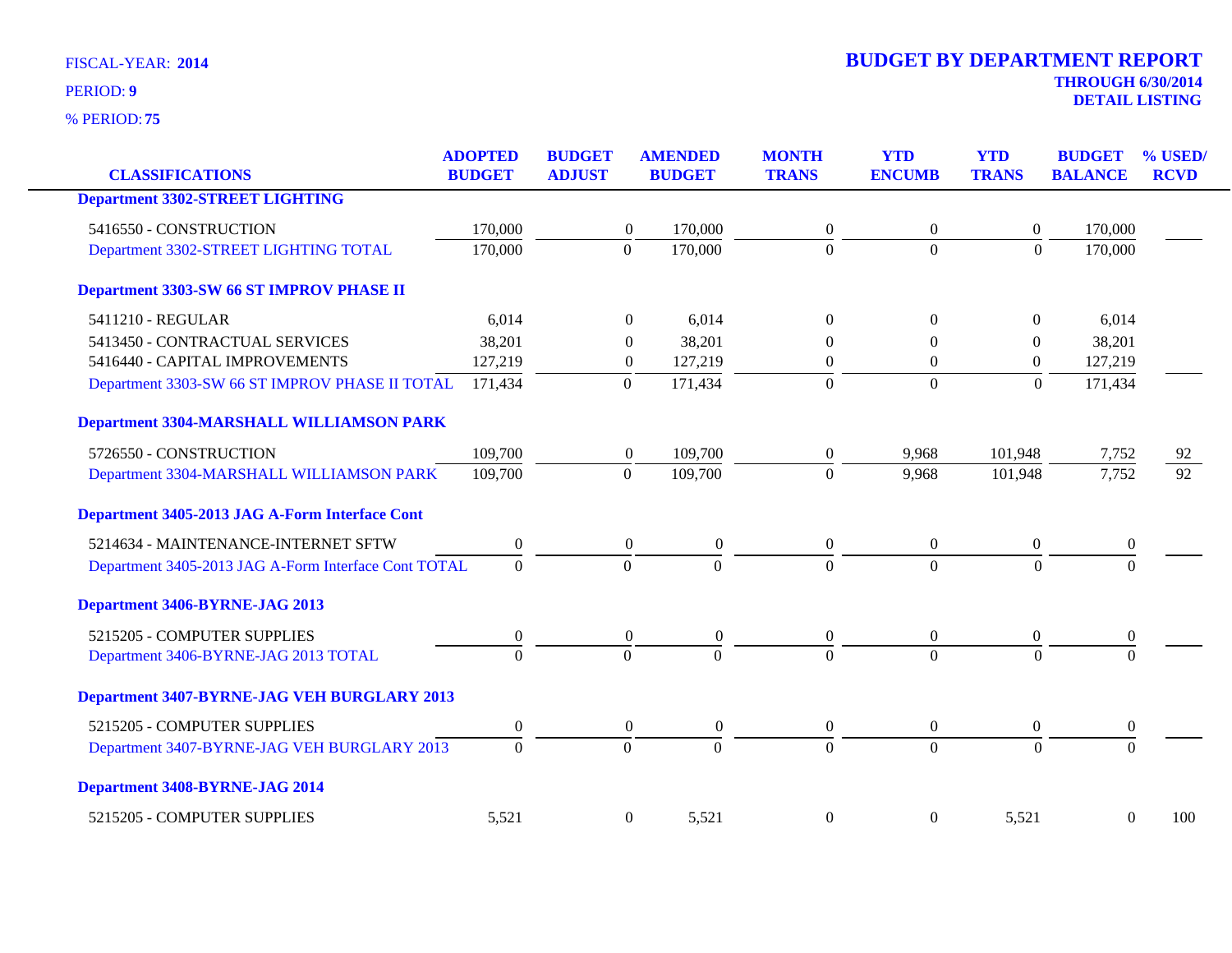FISCAL-YEAR: **2014**

PERIOD: **9**

% PERIOD: **75**

# BUDGET BY DEPARTMENT REPORT

**THROUGH 6/30/2014**

**DETAIL LISTING**

| CLASSIFICATIONS | ADOPTED BUDGET | BUDGET ADJUST | AMENDED BUDGET | MONTH TRANS | YTD ENCUMB | YTD TRANS | BUDGET BALANCE | % USED/ RCVD |
|---|---|---|---|---|---|---|---|---|
| **Department 3302-STREET LIGHTING** | | | | | | | | |
| 5416550 - CONSTRUCTION | 170,000 | 0 | 170,000 | 0 | 0 | 0 | 170,000 | |
| Department 3302-STREET LIGHTING TOTAL | 170,000 | 0 | 170,000 | 0 | 0 | 0 | 170,000 | |
| **Department 3303-SW 66 ST IMPROV PHASE II** | | | | | | | | |
| 5411210 - REGULAR | 6,014 | 0 | 6,014 | 0 | 0 | 0 | 6,014 | |
| 5413450 - CONTRACTUAL SERVICES | 38,201 | 0 | 38,201 | 0 | 0 | 0 | 38,201 | |
| 5416440 - CAPITAL IMPROVEMENTS | 127,219 | 0 | 127,219 | 0 | 0 | 0 | 127,219 | |
| Department 3303-SW 66 ST IMPROV PHASE II TOTAL | 171,434 | 0 | 171,434 | 0 | 0 | 0 | 171,434 | |
| **Department 3304-MARSHALL WILLIAMSON PARK** | | | | | | | | |
| 5726550 - CONSTRUCTION | 109,700 | 0 | 109,700 | 0 | 9,968 | 101,948 | 7,752 | 92 |
| Department 3304-MARSHALL WILLIAMSON PARK | 109,700 | 0 | 109,700 | 0 | 9,968 | 101,948 | 7,752 | 92 |
| **Department 3405-2013 JAG A-Form Interface Cont** | | | | | | | | |
| 5214634 - MAINTENANCE-INTERNET SFTW | 0 | 0 | 0 | 0 | 0 | 0 | 0 | |
| Department 3405-2013 JAG A-Form Interface Cont TOTAL | 0 | 0 | 0 | 0 | 0 | 0 | 0 | |
| **Department 3406-BYRNE-JAG 2013** | | | | | | | | |
| 5215205 - COMPUTER SUPPLIES | 0 | 0 | 0 | 0 | 0 | 0 | 0 | |
| Department 3406-BYRNE-JAG 2013 TOTAL | 0 | 0 | 0 | 0 | 0 | 0 | 0 | |
| **Department 3407-BYRNE-JAG VEH BURGLARY 2013** | | | | | | | | |
| 5215205 - COMPUTER SUPPLIES | 0 | 0 | 0 | 0 | 0 | 0 | 0 | |
| Department 3407-BYRNE-JAG VEH BURGLARY 2013 | 0 | 0 | 0 | 0 | 0 | 0 | 0 | |
| **Department 3408-BYRNE-JAG 2014** | | | | | | | | |
| 5215205 - COMPUTER SUPPLIES | 5,521 | 0 | 5,521 | 0 | 0 | 5,521 | 0 | 100 |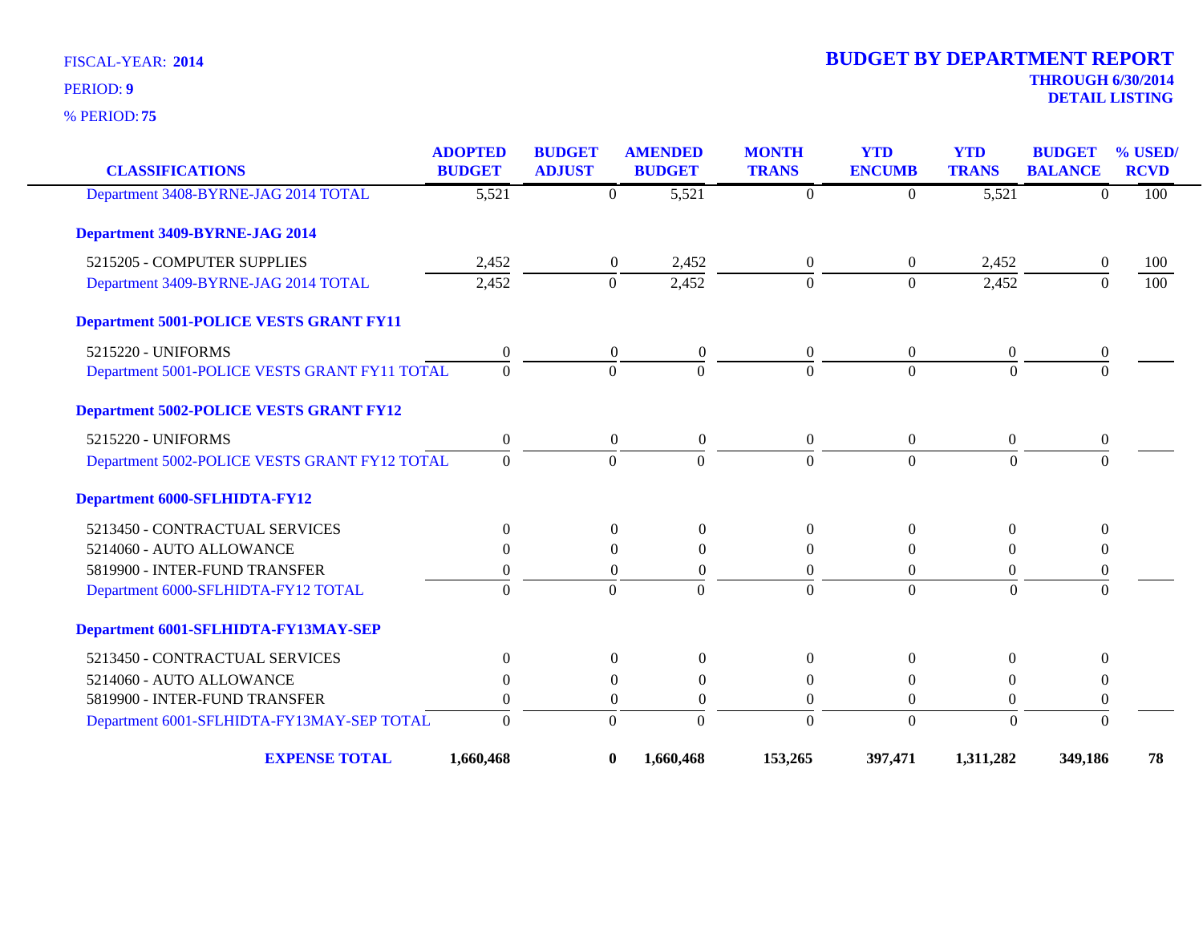FISCAL-YEAR: **2014**

PERIOD: **9**

% PERIOD: **75**

# BUDGET BY DEPARTMENT REPORT

**THROUGH 6/30/2014**

**DETAIL LISTING**

| CLASSIFICATIONS | ADOPTED BUDGET | BUDGET ADJUST | AMENDED BUDGET | MONTH TRANS | YTD ENCUMB | YTD TRANS | BUDGET BALANCE | % USED/ RCVD |
|---|---|---|---|---|---|---|---|---|
| Department 3408-BYRNE-JAG 2014 TOTAL | 5,521 | 0 | 5,521 | 0 | 0 | 5,521 | 0 | 100 |
| **Department 3409-BYRNE-JAG 2014** | | | | | | | | |
| 5215205 - COMPUTER SUPPLIES | 2,452 | 0 | 2,452 | 0 | 0 | 2,452 | 0 | 100 |
| Department 3409-BYRNE-JAG 2014 TOTAL | 2,452 | 0 | 2,452 | 0 | 0 | 2,452 | 0 | 100 |
| **Department 5001-POLICE VESTS GRANT FY11** | | | | | | | | |
| 5215220 - UNIFORMS | 0 | 0 | 0 | 0 | 0 | 0 | 0 | |
| Department 5001-POLICE VESTS GRANT FY11 TOTAL | 0 | 0 | 0 | 0 | 0 | 0 | 0 | |
| **Department 5002-POLICE VESTS GRANT FY12** | | | | | | | | |
| 5215220 - UNIFORMS | 0 | 0 | 0 | 0 | 0 | 0 | 0 | |
| Department 5002-POLICE VESTS GRANT FY12 TOTAL | 0 | 0 | 0 | 0 | 0 | 0 | 0 | |
| **Department 6000-SFLHIDTA-FY12** | | | | | | | | |
| 5213450 - CONTRACTUAL SERVICES | 0 | 0 | 0 | 0 | 0 | 0 | 0 | |
| 5214060 - AUTO ALLOWANCE | 0 | 0 | 0 | 0 | 0 | 0 | 0 | |
| 5819900 - INTER-FUND TRANSFER | 0 | 0 | 0 | 0 | 0 | 0 | 0 | |
| Department 6000-SFLHIDTA-FY12 TOTAL | 0 | 0 | 0 | 0 | 0 | 0 | 0 | |
| **Department 6001-SFLHIDTA-FY13MAY-SEP** | | | | | | | | |
| 5213450 - CONTRACTUAL SERVICES | 0 | 0 | 0 | 0 | 0 | 0 | 0 | |
| 5214060 - AUTO ALLOWANCE | 0 | 0 | 0 | 0 | 0 | 0 | 0 | |
| 5819900 - INTER-FUND TRANSFER | 0 | 0 | 0 | 0 | 0 | 0 | 0 | |
| Department 6001-SFLHIDTA-FY13MAY-SEP TOTAL | 0 | 0 | 0 | 0 | 0 | 0 | 0 | |
| **EXPENSE TOTAL** | **1,660,468** | **0** | **1,660,468** | **153,265** | **397,471** | **1,311,282** | **349,186** | **78** |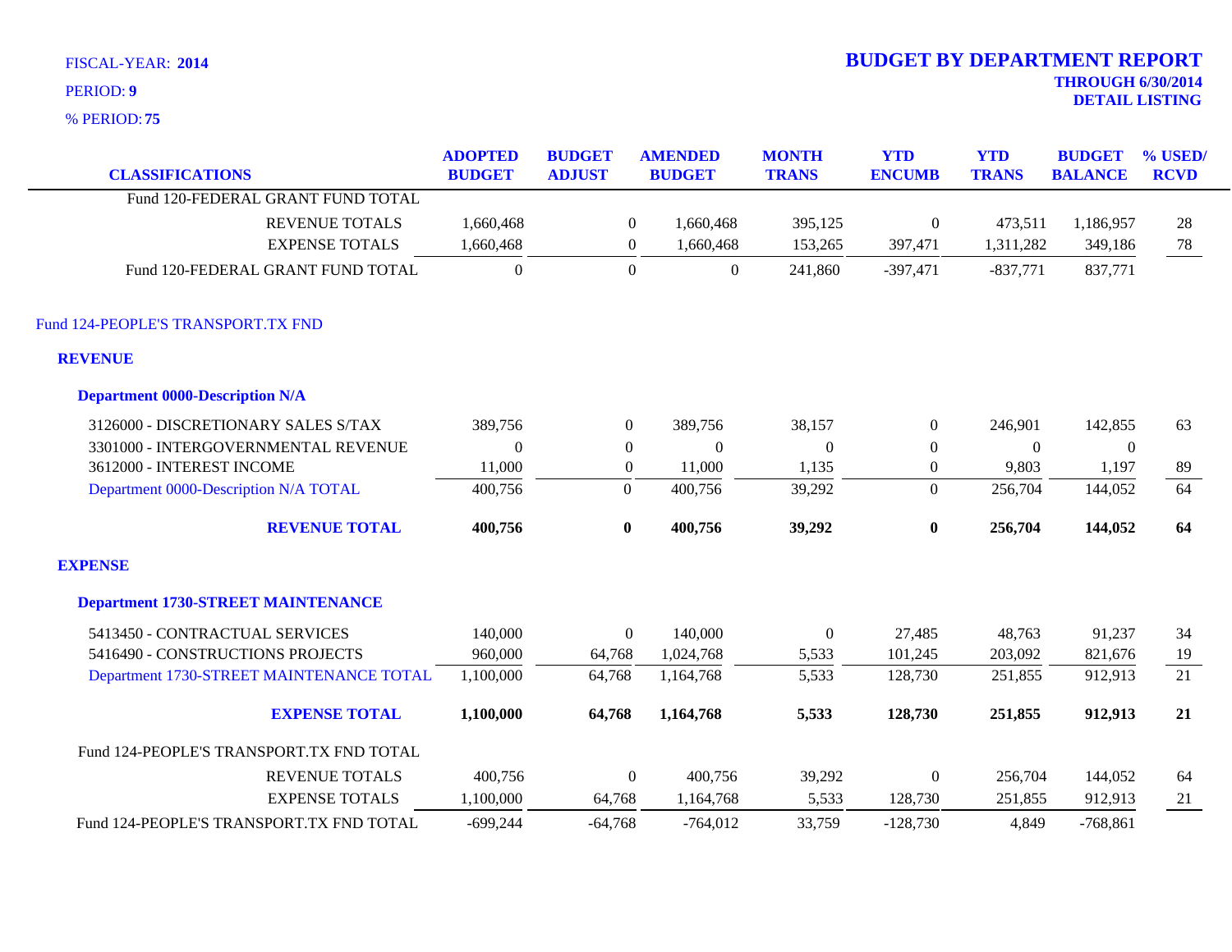FISCAL-YEAR: **2014**

PERIOD: **9**

% PERIOD: **75**

# BUDGET BY DEPARTMENT REPORT

**THROUGH 6/30/2014**
**DETAIL LISTING**

| CLASSIFICATIONS | ADOPTED BUDGET | BUDGET ADJUST | AMENDED BUDGET | MONTH TRANS | YTD ENCUMB | YTD TRANS | BUDGET BALANCE | % USED/ RCVD |
|---|---|---|---|---|---|---|---|---|
| Fund 120-FEDERAL GRANT FUND TOTAL | | | | | | | | |
| REVENUE TOTALS | 1,660,468 | 0 | 1,660,468 | 395,125 | 0 | 473,511 | 1,186,957 | 28 |
| EXPENSE TOTALS | 1,660,468 | 0 | 1,660,468 | 153,265 | 397,471 | 1,311,282 | 349,186 | 78 |
| Fund 120-FEDERAL GRANT FUND TOTAL | 0 | 0 | 0 | 241,860 | -397,471 | -837,771 | 837,771 | |
| **Fund 124-PEOPLE'S TRANSPORT.TX FND** | | | | | | | | |
| **REVENUE** | | | | | | | | |
| **Department 0000-Description N/A** | | | | | | | | |
| 3126000 - DISCRETIONARY SALES S/TAX | 389,756 | 0 | 389,756 | 38,157 | 0 | 246,901 | 142,855 | 63 |
| 3301000 - INTERGOVERNMENTAL REVENUE | 0 | 0 | 0 | 0 | 0 | 0 | 0 | |
| 3612000 - INTEREST INCOME | 11,000 | 0 | 11,000 | 1,135 | 0 | 9,803 | 1,197 | 89 |
| Department 0000-Description N/A TOTAL | 400,756 | 0 | 400,756 | 39,292 | 0 | 256,704 | 144,052 | 64 |
| **REVENUE TOTAL** | **400,756** | **0** | **400,756** | **39,292** | **0** | **256,704** | **144,052** | **64** |
| **EXPENSE** | | | | | | | | |
| **Department 1730-STREET MAINTENANCE** | | | | | | | | |
| 5413450 - CONTRACTUAL SERVICES | 140,000 | 0 | 140,000 | 0 | 27,485 | 48,763 | 91,237 | 34 |
| 5416490 - CONSTRUCTIONS PROJECTS | 960,000 | 64,768 | 1,024,768 | 5,533 | 101,245 | 203,092 | 821,676 | 19 |
| Department 1730-STREET MAINTENANCE TOTAL | 1,100,000 | 64,768 | 1,164,768 | 5,533 | 128,730 | 251,855 | 912,913 | 21 |
| **EXPENSE TOTAL** | **1,100,000** | **64,768** | **1,164,768** | **5,533** | **128,730** | **251,855** | **912,913** | **21** |
| Fund 124-PEOPLE'S TRANSPORT.TX FND TOTAL | | | | | | | | |
| REVENUE TOTALS | 400,756 | 0 | 400,756 | 39,292 | 0 | 256,704 | 144,052 | 64 |
| EXPENSE TOTALS | 1,100,000 | 64,768 | 1,164,768 | 5,533 | 128,730 | 251,855 | 912,913 | 21 |
| Fund 124-PEOPLE'S TRANSPORT.TX FND TOTAL | -699,244 | -64,768 | -764,012 | 33,759 | -128,730 | 4,849 | -768,861 | |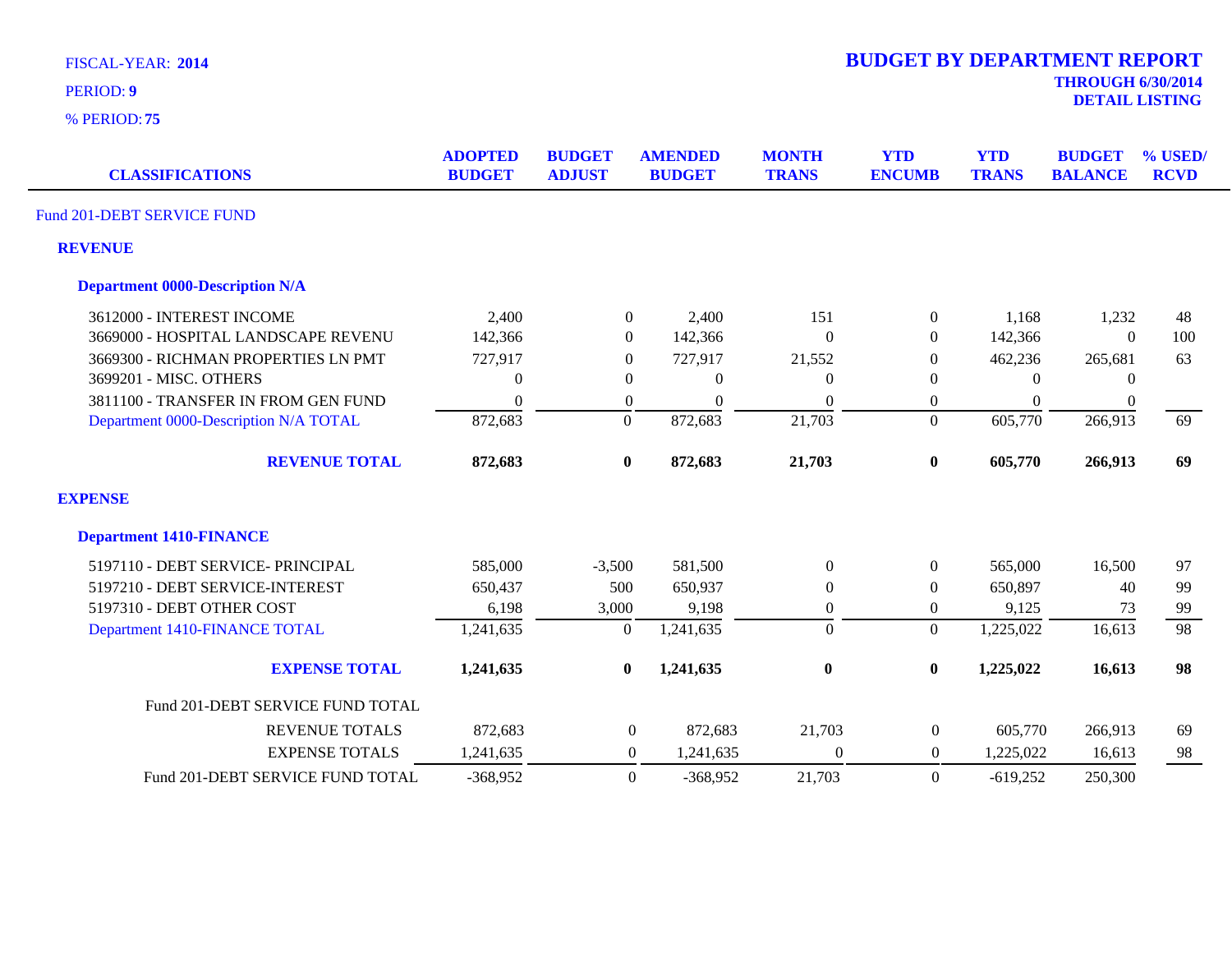FISCAL-YEAR: **2014**

PERIOD: **9**

% PERIOD: **75**

# BUDGET BY DEPARTMENT REPORT

**THROUGH 6/30/2014**

**DETAIL LISTING**

| CLASSIFICATIONS | ADOPTED BUDGET | BUDGET ADJUST | AMENDED BUDGET | MONTH TRANS | YTD ENCUMB | YTD TRANS | BUDGET BALANCE | % USED/ RCVD |
|---|---|---|---|---|---|---|---|---|
| Fund 201-DEBT SERVICE FUND | | | | | | | | |
| **REVENUE** | | | | | | | | |
| **Department 0000-Description N/A** | | | | | | | | |
| 3612000 - INTEREST INCOME | 2,400 | 0 | 2,400 | 151 | 0 | 1,168 | 1,232 | 48 |
| 3669000 - HOSPITAL LANDSCAPE REVENU | 142,366 | 0 | 142,366 | 0 | 0 | 142,366 | 0 | 100 |
| 3669300 - RICHMAN PROPERTIES LN PMT | 727,917 | 0 | 727,917 | 21,552 | 0 | 462,236 | 265,681 | 63 |
| 3699201 - MISC. OTHERS | 0 | 0 | 0 | 0 | 0 | 0 | 0 | |
| 3811100 - TRANSFER IN FROM GEN FUND | 0 | 0 | 0 | 0 | 0 | 0 | 0 | |
| Department 0000-Description N/A TOTAL | 872,683 | 0 | 872,683 | 21,703 | 0 | 605,770 | 266,913 | 69 |
| **REVENUE TOTAL** | **872,683** | **0** | **872,683** | **21,703** | **0** | **605,770** | **266,913** | **69** |
| **EXPENSE** | | | | | | | | |
| **Department 1410-FINANCE** | | | | | | | | |
| 5197110 - DEBT SERVICE- PRINCIPAL | 585,000 | -3,500 | 581,500 | 0 | 0 | 565,000 | 16,500 | 97 |
| 5197210 - DEBT SERVICE-INTEREST | 650,437 | 500 | 650,937 | 0 | 0 | 650,897 | 40 | 99 |
| 5197310 - DEBT OTHER COST | 6,198 | 3,000 | 9,198 | 0 | 0 | 9,125 | 73 | 99 |
| Department 1410-FINANCE TOTAL | 1,241,635 | 0 | 1,241,635 | 0 | 0 | 1,225,022 | 16,613 | 98 |
| **EXPENSE TOTAL** | **1,241,635** | **0** | **1,241,635** | **0** | **0** | **1,225,022** | **16,613** | **98** |
| Fund 201-DEBT SERVICE FUND TOTAL | | | | | | | | |
| REVENUE TOTALS | 872,683 | 0 | 872,683 | 21,703 | 0 | 605,770 | 266,913 | 69 |
| EXPENSE TOTALS | 1,241,635 | 0 | 1,241,635 | 0 | 0 | 1,225,022 | 16,613 | 98 |
| Fund 201-DEBT SERVICE FUND TOTAL | -368,952 | 0 | -368,952 | 21,703 | 0 | -619,252 | 250,300 | |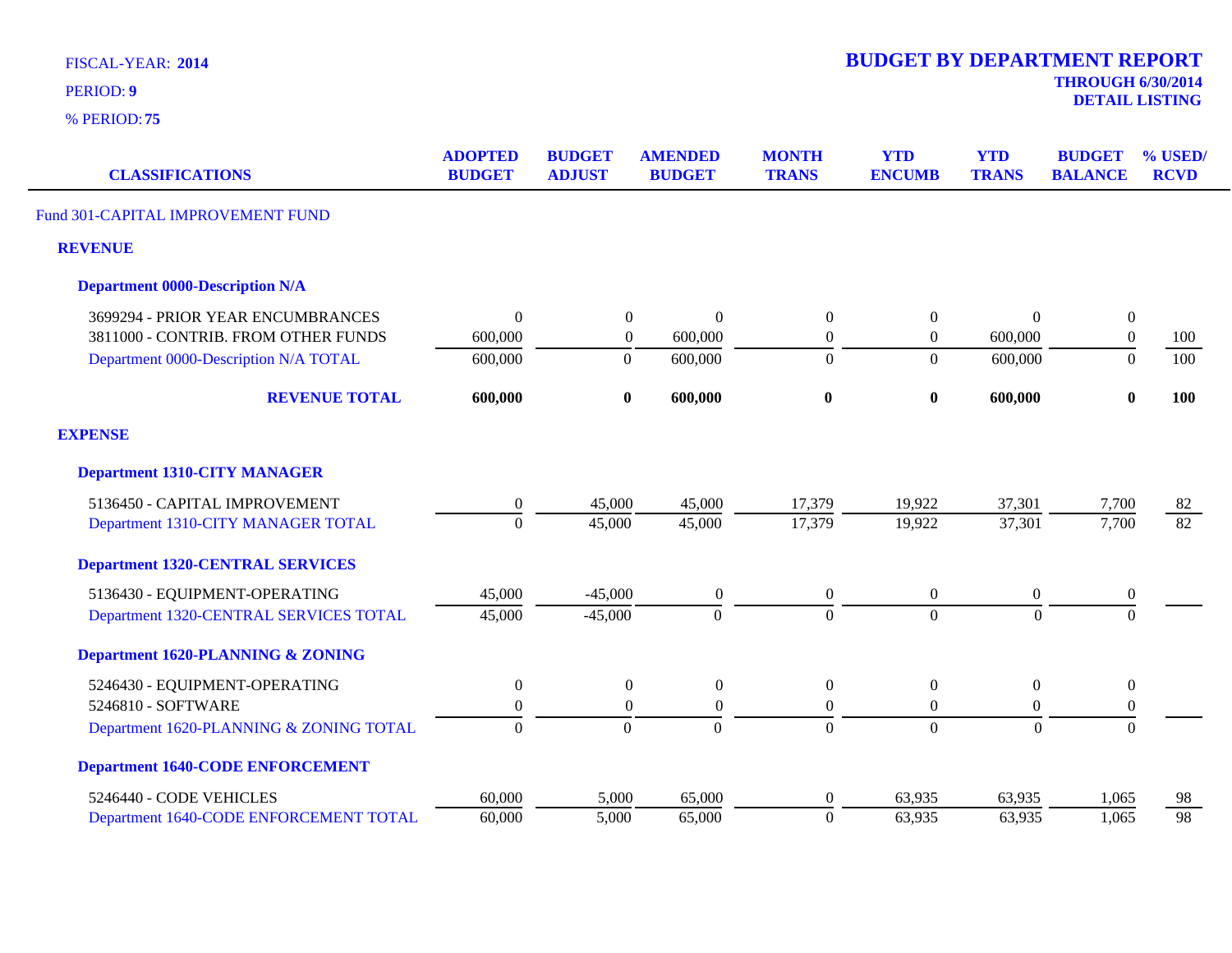FISCAL-YEAR: **2014**

PERIOD: **9**

% PERIOD: **75**

# BUDGET BY DEPARTMENT REPORT

**THROUGH 6/30/2014**

**DETAIL LISTING**

| CLASSIFICATIONS | ADOPTED BUDGET | BUDGET ADJUST | AMENDED BUDGET | MONTH TRANS | YTD ENCUMB | YTD TRANS | BUDGET BALANCE | % USED/ RCVD |
|---|---|---|---|---|---|---|---|---|
| Fund 301-CAPITAL IMPROVEMENT FUND | | | | | | | | |
| **REVENUE** | | | | | | | | |
| **Department 0000-Description N/A** | | | | | | | | |
| 3699294 - PRIOR YEAR ENCUMBRANCES | 0 | 0 | 0 | 0 | 0 | 0 | 0 | |
| 3811000 - CONTRIB. FROM OTHER FUNDS | 600,000 | 0 | 600,000 | 0 | 0 | 600,000 | 0 | 100 |
| Department 0000-Description N/A TOTAL | 600,000 | 0 | 600,000 | 0 | 0 | 600,000 | 0 | 100 |
| **REVENUE TOTAL** | **600,000** | **0** | **600,000** | **0** | **0** | **600,000** | **0** | **100** |
| **EXPENSE** | | | | | | | | |
| **Department 1310-CITY MANAGER** | | | | | | | | |
| 5136450 - CAPITAL IMPROVEMENT | 0 | 45,000 | 45,000 | 17,379 | 19,922 | 37,301 | 7,700 | 82 |
| Department 1310-CITY MANAGER TOTAL | 0 | 45,000 | 45,000 | 17,379 | 19,922 | 37,301 | 7,700 | 82 |
| **Department 1320-CENTRAL SERVICES** | | | | | | | | |
| 5136430 - EQUIPMENT-OPERATING | 45,000 | -45,000 | 0 | 0 | 0 | 0 | 0 | |
| Department 1320-CENTRAL SERVICES TOTAL | 45,000 | -45,000 | 0 | 0 | 0 | 0 | 0 | |
| **Department 1620-PLANNING & ZONING** | | | | | | | | |
| 5246430 - EQUIPMENT-OPERATING | 0 | 0 | 0 | 0 | 0 | 0 | 0 | |
| 5246810 - SOFTWARE | 0 | 0 | 0 | 0 | 0 | 0 | 0 | |
| Department 1620-PLANNING & ZONING TOTAL | 0 | 0 | 0 | 0 | 0 | 0 | 0 | |
| **Department 1640-CODE ENFORCEMENT** | | | | | | | | |
| 5246440 - CODE VEHICLES | 60,000 | 5,000 | 65,000 | 0 | 63,935 | 63,935 | 1,065 | 98 |
| Department 1640-CODE ENFORCEMENT TOTAL | 60,000 | 5,000 | 65,000 | 0 | 63,935 | 63,935 | 1,065 | 98 |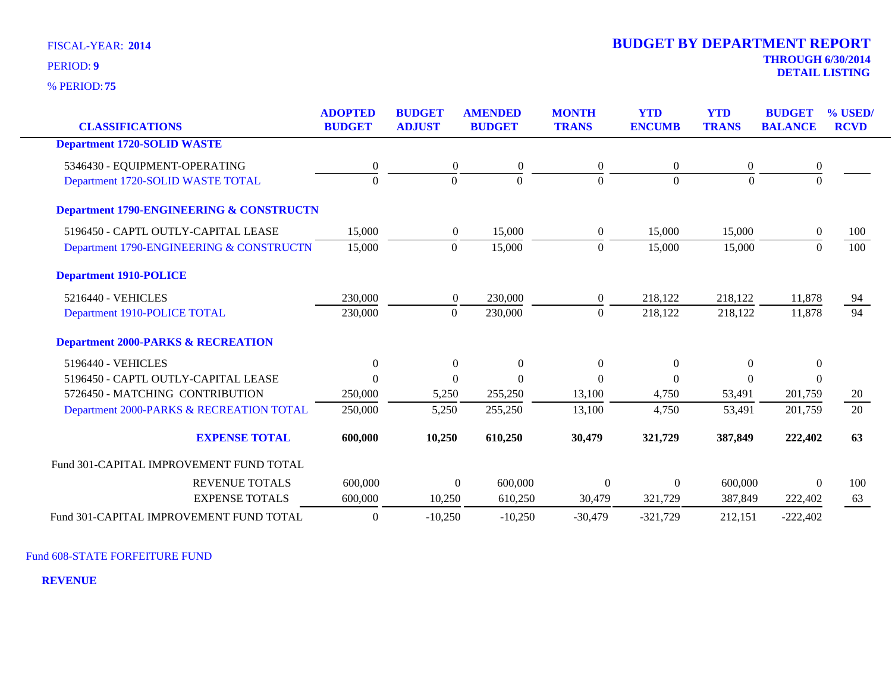FISCAL-YEAR: **2014**

PERIOD: **9**

% PERIOD: **75**

# BUDGET BY DEPARTMENT REPORT

**THROUGH 6/30/2014**
**DETAIL LISTING**

| CLASSIFICATIONS | ADOPTED BUDGET | BUDGET ADJUST | AMENDED BUDGET | MONTH TRANS | YTD ENCUMB | YTD TRANS | BUDGET BALANCE | % USED/ RCVD |
|---|---|---|---|---|---|---|---|---|
| **Department 1720-SOLID WASTE** | | | | | | | | |
| 5346430 - EQUIPMENT-OPERATING | 0 | 0 | 0 | 0 | 0 | 0 | 0 | |
| Department 1720-SOLID WASTE TOTAL | 0 | 0 | 0 | 0 | 0 | 0 | 0 | |
| **Department 1790-ENGINEERING & CONSTRUCTN** | | | | | | | | |
| 5196450 - CAPTL OUTLY-CAPITAL LEASE | 15,000 | 0 | 15,000 | 0 | 15,000 | 15,000 | 0 | 100 |
| Department 1790-ENGINEERING & CONSTRUCTN | 15,000 | 0 | 15,000 | 0 | 15,000 | 15,000 | 0 | 100 |
| **Department 1910-POLICE** | | | | | | | | |
| 5216440 - VEHICLES | 230,000 | 0 | 230,000 | 0 | 218,122 | 218,122 | 11,878 | 94 |
| Department 1910-POLICE TOTAL | 230,000 | 0 | 230,000 | 0 | 218,122 | 218,122 | 11,878 | 94 |
| **Department 2000-PARKS & RECREATION** | | | | | | | | |
| 5196440 - VEHICLES | 0 | 0 | 0 | 0 | 0 | 0 | 0 | |
| 5196450 - CAPTL OUTLY-CAPITAL LEASE | 0 | 0 | 0 | 0 | 0 | 0 | 0 | |
| 5726450 - MATCHING CONTRIBUTION | 250,000 | 5,250 | 255,250 | 13,100 | 4,750 | 53,491 | 201,759 | 20 |
| Department 2000-PARKS & RECREATION TOTAL | 250,000 | 5,250 | 255,250 | 13,100 | 4,750 | 53,491 | 201,759 | 20 |
| **EXPENSE TOTAL** | **600,000** | **10,250** | **610,250** | **30,479** | **321,729** | **387,849** | **222,402** | **63** |
| Fund 301-CAPITAL IMPROVEMENT FUND TOTAL | | | | | | | | |
| REVENUE TOTALS | 600,000 | 0 | 600,000 | 0 | 0 | 600,000 | 0 | 100 |
| EXPENSE TOTALS | 600,000 | 10,250 | 610,250 | 30,479 | 321,729 | 387,849 | 222,402 | 63 |
| Fund 301-CAPITAL IMPROVEMENT FUND TOTAL | 0 | -10,250 | -10,250 | -30,479 | -321,729 | 212,151 | -222,402 | |

Fund 608-STATE FORFEITURE FUND

**REVENUE**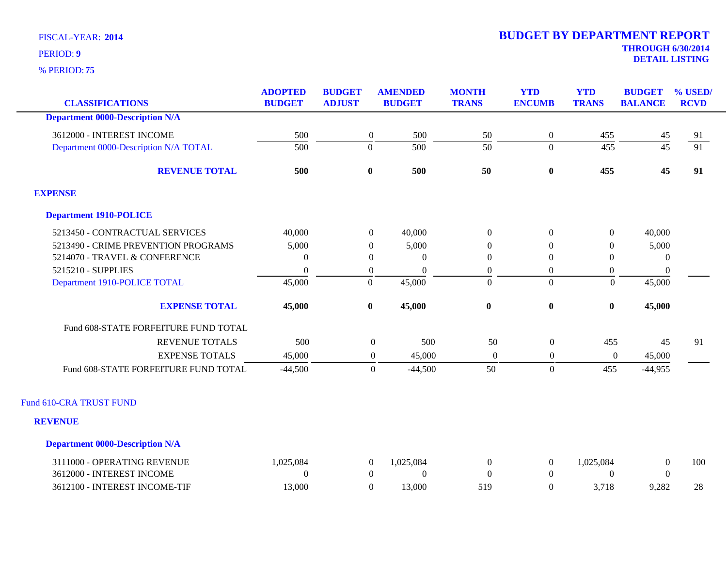FISCAL-YEAR: **2014**

PERIOD: **9**

% PERIOD: **75**

# BUDGET BY DEPARTMENT REPORT

**THROUGH 6/30/2014**

**DETAIL LISTING**

| CLASSIFICATIONS | ADOPTED BUDGET | BUDGET ADJUST | AMENDED BUDGET | MONTH TRANS | YTD ENCUMB | YTD TRANS | BUDGET BALANCE | % USED/ RCVD |
|---|---|---|---|---|---|---|---|---|
| **Department 0000-Description N/A** | | | | | | | | |
| 3612000 - INTEREST INCOME | 500 | 0 | 500 | 50 | 0 | 455 | 45 | 91 |
| Department 0000-Description N/A TOTAL | 500 | 0 | 500 | 50 | 0 | 455 | 45 | 91 |
| **REVENUE TOTAL** | **500** | **0** | **500** | **50** | **0** | **455** | **45** | **91** |
| **EXPENSE** | | | | | | | | |
| **Department 1910-POLICE** | | | | | | | | |
| 5213450 - CONTRACTUAL SERVICES | 40,000 | 0 | 40,000 | 0 | 0 | 0 | 40,000 | |
| 5213490 - CRIME PREVENTION PROGRAMS | 5,000 | 0 | 5,000 | 0 | 0 | 0 | 5,000 | |
| 5214070 - TRAVEL & CONFERENCE | 0 | 0 | 0 | 0 | 0 | 0 | 0 | |
| 5215210 - SUPPLIES | 0 | 0 | 0 | 0 | 0 | 0 | 0 | |
| Department 1910-POLICE TOTAL | 45,000 | 0 | 45,000 | 0 | 0 | 0 | 45,000 | |
| **EXPENSE TOTAL** | **45,000** | **0** | **45,000** | **0** | **0** | **0** | **45,000** | |
| Fund 608-STATE FORFEITURE FUND TOTAL | | | | | | | | |
| REVENUE TOTALS | 500 | 0 | 500 | 50 | 0 | 455 | 45 | 91 |
| EXPENSE TOTALS | 45,000 | 0 | 45,000 | 0 | 0 | 0 | 45,000 | |
| Fund 608-STATE FORFEITURE FUND TOTAL | -44,500 | 0 | -44,500 | 50 | 0 | 455 | -44,955 | |

Fund 610-CRA TRUST FUND

**REVENUE**

| CLASSIFICATIONS | ADOPTED BUDGET | BUDGET ADJUST | AMENDED BUDGET | MONTH TRANS | YTD ENCUMB | YTD TRANS | BUDGET BALANCE | % USED/ RCVD |
|---|---|---|---|---|---|---|---|---|
| **Department 0000-Description N/A** | | | | | | | | |
| 3111000 - OPERATING REVENUE | 1,025,084 | 0 | 1,025,084 | 0 | 0 | 1,025,084 | 0 | 100 |
| 3612000 - INTEREST INCOME | 0 | 0 | 0 | 0 | 0 | 0 | 0 | |
| 3612100 - INTEREST INCOME-TIF | 13,000 | 0 | 13,000 | 519 | 0 | 3,718 | 9,282 | 28 |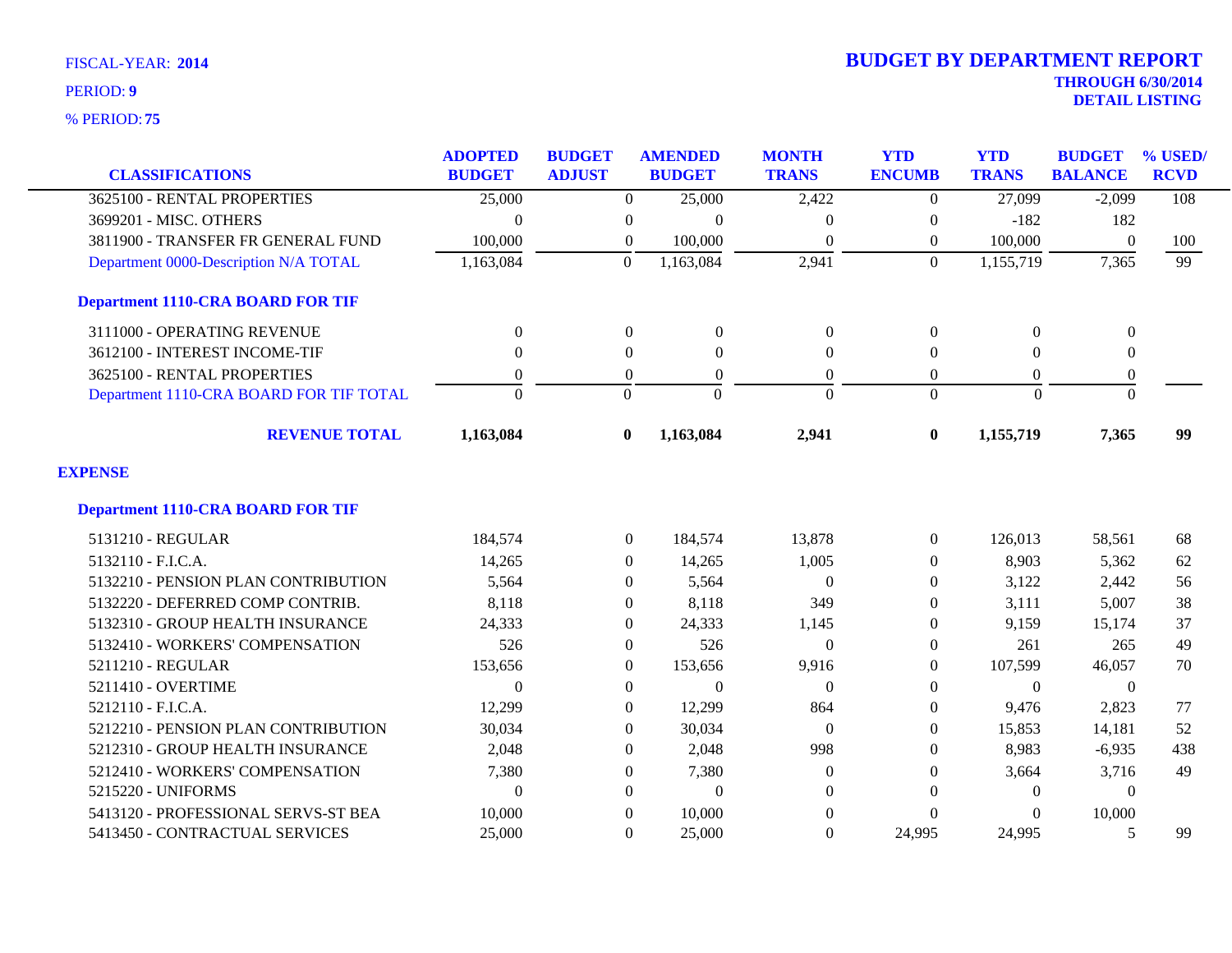FISCAL-YEAR: **2014**

PERIOD: **9**

% PERIOD: **75**

# BUDGET BY DEPARTMENT REPORT

**THROUGH 6/30/2014**

**DETAIL LISTING**

| CLASSIFICATIONS | ADOPTED BUDGET | BUDGET ADJUST | AMENDED BUDGET | MONTH TRANS | YTD ENCUMB | YTD TRANS | BUDGET BALANCE | % USED/ RCVD |
|---|---|---|---|---|---|---|---|---|
| 3625100 - RENTAL PROPERTIES | 25,000 | 0 | 25,000 | 2,422 | 0 | 27,099 | -2,099 | 108 |
| 3699201 - MISC. OTHERS | 0 | 0 | 0 | 0 | 0 | -182 | 182 | |
| 3811900 - TRANSFER FR GENERAL FUND | 100,000 | 0 | 100,000 | 0 | 0 | 100,000 | 0 | 100 |
| Department 0000-Description N/A TOTAL | 1,163,084 | 0 | 1,163,084 | 2,941 | 0 | 1,155,719 | 7,365 | 99 |
| **Department 1110-CRA BOARD FOR TIF** | | | | | | | | |
| 3111000 - OPERATING REVENUE | 0 | 0 | 0 | 0 | 0 | 0 | 0 | |
| 3612100 - INTEREST INCOME-TIF | 0 | 0 | 0 | 0 | 0 | 0 | 0 | |
| 3625100 - RENTAL PROPERTIES | 0 | 0 | 0 | 0 | 0 | 0 | 0 | |
| Department 1110-CRA BOARD FOR TIF TOTAL | 0 | 0 | 0 | 0 | 0 | 0 | 0 | |
| **REVENUE TOTAL** | **1,163,084** | **0** | **1,163,084** | **2,941** | **0** | **1,155,719** | **7,365** | **99** |
| **EXPENSE** | | | | | | | | |
| **Department 1110-CRA BOARD FOR TIF** | | | | | | | | |
| 5131210 - REGULAR | 184,574 | 0 | 184,574 | 13,878 | 0 | 126,013 | 58,561 | 68 |
| 5132110 - F.I.C.A. | 14,265 | 0 | 14,265 | 1,005 | 0 | 8,903 | 5,362 | 62 |
| 5132210 - PENSION PLAN CONTRIBUTION | 5,564 | 0 | 5,564 | 0 | 0 | 3,122 | 2,442 | 56 |
| 5132220 - DEFERRED COMP CONTRIB. | 8,118 | 0 | 8,118 | 349 | 0 | 3,111 | 5,007 | 38 |
| 5132310 - GROUP HEALTH INSURANCE | 24,333 | 0 | 24,333 | 1,145 | 0 | 9,159 | 15,174 | 37 |
| 5132410 - WORKERS' COMPENSATION | 526 | 0 | 526 | 0 | 0 | 261 | 265 | 49 |
| 5211210 - REGULAR | 153,656 | 0 | 153,656 | 9,916 | 0 | 107,599 | 46,057 | 70 |
| 5211410 - OVERTIME | 0 | 0 | 0 | 0 | 0 | 0 | 0 | |
| 5212110 - F.I.C.A. | 12,299 | 0 | 12,299 | 864 | 0 | 9,476 | 2,823 | 77 |
| 5212210 - PENSION PLAN CONTRIBUTION | 30,034 | 0 | 30,034 | 0 | 0 | 15,853 | 14,181 | 52 |
| 5212310 - GROUP HEALTH INSURANCE | 2,048 | 0 | 2,048 | 998 | 0 | 8,983 | -6,935 | 438 |
| 5212410 - WORKERS' COMPENSATION | 7,380 | 0 | 7,380 | 0 | 0 | 3,664 | 3,716 | 49 |
| 5215220 - UNIFORMS | 0 | 0 | 0 | 0 | 0 | 0 | 0 | |
| 5413120 - PROFESSIONAL SERVS-ST BEA | 10,000 | 0 | 10,000 | 0 | 0 | 0 | 10,000 | |
| 5413450 - CONTRACTUAL SERVICES | 25,000 | 0 | 25,000 | 0 | 24,995 | 24,995 | 5 | 99 |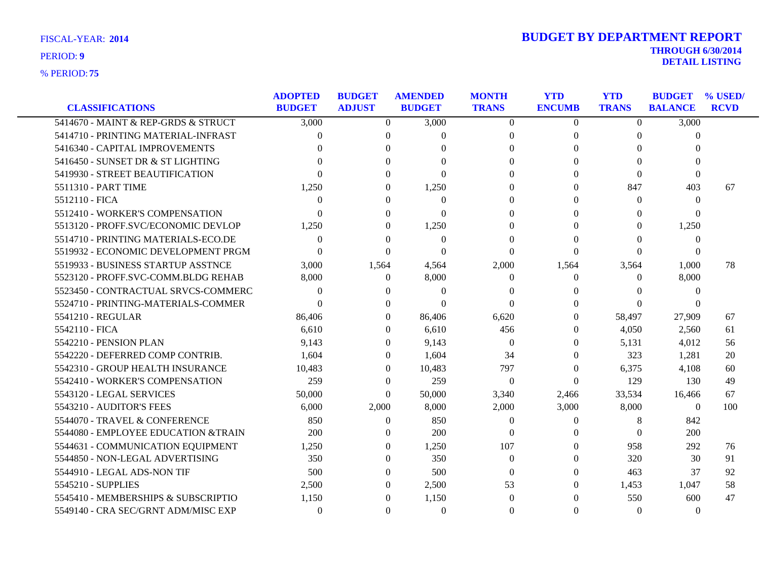FISCAL-YEAR: **2014**

PERIOD: **9**

% PERIOD: **75**

# BUDGET BY DEPARTMENT REPORT

**THROUGH 6/30/2014**
**DETAIL LISTING**

| CLASSIFICATIONS | ADOPTED BUDGET | BUDGET ADJUST | AMENDED BUDGET | MONTH TRANS | YTD ENCUMB | YTD TRANS | BUDGET BALANCE | % USED/ RCVD |
|---|---|---|---|---|---|---|---|---|
| 5414670 - MAINT & REP-GRDS & STRUCT | 3,000 | 0 | 3,000 | 0 | 0 | 0 | 3,000 | |
| 5414710 - PRINTING MATERIAL-INFRAST | 0 | 0 | 0 | 0 | 0 | 0 | 0 | |
| 5416340 - CAPITAL IMPROVEMENTS | 0 | 0 | 0 | 0 | 0 | 0 | 0 | |
| 5416450 - SUNSET DR & ST LIGHTING | 0 | 0 | 0 | 0 | 0 | 0 | 0 | |
| 5419930 - STREET BEAUTIFICATION | 0 | 0 | 0 | 0 | 0 | 0 | 0 | |
| 5511310 - PART TIME | 1,250 | 0 | 1,250 | 0 | 0 | 847 | 403 | 67 |
| 5512110 - FICA | 0 | 0 | 0 | 0 | 0 | 0 | 0 | |
| 5512410 - WORKER'S COMPENSATION | 0 | 0 | 0 | 0 | 0 | 0 | 0 | |
| 5513120 - PROFF.SVC/ECONOMIC DEVLOP | 1,250 | 0 | 1,250 | 0 | 0 | 0 | 1,250 | |
| 5514710 - PRINTING MATERIALS-ECO.DE | 0 | 0 | 0 | 0 | 0 | 0 | 0 | |
| 5519932 - ECONOMIC DEVELOPMENT PRGM | 0 | 0 | 0 | 0 | 0 | 0 | 0 | |
| 5519933 - BUSINESS STARTUP ASSTNCE | 3,000 | 1,564 | 4,564 | 2,000 | 1,564 | 3,564 | 1,000 | 78 |
| 5523120 - PROFF.SVC-COMM.BLDG REHAB | 8,000 | 0 | 8,000 | 0 | 0 | 0 | 8,000 | |
| 5523450 - CONTRACTUAL SRVCS-COMMERC | 0 | 0 | 0 | 0 | 0 | 0 | 0 | |
| 5524710 - PRINTING-MATERIALS-COMMER | 0 | 0 | 0 | 0 | 0 | 0 | 0 | |
| 5541210 - REGULAR | 86,406 | 0 | 86,406 | 6,620 | 0 | 58,497 | 27,909 | 67 |
| 5542110 - FICA | 6,610 | 0 | 6,610 | 456 | 0 | 4,050 | 2,560 | 61 |
| 5542210 - PENSION PLAN | 9,143 | 0 | 9,143 | 0 | 0 | 5,131 | 4,012 | 56 |
| 5542220 - DEFERRED COMP CONTRIB. | 1,604 | 0 | 1,604 | 34 | 0 | 323 | 1,281 | 20 |
| 5542310 - GROUP HEALTH INSURANCE | 10,483 | 0 | 10,483 | 797 | 0 | 6,375 | 4,108 | 60 |
| 5542410 - WORKER'S COMPENSATION | 259 | 0 | 259 | 0 | 0 | 129 | 130 | 49 |
| 5543120 - LEGAL SERVICES | 50,000 | 0 | 50,000 | 3,340 | 2,466 | 33,534 | 16,466 | 67 |
| 5543210 - AUDITOR'S FEES | 6,000 | 2,000 | 8,000 | 2,000 | 3,000 | 8,000 | 0 | 100 |
| 5544070 - TRAVEL & CONFERENCE | 850 | 0 | 850 | 0 | 0 | 8 | 842 | |
| 5544080 - EMPLOYEE EDUCATION &TRAIN | 200 | 0 | 200 | 0 | 0 | 0 | 200 | |
| 5544631 - COMMUNICATION EQUIPMENT | 1,250 | 0 | 1,250 | 107 | 0 | 958 | 292 | 76 |
| 5544850 - NON-LEGAL ADVERTISING | 350 | 0 | 350 | 0 | 0 | 320 | 30 | 91 |
| 5544910 - LEGAL ADS-NON TIF | 500 | 0 | 500 | 0 | 0 | 463 | 37 | 92 |
| 5545210 - SUPPLIES | 2,500 | 0 | 2,500 | 53 | 0 | 1,453 | 1,047 | 58 |
| 5545410 - MEMBERSHIPS & SUBSCRIPTIO | 1,150 | 0 | 1,150 | 0 | 0 | 550 | 600 | 47 |
| 5549140 - CRA SEC/GRNT ADM/MISC EXP | 0 | 0 | 0 | 0 | 0 | 0 | 0 | |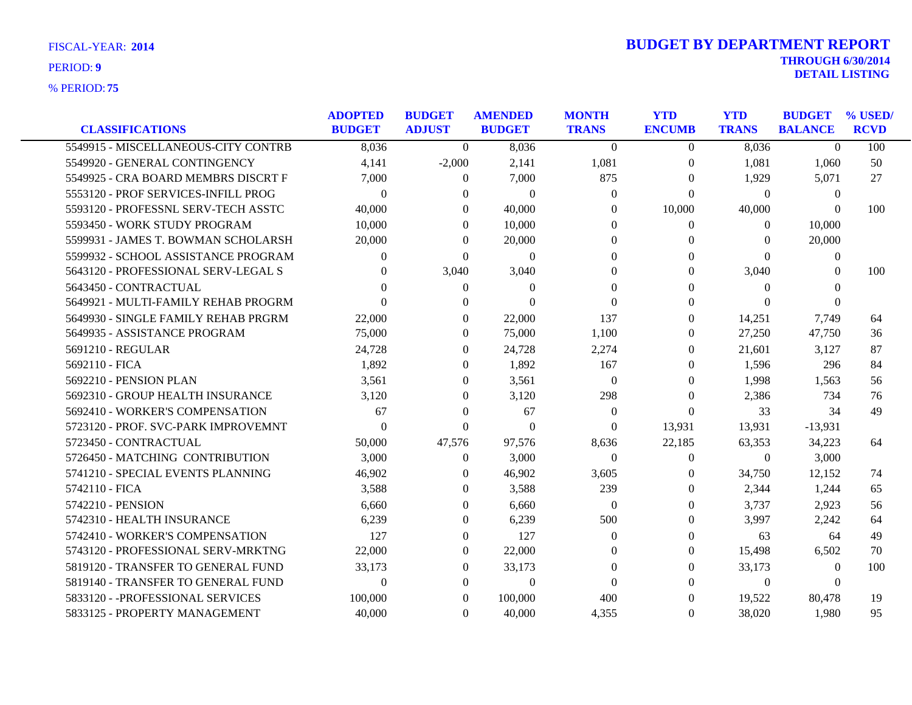FISCAL-YEAR: **2014**

PERIOD: **9**

% PERIOD: **75**

# BUDGET BY DEPARTMENT REPORT

**THROUGH 6/30/2014**

**DETAIL LISTING**

| CLASSIFICATIONS | ADOPTED BUDGET | BUDGET ADJUST | AMENDED BUDGET | MONTH TRANS | YTD ENCUMB | YTD TRANS | BUDGET BALANCE | % USED/ RCVD |
|---|---|---|---|---|---|---|---|---|
| 5549915 - MISCELLANEOUS-CITY CONTRB | 8,036 | 0 | 8,036 | 0 | 0 | 8,036 | 0 | 100 |
| 5549920 - GENERAL CONTINGENCY | 4,141 | -2,000 | 2,141 | 1,081 | 0 | 1,081 | 1,060 | 50 |
| 5549925 - CRA BOARD MEMBRS DISCRT F | 7,000 | 0 | 7,000 | 875 | 0 | 1,929 | 5,071 | 27 |
| 5553120 - PROF SERVICES-INFILL PROG | 0 | 0 | 0 | 0 | 0 | 0 | 0 | |
| 5593120 - PROFESSNL SERV-TECH ASSTC | 40,000 | 0 | 40,000 | 0 | 10,000 | 40,000 | 0 | 100 |
| 5593450 - WORK STUDY PROGRAM | 10,000 | 0 | 10,000 | 0 | 0 | 0 | 10,000 | |
| 5599931 - JAMES T. BOWMAN SCHOLARSH | 20,000 | 0 | 20,000 | 0 | 0 | 0 | 20,000 | |
| 5599932 - SCHOOL ASSISTANCE PROGRAM | 0 | 0 | 0 | 0 | 0 | 0 | 0 | |
| 5643120 - PROFESSIONAL SERV-LEGAL S | 0 | 3,040 | 3,040 | 0 | 0 | 3,040 | 0 | 100 |
| 5643450 - CONTRACTUAL | 0 | 0 | 0 | 0 | 0 | 0 | 0 | |
| 5649921 - MULTI-FAMILY REHAB PROGRM | 0 | 0 | 0 | 0 | 0 | 0 | 0 | |
| 5649930 - SINGLE FAMILY REHAB PRGRM | 22,000 | 0 | 22,000 | 137 | 0 | 14,251 | 7,749 | 64 |
| 5649935 - ASSISTANCE PROGRAM | 75,000 | 0 | 75,000 | 1,100 | 0 | 27,250 | 47,750 | 36 |
| 5691210 - REGULAR | 24,728 | 0 | 24,728 | 2,274 | 0 | 21,601 | 3,127 | 87 |
| 5692110 - FICA | 1,892 | 0 | 1,892 | 167 | 0 | 1,596 | 296 | 84 |
| 5692210 - PENSION PLAN | 3,561 | 0 | 3,561 | 0 | 0 | 1,998 | 1,563 | 56 |
| 5692310 - GROUP HEALTH INSURANCE | 3,120 | 0 | 3,120 | 298 | 0 | 2,386 | 734 | 76 |
| 5692410 - WORKER'S COMPENSATION | 67 | 0 | 67 | 0 | 0 | 33 | 34 | 49 |
| 5723120 - PROF. SVC-PARK IMPROVEMNT | 0 | 0 | 0 | 0 | 13,931 | 13,931 | -13,931 | |
| 5723450 - CONTRACTUAL | 50,000 | 47,576 | 97,576 | 8,636 | 22,185 | 63,353 | 34,223 | 64 |
| 5726450 - MATCHING CONTRIBUTION | 3,000 | 0 | 3,000 | 0 | 0 | 0 | 3,000 | |
| 5741210 - SPECIAL EVENTS PLANNING | 46,902 | 0 | 46,902 | 3,605 | 0 | 34,750 | 12,152 | 74 |
| 5742110 - FICA | 3,588 | 0 | 3,588 | 239 | 0 | 2,344 | 1,244 | 65 |
| 5742210 - PENSION | 6,660 | 0 | 6,660 | 0 | 0 | 3,737 | 2,923 | 56 |
| 5742310 - HEALTH INSURANCE | 6,239 | 0 | 6,239 | 500 | 0 | 3,997 | 2,242 | 64 |
| 5742410 - WORKER'S COMPENSATION | 127 | 0 | 127 | 0 | 0 | 63 | 64 | 49 |
| 5743120 - PROFESSIONAL SERV-MRKTNG | 22,000 | 0 | 22,000 | 0 | 0 | 15,498 | 6,502 | 70 |
| 5819120 - TRANSFER TO GENERAL FUND | 33,173 | 0 | 33,173 | 0 | 0 | 33,173 | 0 | 100 |
| 5819140 - TRANSFER TO GENERAL FUND | 0 | 0 | 0 | 0 | 0 | 0 | 0 | |
| 5833120 - -PROFESSIONAL SERVICES | 100,000 | 0 | 100,000 | 400 | 0 | 19,522 | 80,478 | 19 |
| 5833125 - PROPERTY MANAGEMENT | 40,000 | 0 | 40,000 | 4,355 | 0 | 38,020 | 1,980 | 95 |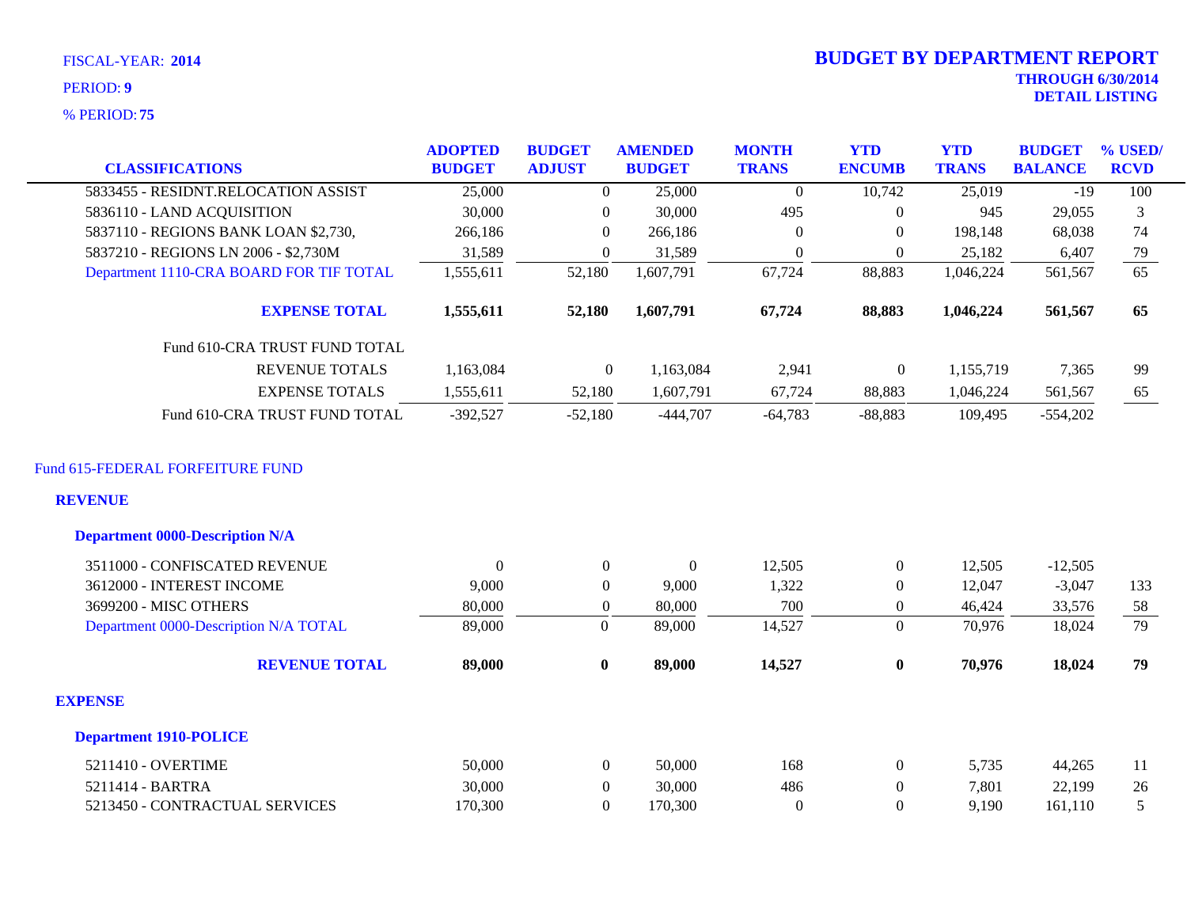FISCAL-YEAR: **2014**

PERIOD: **9**

% PERIOD: **75**

# BUDGET BY DEPARTMENT REPORT

**THROUGH 6/30/2014**
**DETAIL LISTING**

| CLASSIFICATIONS | ADOPTED BUDGET | BUDGET ADJUST | AMENDED BUDGET | MONTH TRANS | YTD ENCUMB | YTD TRANS | BUDGET BALANCE | % USED/ RCVD |
|---|---|---|---|---|---|---|---|---|
| 5833455 - RESIDNT.RELOCATION ASSIST | 25,000 | 0 | 25,000 | 0 | 10,742 | 25,019 | -19 | 100 |
| 5836110 - LAND ACQUISITION | 30,000 | 0 | 30,000 | 495 | 0 | 945 | 29,055 | 3 |
| 5837110 - REGIONS BANK LOAN $2,730, | 266,186 | 0 | 266,186 | 0 | 0 | 198,148 | 68,038 | 74 |
| 5837210 - REGIONS LN 2006 - $2,730M | 31,589 | 0 | 31,589 | 0 | 0 | 25,182 | 6,407 | 79 |
| Department 1110-CRA BOARD FOR TIF TOTAL | 1,555,611 | 52,180 | 1,607,791 | 67,724 | 88,883 | 1,046,224 | 561,567 | 65 |
| **EXPENSE TOTAL** | **1,555,611** | **52,180** | **1,607,791** | **67,724** | **88,883** | **1,046,224** | **561,567** | **65** |
| Fund 610-CRA TRUST FUND TOTAL | | | | | | | | |
| REVENUE TOTALS | 1,163,084 | 0 | 1,163,084 | 2,941 | 0 | 1,155,719 | 7,365 | 99 |
| EXPENSE TOTALS | 1,555,611 | 52,180 | 1,607,791 | 67,724 | 88,883 | 1,046,224 | 561,567 | 65 |
| Fund 610-CRA TRUST FUND TOTAL | -392,527 | -52,180 | -444,707 | -64,783 | -88,883 | 109,495 | -554,202 | |

## Fund 615-FEDERAL FORFEITURE FUND

### REVENUE

#### Department 0000-Description N/A

| CLASSIFICATIONS | ADOPTED BUDGET | BUDGET ADJUST | AMENDED BUDGET | MONTH TRANS | YTD ENCUMB | YTD TRANS | BUDGET BALANCE | % USED/ RCVD |
|---|---|---|---|---|---|---|---|---|
| 3511000 - CONFISCATED REVENUE | 0 | 0 | 0 | 12,505 | 0 | 12,505 | -12,505 | |
| 3612000 - INTEREST INCOME | 9,000 | 0 | 9,000 | 1,322 | 0 | 12,047 | -3,047 | 133 |
| 3699200 - MISC OTHERS | 80,000 | 0 | 80,000 | 700 | 0 | 46,424 | 33,576 | 58 |
| Department 0000-Description N/A TOTAL | 89,000 | 0 | 89,000 | 14,527 | 0 | 70,976 | 18,024 | 79 |
| **REVENUE TOTAL** | **89,000** | **0** | **89,000** | **14,527** | **0** | **70,976** | **18,024** | **79** |

### EXPENSE

#### Department 1910-POLICE

| CLASSIFICATIONS | ADOPTED BUDGET | BUDGET ADJUST | AMENDED BUDGET | MONTH TRANS | YTD ENCUMB | YTD TRANS | BUDGET BALANCE | % USED/ RCVD |
|---|---|---|---|---|---|---|---|---|
| 5211410 - OVERTIME | 50,000 | 0 | 50,000 | 168 | 0 | 5,735 | 44,265 | 11 |
| 5211414 - BARTRA | 30,000 | 0 | 30,000 | 486 | 0 | 7,801 | 22,199 | 26 |
| 5213450 - CONTRACTUAL SERVICES | 170,300 | 0 | 170,300 | 0 | 0 | 9,190 | 161,110 | 5 |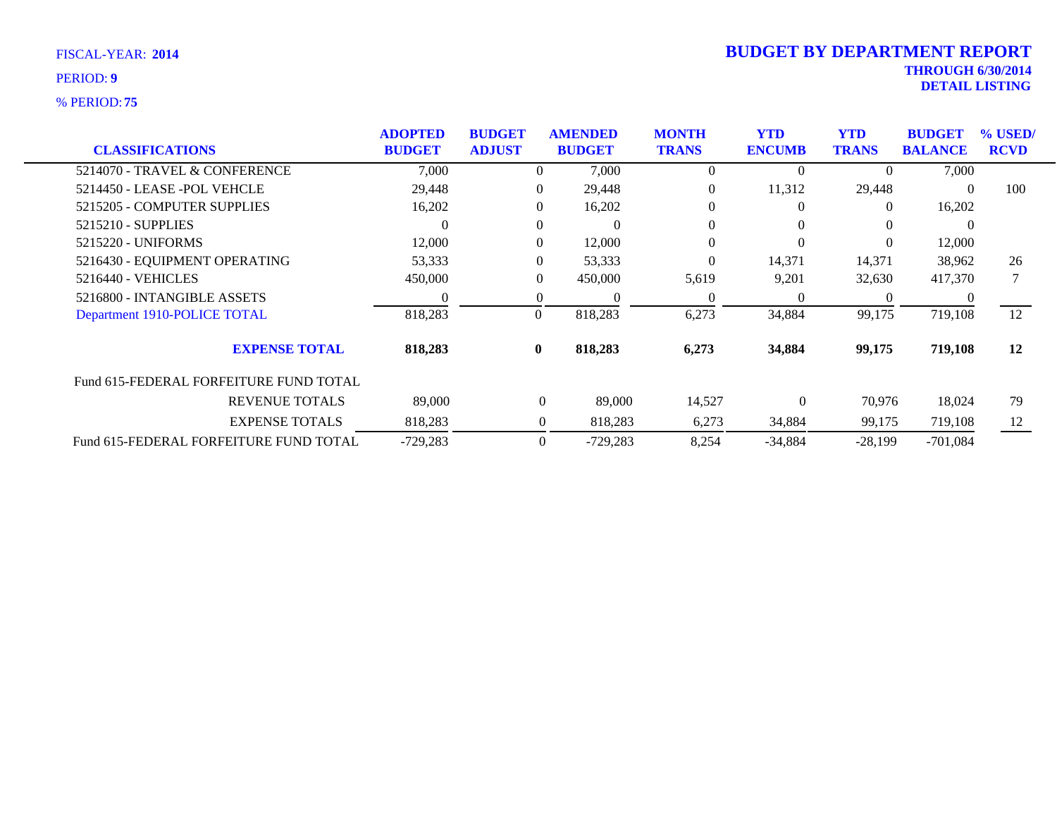FISCAL-YEAR: **2014**

PERIOD: **9**

% PERIOD: **75**

# BUDGET BY DEPARTMENT REPORT

**THROUGH 6/30/2014**
**DETAIL LISTING**

| CLASSIFICATIONS | ADOPTED BUDGET | BUDGET ADJUST | AMENDED BUDGET | MONTH TRANS | YTD ENCUMB | YTD TRANS | BUDGET BALANCE | % USED/ RCVD |
|---|---|---|---|---|---|---|---|---|
| 5214070 - TRAVEL & CONFERENCE | 7,000 | 0 | 7,000 | 0 | 0 | 0 | 7,000 | |
| 5214450 - LEASE -POL VEHCLE | 29,448 | 0 | 29,448 | 0 | 11,312 | 29,448 | 0 | 100 |
| 5215205 - COMPUTER SUPPLIES | 16,202 | 0 | 16,202 | 0 | 0 | 0 | 16,202 | |
| 5215210 - SUPPLIES | 0 | 0 | 0 | 0 | 0 | 0 | 0 | |
| 5215220 - UNIFORMS | 12,000 | 0 | 12,000 | 0 | 0 | 0 | 12,000 | |
| 5216430 - EQUIPMENT OPERATING | 53,333 | 0 | 53,333 | 0 | 14,371 | 14,371 | 38,962 | 26 |
| 5216440 - VEHICLES | 450,000 | 0 | 450,000 | 5,619 | 9,201 | 32,630 | 417,370 | 7 |
| 5216800 - INTANGIBLE ASSETS | 0 | 0 | 0 | 0 | 0 | 0 | 0 | |
| Department 1910-POLICE TOTAL | 818,283 | 0 | 818,283 | 6,273 | 34,884 | 99,175 | 719,108 | 12 |
| **EXPENSE TOTAL** | **818,283** | **0** | **818,283** | **6,273** | **34,884** | **99,175** | **719,108** | **12** |
| Fund 615-FEDERAL FORFEITURE FUND TOTAL | | | | | | | | |
| REVENUE TOTALS | 89,000 | 0 | 89,000 | 14,527 | 0 | 70,976 | 18,024 | 79 |
| EXPENSE TOTALS | 818,283 | 0 | 818,283 | 6,273 | 34,884 | 99,175 | 719,108 | 12 |
| Fund 615-FEDERAL FORFEITURE FUND TOTAL | -729,283 | 0 | -729,283 | 8,254 | -34,884 | -28,199 | -701,084 | |